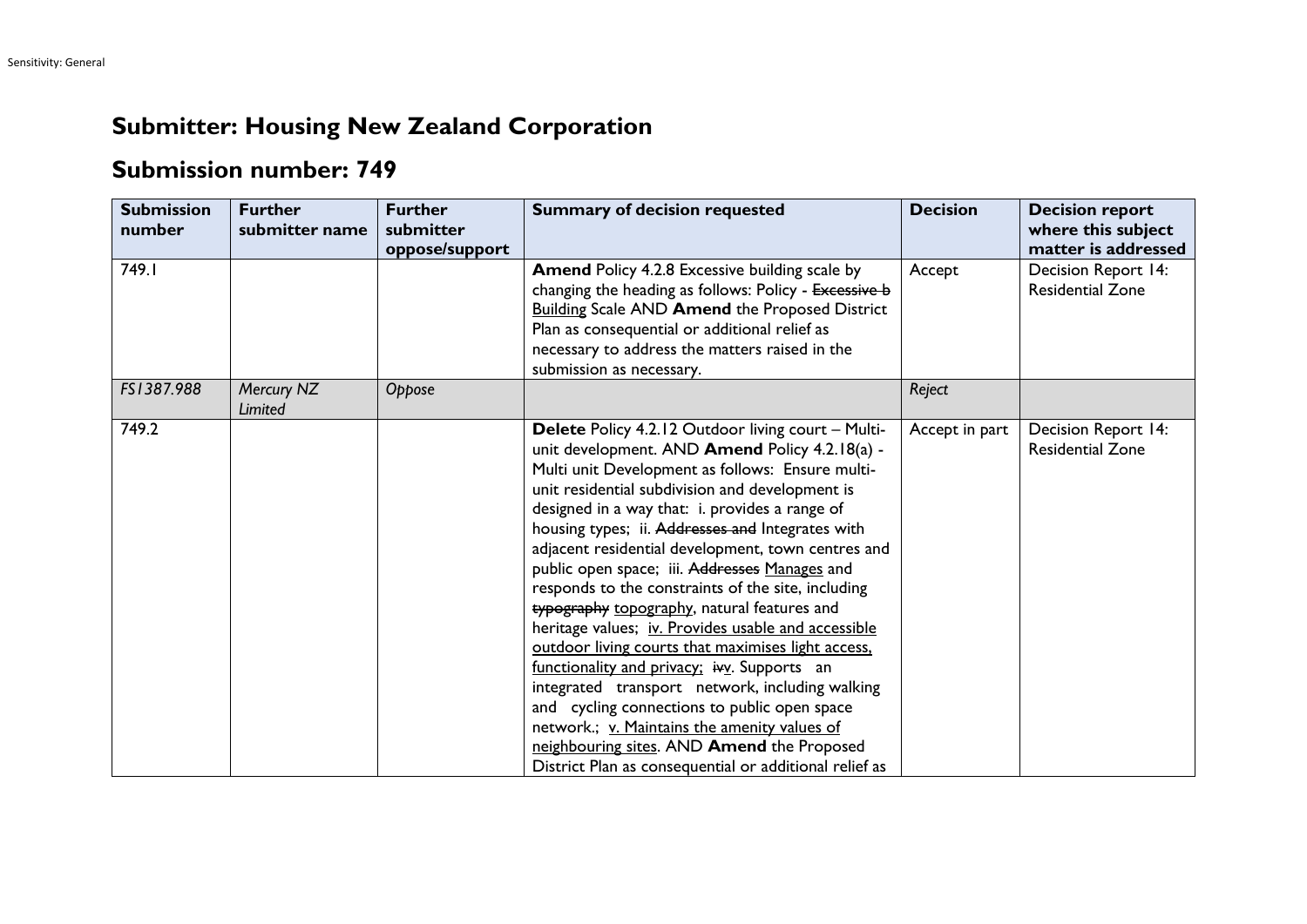# Submitter: Housing New Zealand Corporation

# Submission number: 749

| Submission number | Further submitter name | Further submitter oppose/support | Summary of decision requested | Decision | Decision report where this subject matter is addressed |
|---|---|---|---|---|---|
| 749.1 | | | **Amend** Policy 4.2.8 Excessive building scale by changing the heading as follows: Policy - ~~Excessive b~~ <u>Building</u> Scale AND **Amend** the Proposed District Plan as consequential or additional relief as necessary to address the matters raised in the submission as necessary. | Accept | Decision Report 14: Residential Zone |
| *FS1387.988* | *Mercury NZ Limited* | *Oppose* | | *Reject* | |
| 749.2 | | | **Delete** Policy 4.2.12 Outdoor living court – Multi-unit development. AND **Amend** Policy 4.2.18(a) - Multi unit Development as follows: Ensure multi-unit residential subdivision and development is designed in a way that: i. provides a range of housing types; ii. ~~Addresses and~~ Integrates with adjacent residential development, town centres and public open space; iii. ~~Addresses~~ <u>Manages</u> and responds to the constraints of the site, including ~~typography~~ <u>topography</u>, natural features and heritage values; <u>iv. Provides usable and accessible outdoor living courts that maximises light access, functionality and privacy;</u> ~~iv~~<u>v</u>. Supports an integrated transport network, including walking and cycling connections to public open space network.; <u>v. Maintains the amenity values of neighbouring sites</u>. AND **Amend** the Proposed District Plan as consequential or additional relief as | Accept in part | Decision Report 14: Residential Zone |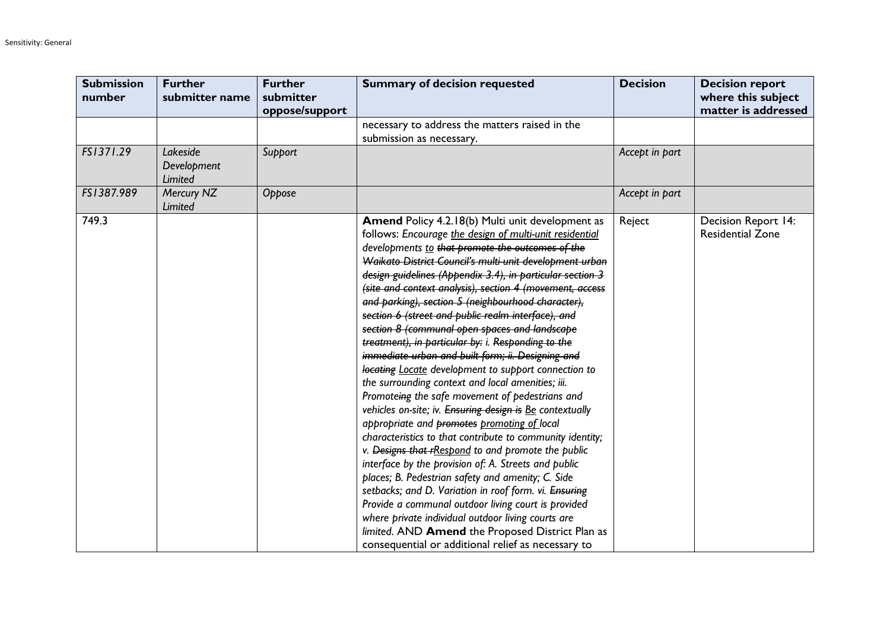| Submission number | Further submitter name | Further submitter oppose/support | Summary of decision requested | Decision | Decision report where this subject matter is addressed |
|---|---|---|---|---|---|
| | | | necessary to address the matters raised in the submission as necessary. | | |
| *FS1371.29* | *Lakeside Development Limited* | *Support* | | *Accept in part* | |
| *FS1387.989* | *Mercury NZ Limited* | *Oppose* | | *Accept in part* | |
| 749.3 | | | **Amend** Policy 4.2.18(b) Multi unit development as follows: *Encourage <u>the design of multi-unit residential</u> developments <u>to</u> ~~that promote the outcomes of the Waikato District Council's multi-unit development urban design guidelines (Appendix 3.4), in particular section 3 (site and context analysis), section 4 (movement, access and parking), section 5 (neighbourhood character), section 6 (street and public realm interface), and section 8 (communal open spaces and landscape treatment), in particular by: i. Responding to the immediate urban and built form; ii. Designing and locating~~ <u>Locate</u> development to support connection to the surrounding context and local amenities; iii. Promote~~ing~~ the safe movement of pedestrians and vehicles on-site; iv. ~~Ensuring design is~~ <u>Be</u> contextually appropriate and ~~promotes~~ <u>promoting of</u> local characteristics to that contribute to community identity; v. ~~Designs that r~~<u>Respond</u> to and promote the public interface by the provision of: A. Streets and public places; B. Pedestrian safety and amenity; C. Side setbacks; and D. Variation in roof form. vi. ~~Ensuring~~ Provide a communal outdoor living court is provided where private individual outdoor living courts are limited.* AND **Amend** the Proposed District Plan as consequential or additional relief as necessary to | Reject | Decision Report 14: Residential Zone |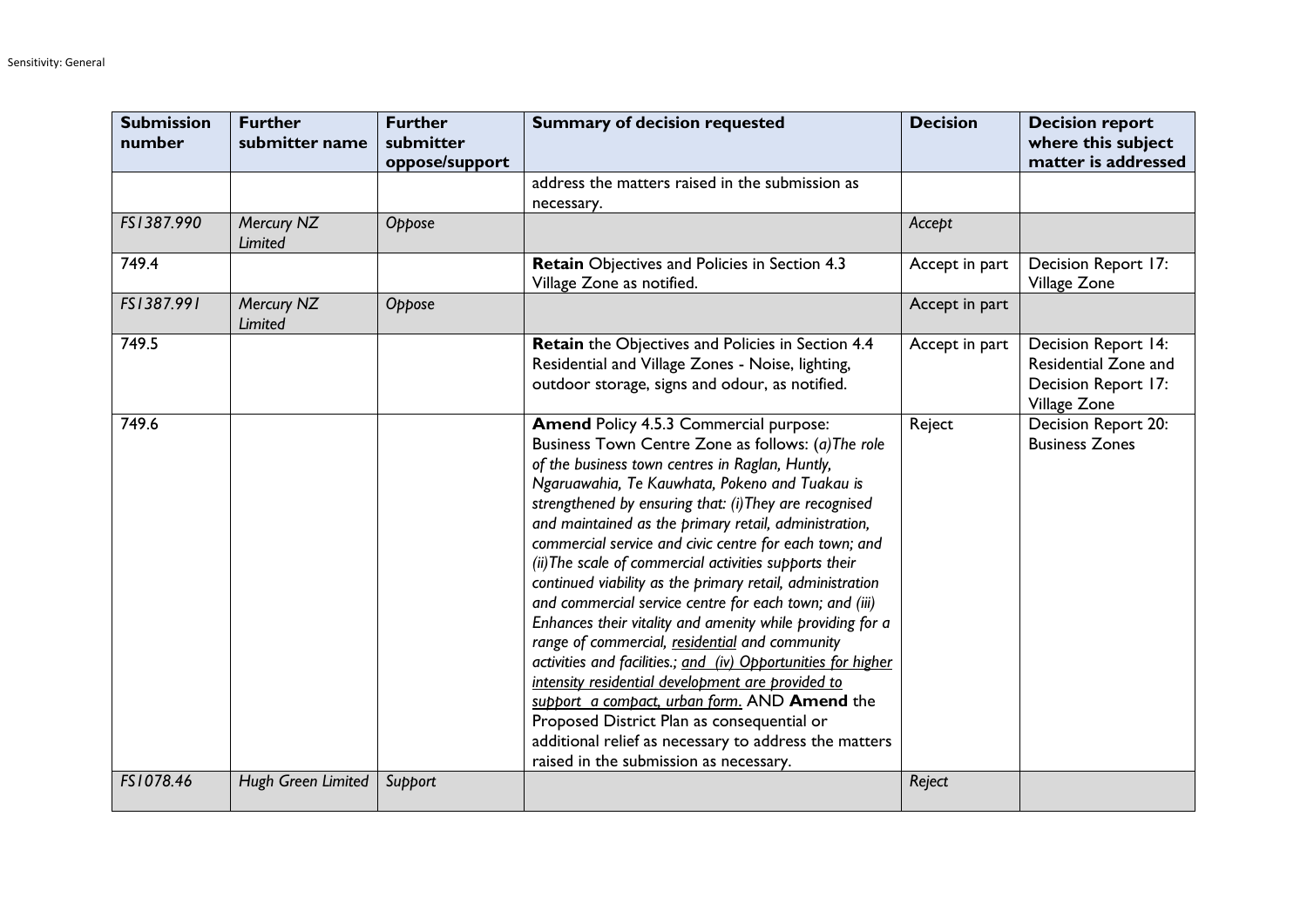| Submission number | Further submitter name | Further submitter oppose/support | Summary of decision requested | Decision | Decision report where this subject matter is addressed |
|---|---|---|---|---|---|
| | | | address the matters raised in the submission as necessary. | | |
| *FS1387.990* | *Mercury NZ Limited* | *Oppose* | | *Accept* | |
| 749.4 | | | **Retain** Objectives and Policies in Section 4.3 Village Zone as notified. | Accept in part | Decision Report 17: Village Zone |
| *FS1387.991* | *Mercury NZ Limited* | *Oppose* | | Accept in part | |
| 749.5 | | | **Retain** the Objectives and Policies in Section 4.4 Residential and Village Zones - Noise, lighting, outdoor storage, signs and odour, as notified. | Accept in part | Decision Report 14: Residential Zone and Decision Report 17: Village Zone |
| 749.6 | | | **Amend** Policy 4.5.3 Commercial purpose: Business Town Centre Zone as follows: (*a)The role of the business town centres in Raglan, Huntly, Ngaruawahia, Te Kauwhata, Pokeno and Tuakau is strengthened by ensuring that: (i)They are recognised and maintained as the primary retail, administration, commercial service and civic centre for each town; and (ii)The scale of commercial activities supports their continued viability as the primary retail, administration and commercial service centre for each town; and (iii) Enhances their vitality and amenity while providing for a range of commercial, <u>residential</u> and community activities and facilities.; <u>and (iv) Opportunities for higher intensity residential development are provided to support a compact, urban form.</u>* AND **Amend** the Proposed District Plan as consequential or additional relief as necessary to address the matters raised in the submission as necessary. | Reject | Decision Report 20: Business Zones |
| *FS1078.46* | *Hugh Green Limited* | *Support* | | *Reject* | |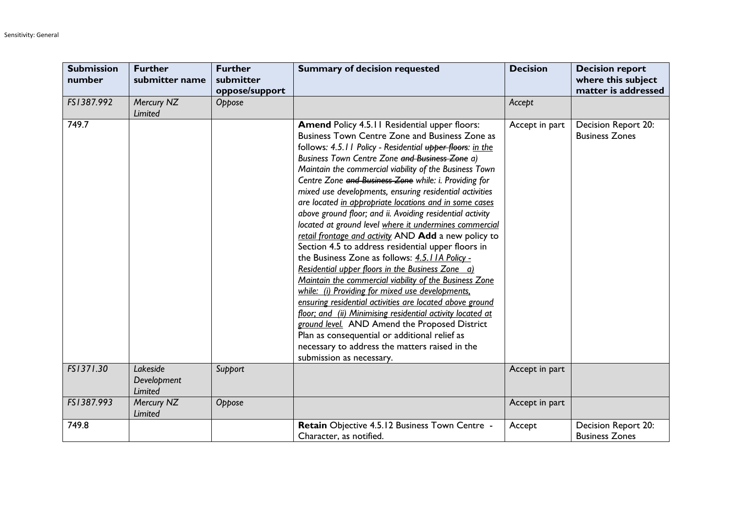| Submission number | Further submitter name | Further submitter oppose/support | Summary of decision requested | Decision | Decision report where this subject matter is addressed |
|---|---|---|---|---|---|
| *FS1387.992* | *Mercury NZ Limited* | *Oppose* | | *Accept* | |
| 749.7 | | | **Amend** Policy 4.5.11 Residential upper floors: Business Town Centre Zone and Business Zone as follows: *4.5.11 Policy - Residential ~~upper floors~~: <u>in the Business Town Centre Zone</u> ~~and Business Zone~~ a) Maintain the commercial viability of the Business Town Centre Zone ~~and Business Zone~~ while: i. Providing for mixed use developments, ensuring residential activities are located <u>in appropriate locations and in some cases</u> above ground floor; and ii. Avoiding residential activity located at ground level <u>where it undermines commercial retail frontage and activity</u>* AND **Add** a new policy to Section 4.5 to address residential upper floors in the Business Zone as follows: *<u>4.5.11A Policy - Residential upper floors in the Business Zone a) Maintain the commercial viability of the Business Zone while: (i) Providing for mixed use developments, ensuring residential activities are located above ground floor; and (ii) Minimising residential activity located at ground level.</u>* AND Amend the Proposed District Plan as consequential or additional relief as necessary to address the matters raised in the submission as necessary. | Accept in part | Decision Report 20: Business Zones |
| *FS1371.30* | *Lakeside Development Limited* | *Support* | | Accept in part | |
| *FS1387.993* | *Mercury NZ Limited* | *Oppose* | | Accept in part | |
| 749.8 | | | **Retain** Objective 4.5.12 Business Town Centre - Character, as notified. | Accept | Decision Report 20: Business Zones |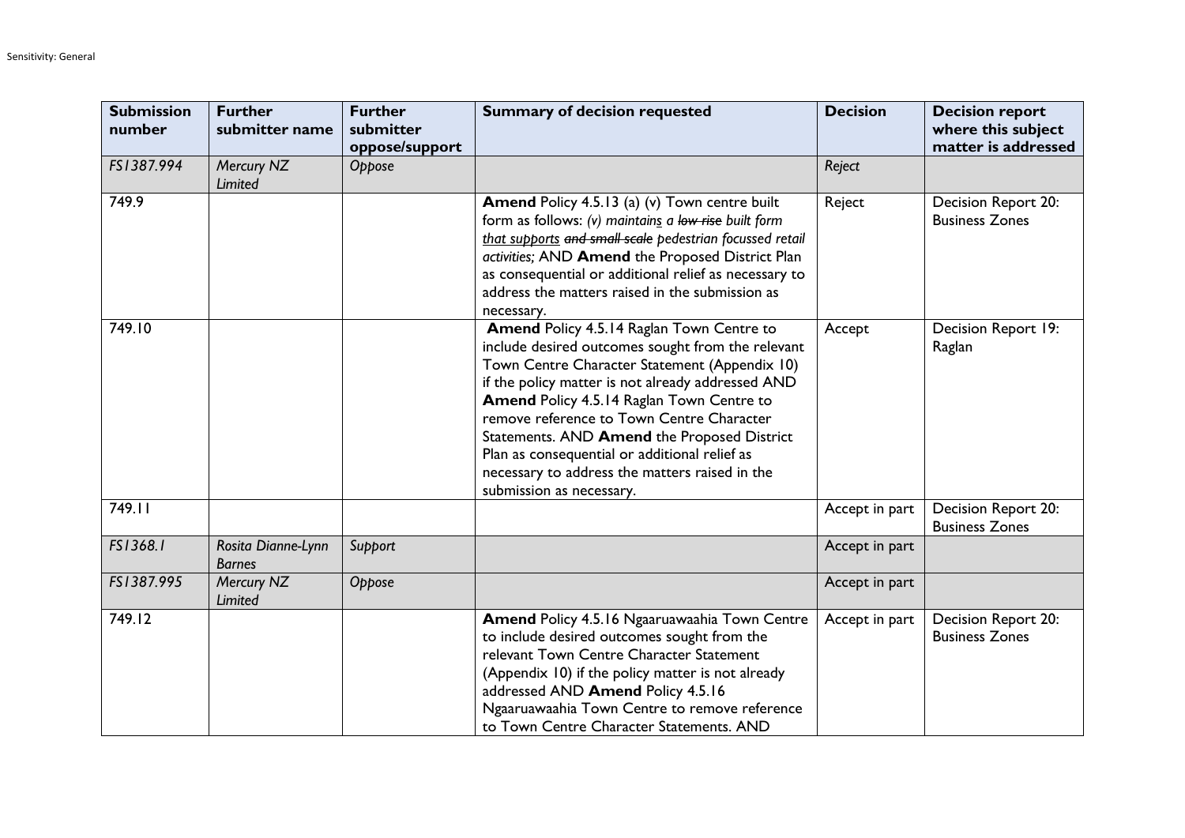| Submission number | Further submitter name | Further submitter oppose/support | Summary of decision requested | Decision | Decision report where this subject matter is addressed |
|---|---|---|---|---|---|
| *FS1387.994* | *Mercury NZ Limited* | *Oppose* | | *Reject* | |
| 749.9 | | | **Amend** Policy 4.5.13 (a) (v) Town centre built form as follows: *(v) maintains a ~~low-rise~~ built form that supports ~~and small scale~~ pedestrian focussed retail activities;* AND **Amend** the Proposed District Plan as consequential or additional relief as necessary to address the matters raised in the submission as necessary. | Reject | Decision Report 20: Business Zones |
| 749.10 | | | **Amend** Policy 4.5.14 Raglan Town Centre to include desired outcomes sought from the relevant Town Centre Character Statement (Appendix 10) if the policy matter is not already addressed AND **Amend** Policy 4.5.14 Raglan Town Centre to remove reference to Town Centre Character Statements. AND **Amend** the Proposed District Plan as consequential or additional relief as necessary to address the matters raised in the submission as necessary. | Accept | Decision Report 19: Raglan |
| 749.11 | | | | Accept in part | Decision Report 20: Business Zones |
| *FS1368.1* | *Rosita Dianne-Lynn Barnes* | *Support* | | Accept in part | |
| *FS1387.995* | *Mercury NZ Limited* | *Oppose* | | Accept in part | |
| 749.12 | | | **Amend** Policy 4.5.16 Ngaaruawaahia Town Centre to include desired outcomes sought from the relevant Town Centre Character Statement (Appendix 10) if the policy matter is not already addressed AND **Amend** Policy 4.5.16 Ngaaruawaahia Town Centre to remove reference to Town Centre Character Statements. AND | Accept in part | Decision Report 20: Business Zones |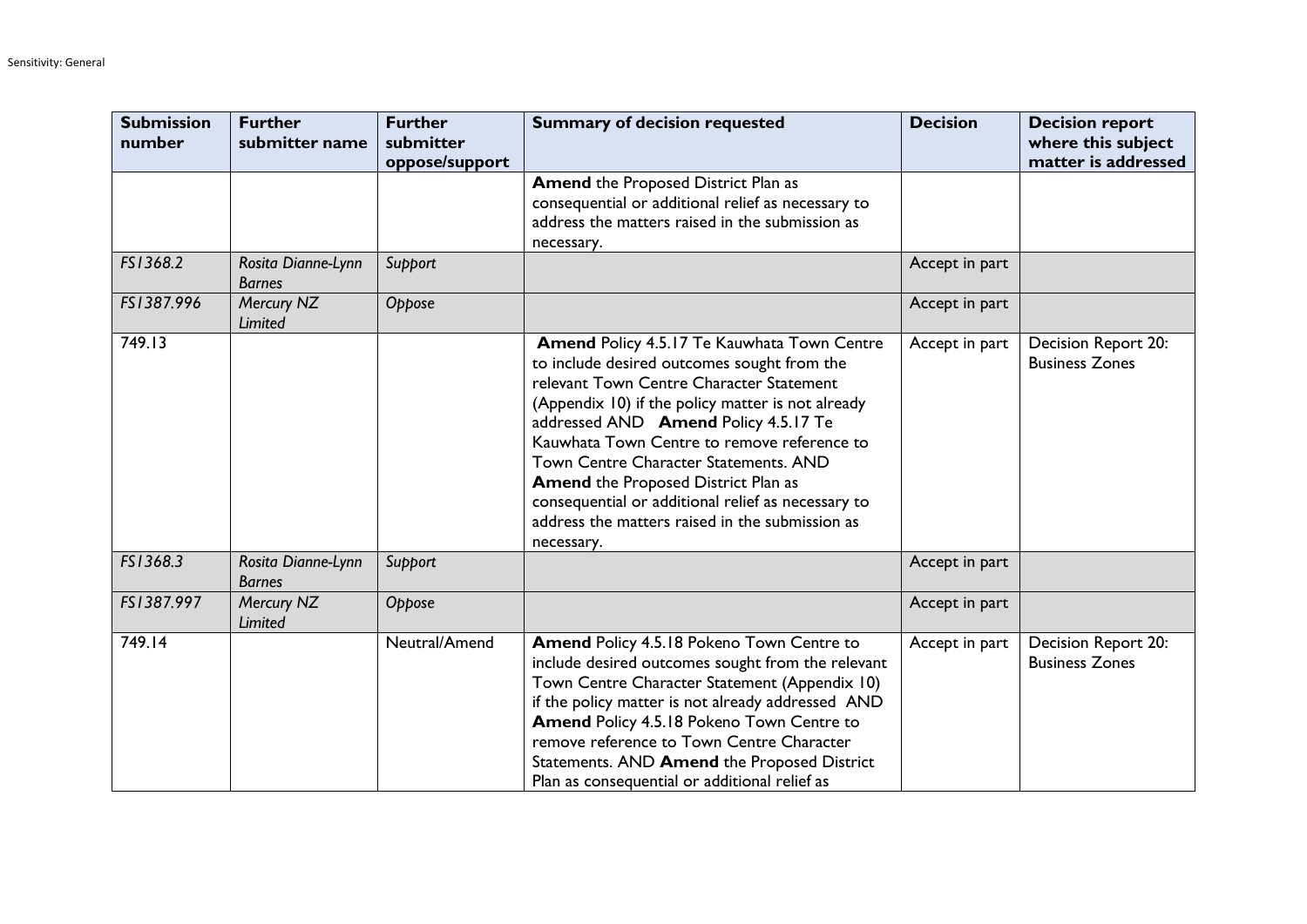| Submission number | Further submitter name | Further submitter oppose/support | Summary of decision requested | Decision | Decision report where this subject matter is addressed |
|---|---|---|---|---|---|
| | | | **Amend** the Proposed District Plan as consequential or additional relief as necessary to address the matters raised in the submission as necessary. | | |
| *FS1368.2* | *Rosita Dianne-Lynn Barnes* | *Support* | | Accept in part | |
| *FS1387.996* | *Mercury NZ Limited* | *Oppose* | | Accept in part | |
| 749.13 | | | **Amend** Policy 4.5.17 Te Kauwhata Town Centre to include desired outcomes sought from the relevant Town Centre Character Statement (Appendix 10) if the policy matter is not already addressed AND **Amend** Policy 4.5.17 Te Kauwhata Town Centre to remove reference to Town Centre Character Statements. AND **Amend** the Proposed District Plan as consequential or additional relief as necessary to address the matters raised in the submission as necessary. | Accept in part | Decision Report 20: Business Zones |
| *FS1368.3* | *Rosita Dianne-Lynn Barnes* | *Support* | | Accept in part | |
| *FS1387.997* | *Mercury NZ Limited* | *Oppose* | | Accept in part | |
| 749.14 | | Neutral/Amend | **Amend** Policy 4.5.18 Pokeno Town Centre to include desired outcomes sought from the relevant Town Centre Character Statement (Appendix 10) if the policy matter is not already addressed AND **Amend** Policy 4.5.18 Pokeno Town Centre to remove reference to Town Centre Character Statements. AND **Amend** the Proposed District Plan as consequential or additional relief as | Accept in part | Decision Report 20: Business Zones |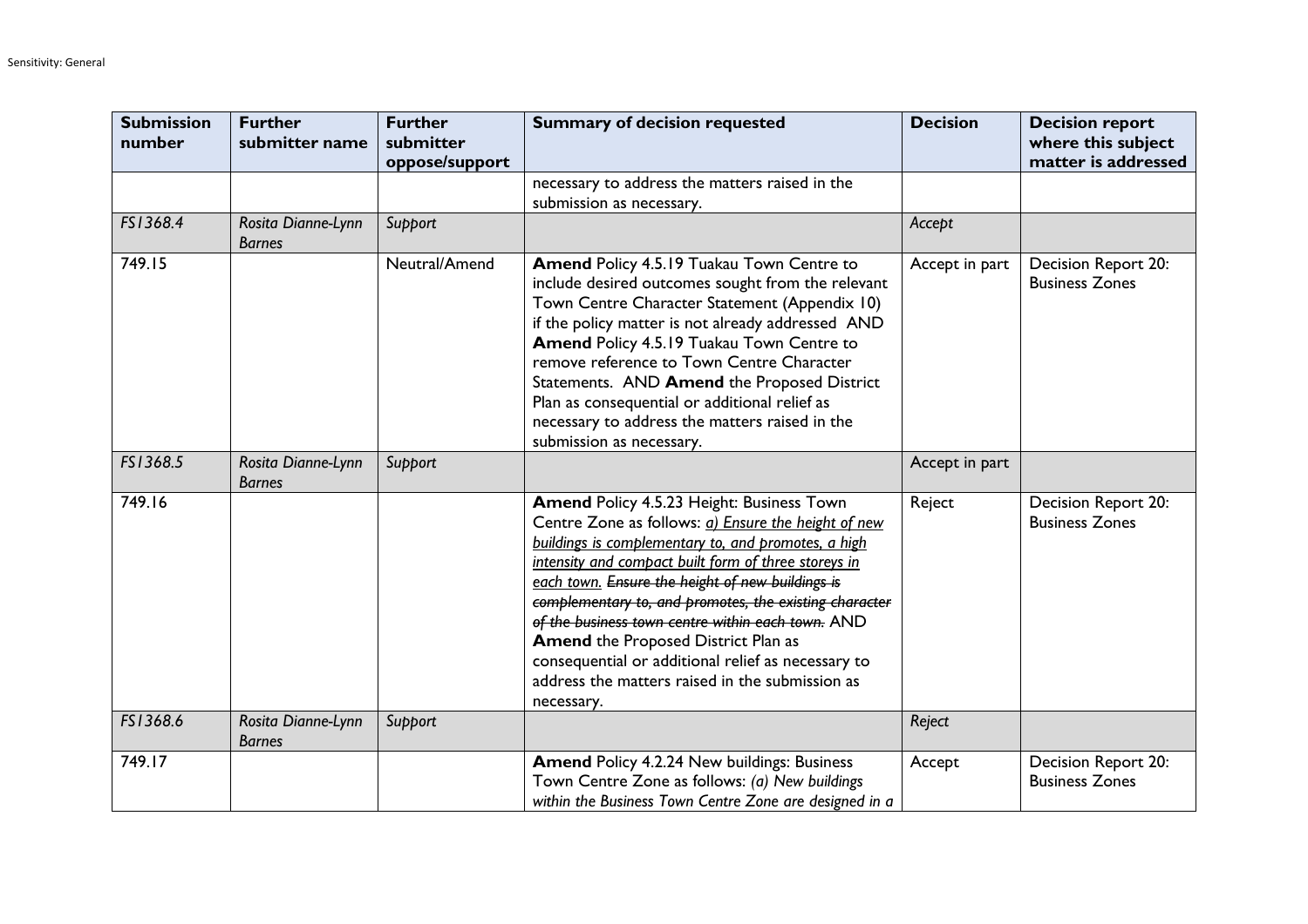| Submission number | Further submitter name | Further submitter oppose/support | Summary of decision requested | Decision | Decision report where this subject matter is addressed |
|---|---|---|---|---|---|
| | | | necessary to address the matters raised in the submission as necessary. | | |
| *FS1368.4* | *Rosita Dianne-Lynn Barnes* | *Support* | | *Accept* | |
| 749.15 | | Neutral/Amend | **Amend** Policy 4.5.19 Tuakau Town Centre to include desired outcomes sought from the relevant Town Centre Character Statement (Appendix 10) if the policy matter is not already addressed AND **Amend** Policy 4.5.19 Tuakau Town Centre to remove reference to Town Centre Character Statements. AND **Amend** the Proposed District Plan as consequential or additional relief as necessary to address the matters raised in the submission as necessary. | Accept in part | Decision Report 20: Business Zones |
| *FS1368.5* | *Rosita Dianne-Lynn Barnes* | *Support* | | Accept in part | |
| 749.16 | | | **Amend** Policy 4.5.23 Height: Business Town Centre Zone as follows: *<u>a) Ensure the height of new buildings is complementary to, and promotes, a high intensity and compact built form of three storeys in each town.</u>* *~~Ensure the height of new buildings is complementary to, and promotes, the existing character of the business town centre within each town.~~* AND **Amend** the Proposed District Plan as consequential or additional relief as necessary to address the matters raised in the submission as necessary. | Reject | Decision Report 20: Business Zones |
| *FS1368.6* | *Rosita Dianne-Lynn Barnes* | *Support* | | *Reject* | |
| 749.17 | | | **Amend** Policy 4.2.24 New buildings: Business Town Centre Zone as follows: *(a) New buildings within the Business Town Centre Zone are designed in a* | Accept | Decision Report 20: Business Zones |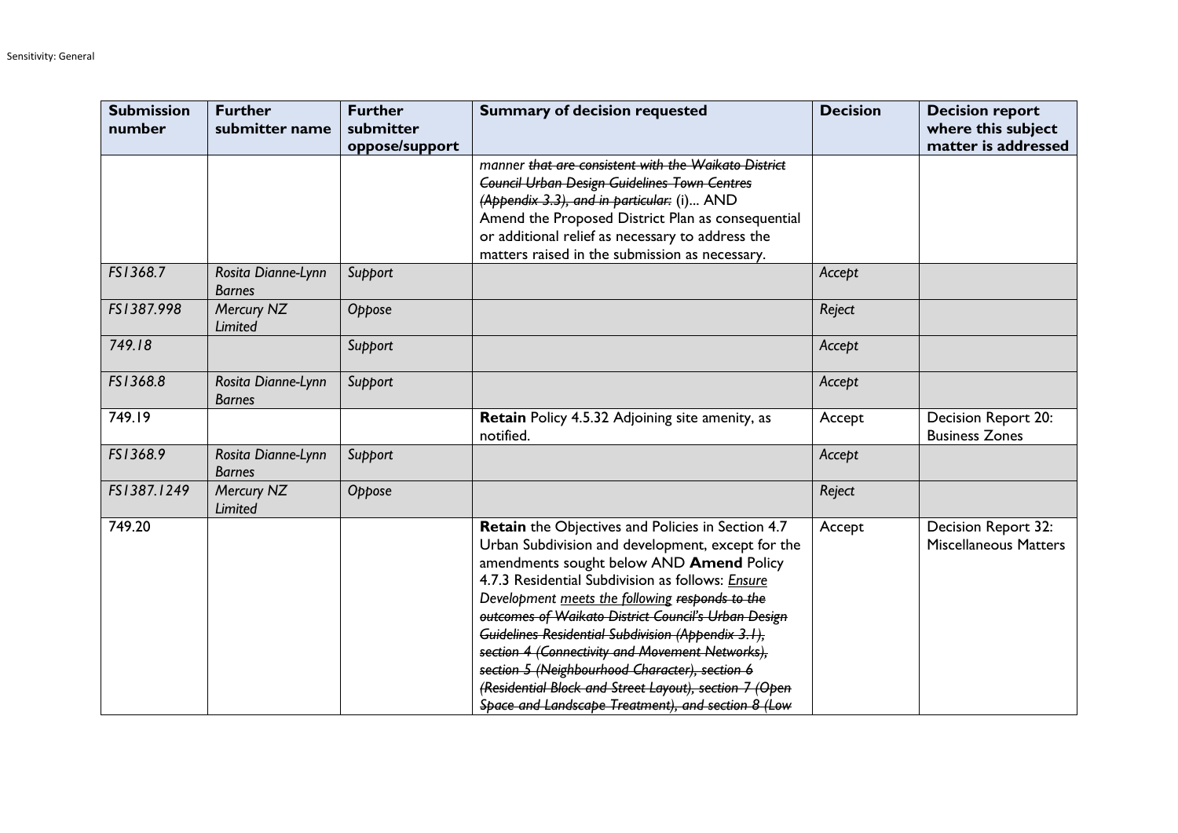| Submission number | Further submitter name | Further submitter oppose/support | Summary of decision requested | Decision | Decision report where this subject matter is addressed |
|---|---|---|---|---|---|
| | | | *manner ~~that are consistent with the Waikato District Council Urban Design Guidelines Town Centres (Appendix 3.3), and in particular:~~* (i)... AND Amend the Proposed District Plan as consequential or additional relief as necessary to address the matters raised in the submission as necessary. | | |
| *FS1368.7* | *Rosita Dianne-Lynn Barnes* | *Support* | | *Accept* | |
| *FS1387.998* | *Mercury NZ Limited* | *Oppose* | | *Reject* | |
| *749.18* | | *Support* | | *Accept* | |
| *FS1368.8* | *Rosita Dianne-Lynn Barnes* | *Support* | | *Accept* | |
| 749.19 | | | **Retain** Policy 4.5.32 Adjoining site amenity, as notified. | Accept | Decision Report 20: Business Zones |
| *FS1368.9* | *Rosita Dianne-Lynn Barnes* | *Support* | | *Accept* | |
| *FS1387.1249* | *Mercury NZ Limited* | *Oppose* | | *Reject* | |
| 749.20 | | | **Retain** the Objectives and Policies in Section 4.7 Urban Subdivision and development, except for the amendments sought below AND **Amend** Policy 4.7.3 Residential Subdivision as follows: *Ensure Development meets the following ~~responds to the outcomes of Waikato District Council's Urban Design Guidelines Residential Subdivision (Appendix 3.1), section 4 (Connectivity and Movement Networks), section 5 (Neighbourhood Character), section 6 (Residential Block and Street Layout), section 7 (Open Space and Landscape Treatment), and section 8 (Low~~* | Accept | Decision Report 32: Miscellaneous Matters |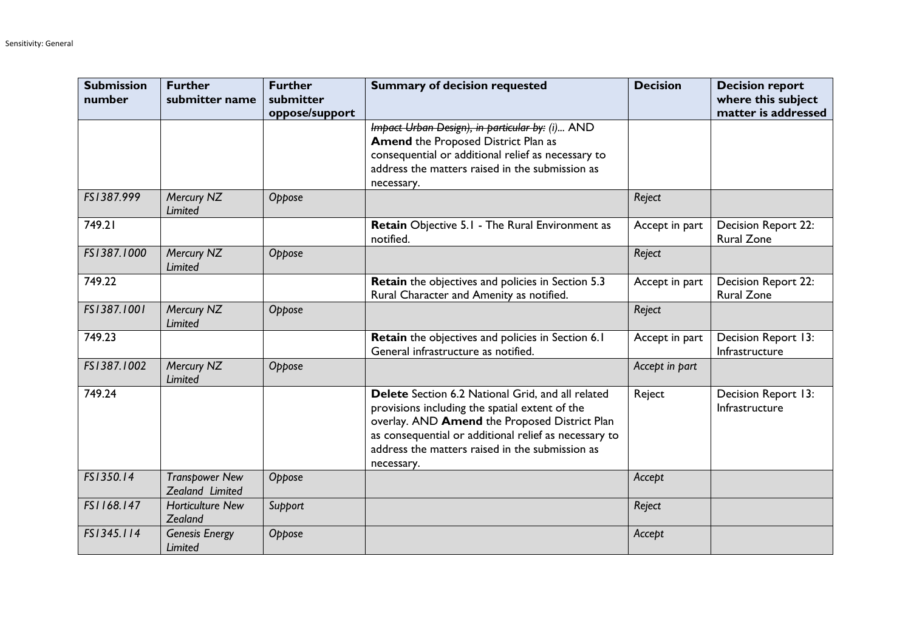| Submission number | Further submitter name | Further submitter oppose/support | Summary of decision requested | Decision | Decision report where this subject matter is addressed |
|---|---|---|---|---|---|
| | | | ~~*Impact Urban Design), in particular by:*~~ *(i)...* AND **Amend** the Proposed District Plan as consequential or additional relief as necessary to address the matters raised in the submission as necessary. | | |
| *FS1387.999* | *Mercury NZ Limited* | *Oppose* | | *Reject* | |
| 749.21 | | | **Retain** Objective 5.1 - The Rural Environment as notified. | Accept in part | Decision Report 22: Rural Zone |
| *FS1387.1000* | *Mercury NZ Limited* | *Oppose* | | *Reject* | |
| 749.22 | | | **Retain** the objectives and policies in Section 5.3 Rural Character and Amenity as notified. | Accept in part | Decision Report 22: Rural Zone |
| *FS1387.1001* | *Mercury NZ Limited* | *Oppose* | | *Reject* | |
| 749.23 | | | **Retain** the objectives and policies in Section 6.1 General infrastructure as notified. | Accept in part | Decision Report 13: Infrastructure |
| *FS1387.1002* | *Mercury NZ Limited* | *Oppose* | | *Accept in part* | |
| 749.24 | | | **Delete** Section 6.2 National Grid, and all related provisions including the spatial extent of the overlay. AND **Amend** the Proposed District Plan as consequential or additional relief as necessary to address the matters raised in the submission as necessary. | Reject | Decision Report 13: Infrastructure |
| *FS1350.14* | *Transpower New Zealand Limited* | *Oppose* | | *Accept* | |
| *FS1168.147* | *Horticulture New Zealand* | *Support* | | *Reject* | |
| *FS1345.114* | *Genesis Energy Limited* | *Oppose* | | *Accept* | |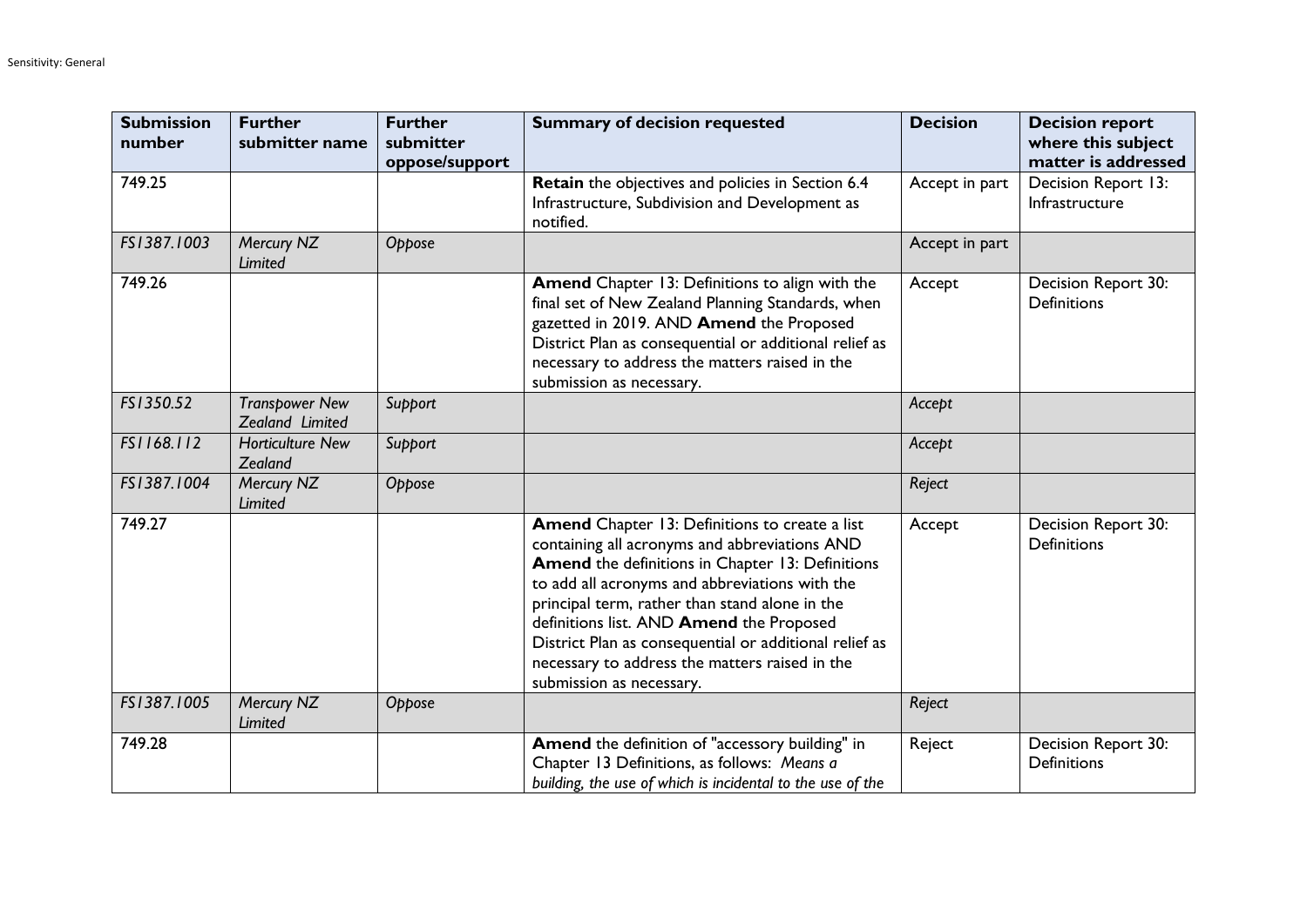| Submission number | Further submitter name | Further submitter oppose/support | Summary of decision requested | Decision | Decision report where this subject matter is addressed |
|---|---|---|---|---|---|
| 749.25 | | | **Retain** the objectives and policies in Section 6.4 Infrastructure, Subdivision and Development as notified. | Accept in part | Decision Report 13: Infrastructure |
| *FS1387.1003* | *Mercury NZ Limited* | *Oppose* | | Accept in part | |
| 749.26 | | | **Amend** Chapter 13: Definitions to align with the final set of New Zealand Planning Standards, when gazetted in 2019. AND **Amend** the Proposed District Plan as consequential or additional relief as necessary to address the matters raised in the submission as necessary. | Accept | Decision Report 30: Definitions |
| *FS1350.52* | *Transpower New Zealand Limited* | *Support* | | *Accept* | |
| *FS1168.112* | *Horticulture New Zealand* | *Support* | | *Accept* | |
| *FS1387.1004* | *Mercury NZ Limited* | *Oppose* | | *Reject* | |
| 749.27 | | | **Amend** Chapter 13: Definitions to create a list containing all acronyms and abbreviations AND **Amend** the definitions in Chapter 13: Definitions to add all acronyms and abbreviations with the principal term, rather than stand alone in the definitions list. AND **Amend** the Proposed District Plan as consequential or additional relief as necessary to address the matters raised in the submission as necessary. | Accept | Decision Report 30: Definitions |
| *FS1387.1005* | *Mercury NZ Limited* | *Oppose* | | *Reject* | |
| 749.28 | | | **Amend** the definition of "accessory building" in Chapter 13 Definitions, as follows: *Means a building, the use of which is incidental to the use of the* | Reject | Decision Report 30: Definitions |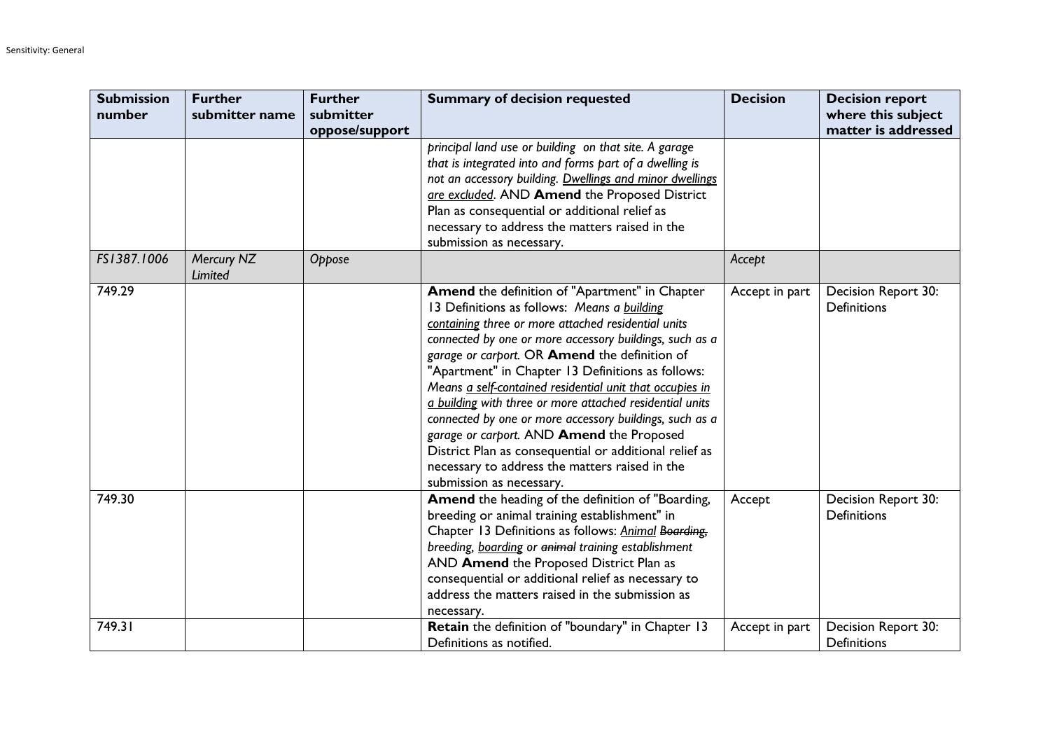| Submission number | Further submitter name | Further submitter oppose/support | Summary of decision requested | Decision | Decision report where this subject matter is addressed |
|---|---|---|---|---|---|
| | | | *principal land use or building on that site. A garage that is integrated into and forms part of a dwelling is not an accessory building. <u>Dwellings and minor dwellings are excluded</u>.* AND **Amend** the Proposed District Plan as consequential or additional relief as necessary to address the matters raised in the submission as necessary. | | |
| *FS1387.1006* | *Mercury NZ Limited* | *Oppose* | | *Accept* | |
| 749.29 | | | **Amend** the definition of "Apartment" in Chapter 13 Definitions as follows: *Means a <u>building containing</u> three or more attached residential units connected by one or more accessory buildings, such as a garage or carport.* OR **Amend** the definition of "Apartment" in Chapter 13 Definitions as follows: *Means <u>a self-contained residential unit that occupies in a building</u> with three or more attached residential units connected by one or more accessory buildings, such as a garage or carport.* AND **Amend** the Proposed District Plan as consequential or additional relief as necessary to address the matters raised in the submission as necessary. | Accept in part | Decision Report 30: Definitions |
| 749.30 | | | **Amend** the heading of the definition of "Boarding, breeding or animal training establishment" in Chapter 13 Definitions as follows: *<u>Animal</u> ~~Boarding,~~ breeding, <u>boarding</u> or ~~animal~~ training establishment* AND **Amend** the Proposed District Plan as consequential or additional relief as necessary to address the matters raised in the submission as necessary. | Accept | Decision Report 30: Definitions |
| 749.31 | | | **Retain** the definition of "boundary" in Chapter 13 Definitions as notified. | Accept in part | Decision Report 30: Definitions |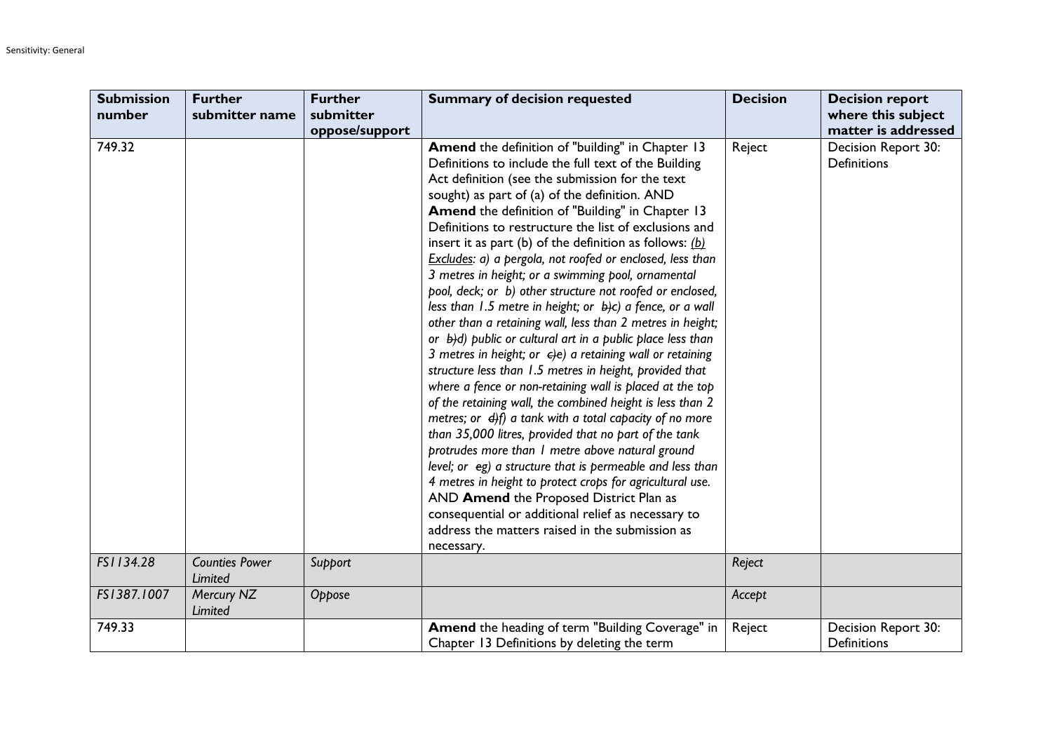| Submission number | Further submitter name | Further submitter oppose/support | Summary of decision requested | Decision | Decision report where this subject matter is addressed |
|---|---|---|---|---|---|
| 749.32 | | | **Amend** the definition of "building" in Chapter 13 Definitions to include the full text of the Building Act definition (see the submission for the text sought) as part of (a) of the definition. AND **Amend** the definition of "Building" in Chapter 13 Definitions to restructure the list of exclusions and insert it as part (b) of the definition as follows: *<u>(b) Excludes</u>: a) a pergola, not roofed or enclosed, less than 3 metres in height; or a swimming pool, ornamental pool, deck; or b) other structure not roofed or enclosed, less than 1.5 metre in height; or ~~b)~~c) a fence, or a wall other than a retaining wall, less than 2 metres in height; or ~~b)~~d) public or cultural art in a public place less than 3 metres in height; or ~~c)~~e) a retaining wall or retaining structure less than 1.5 metres in height, provided that where a fence or non-retaining wall is placed at the top of the retaining wall, the combined height is less than 2 metres; or ~~d)~~f) a tank with a total capacity of no more than 35,000 litres, provided that no part of the tank protrudes more than 1 metre above natural ground level; or ~~e~~g) a structure that is permeable and less than 4 metres in height to protect crops for agricultural use.* AND **Amend** the Proposed District Plan as consequential or additional relief as necessary to address the matters raised in the submission as necessary. | Reject | Decision Report 30: Definitions |
| *FS1134.28* | *Counties Power Limited* | *Support* | | *Reject* | |
| *FS1387.1007* | *Mercury NZ Limited* | *Oppose* | | *Accept* | |
| 749.33 | | | **Amend** the heading of term "Building Coverage" in Chapter 13 Definitions by deleting the term | Reject | Decision Report 30: Definitions |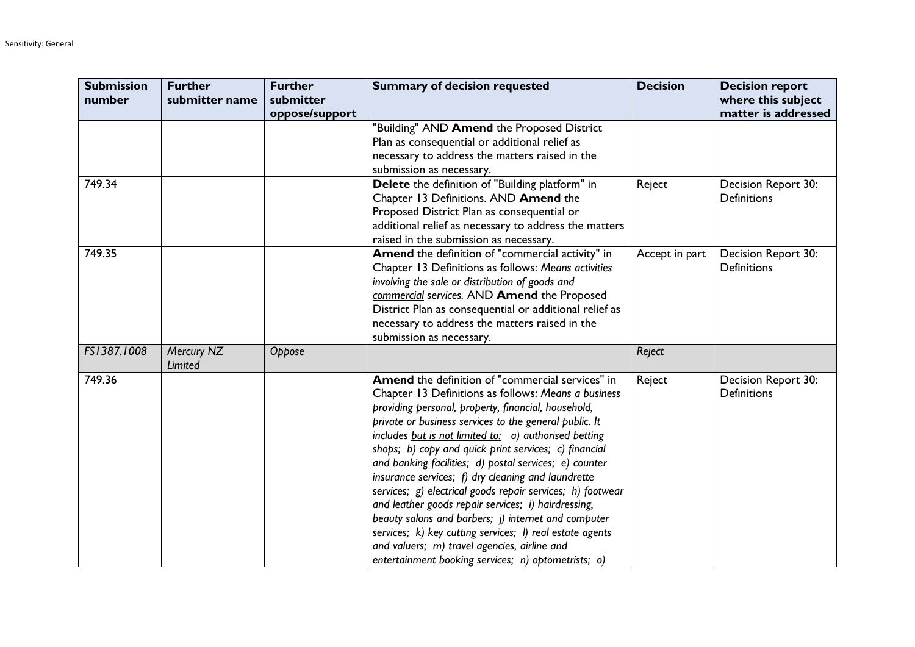| Submission number | Further submitter name | Further submitter oppose/support | Summary of decision requested | Decision | Decision report where this subject matter is addressed |
|---|---|---|---|---|---|
| | | | "Building" AND **Amend** the Proposed District Plan as consequential or additional relief as necessary to address the matters raised in the submission as necessary. | | |
| 749.34 | | | **Delete** the definition of "Building platform" in Chapter 13 Definitions. AND **Amend** the Proposed District Plan as consequential or additional relief as necessary to address the matters raised in the submission as necessary. | Reject | Decision Report 30: Definitions |
| 749.35 | | | **Amend** the definition of "commercial activity" in Chapter 13 Definitions as follows: *Means activities involving the sale or distribution of goods and <u>commercial</u> services.* AND **Amend** the Proposed District Plan as consequential or additional relief as necessary to address the matters raised in the submission as necessary. | Accept in part | Decision Report 30: Definitions |
| *FS1387.1008* | *Mercury NZ Limited* | *Oppose* | | *Reject* | |
| 749.36 | | | **Amend** the definition of "commercial services" in Chapter 13 Definitions as follows: *Means a business providing personal, property, financial, household, private or business services to the general public. It includes <u>but is not limited to:</u> a) authorised betting shops; b) copy and quick print services; c) financial and banking facilities; d) postal services; e) counter insurance services; f) dry cleaning and laundrette services; g) electrical goods repair services; h) footwear and leather goods repair services; i) hairdressing, beauty salons and barbers; j) internet and computer services; k) key cutting services; l) real estate agents and valuers; m) travel agencies, airline and entertainment booking services; n) optometrists; o)* | Reject | Decision Report 30: Definitions |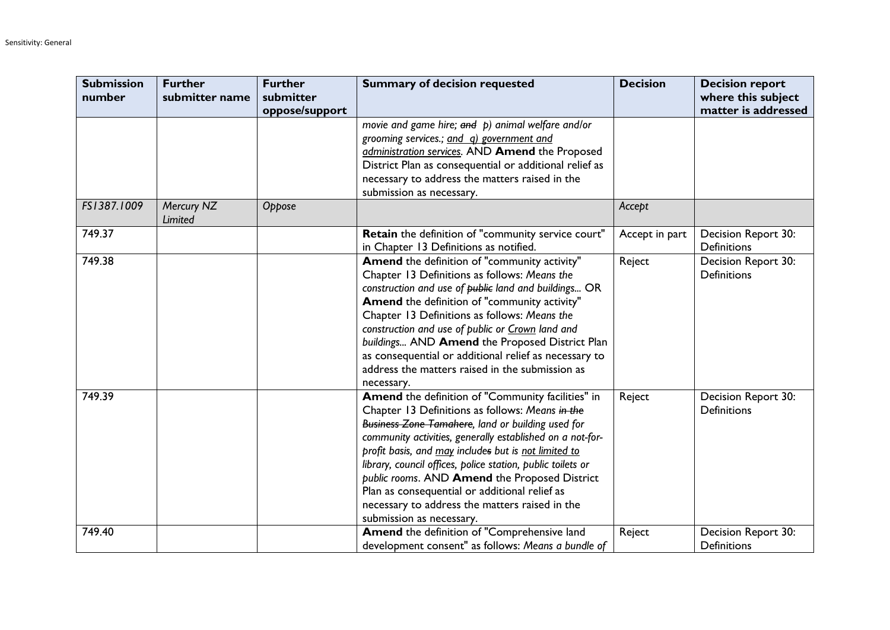| Submission number | Further submitter name | Further submitter oppose/support | Summary of decision requested | Decision | Decision report where this subject matter is addressed |
|---|---|---|---|---|---|
| | | | *movie and game hire; ~~and~~ p) animal welfare and/or grooming services.; <u>and q) government and administration services</u>.* AND **Amend** the Proposed District Plan as consequential or additional relief as necessary to address the matters raised in the submission as necessary. | | |
| *FS1387.1009* | *Mercury NZ Limited* | *Oppose* | | *Accept* | |
| 749.37 | | | **Retain** the definition of "community service court" in Chapter 13 Definitions as notified. | Accept in part | Decision Report 30: Definitions |
| 749.38 | | | **Amend** the definition of "community activity" Chapter 13 Definitions as follows: *Means the construction and use of ~~public~~ land and buildings...* OR **Amend** the definition of "community activity" Chapter 13 Definitions as follows: *Means the construction and use of public or <u>Crown</u> land and buildings...* AND **Amend** the Proposed District Plan as consequential or additional relief as necessary to address the matters raised in the submission as necessary. | Reject | Decision Report 30: Definitions |
| 749.39 | | | **Amend** the definition of "Community facilities" in Chapter 13 Definitions as follows: *Means ~~in the Business Zone Tamahere~~, land or building used for community activities, generally established on a not-for-profit basis, and <u>may</u> include~~s~~ but is <u>not limited to</u> library, council offices, police station, public toilets or public rooms*. AND **Amend** the Proposed District Plan as consequential or additional relief as necessary to address the matters raised in the submission as necessary. | Reject | Decision Report 30: Definitions |
| 749.40 | | | **Amend** the definition of "Comprehensive land development consent" as follows: *Means a bundle of* | Reject | Decision Report 30: Definitions |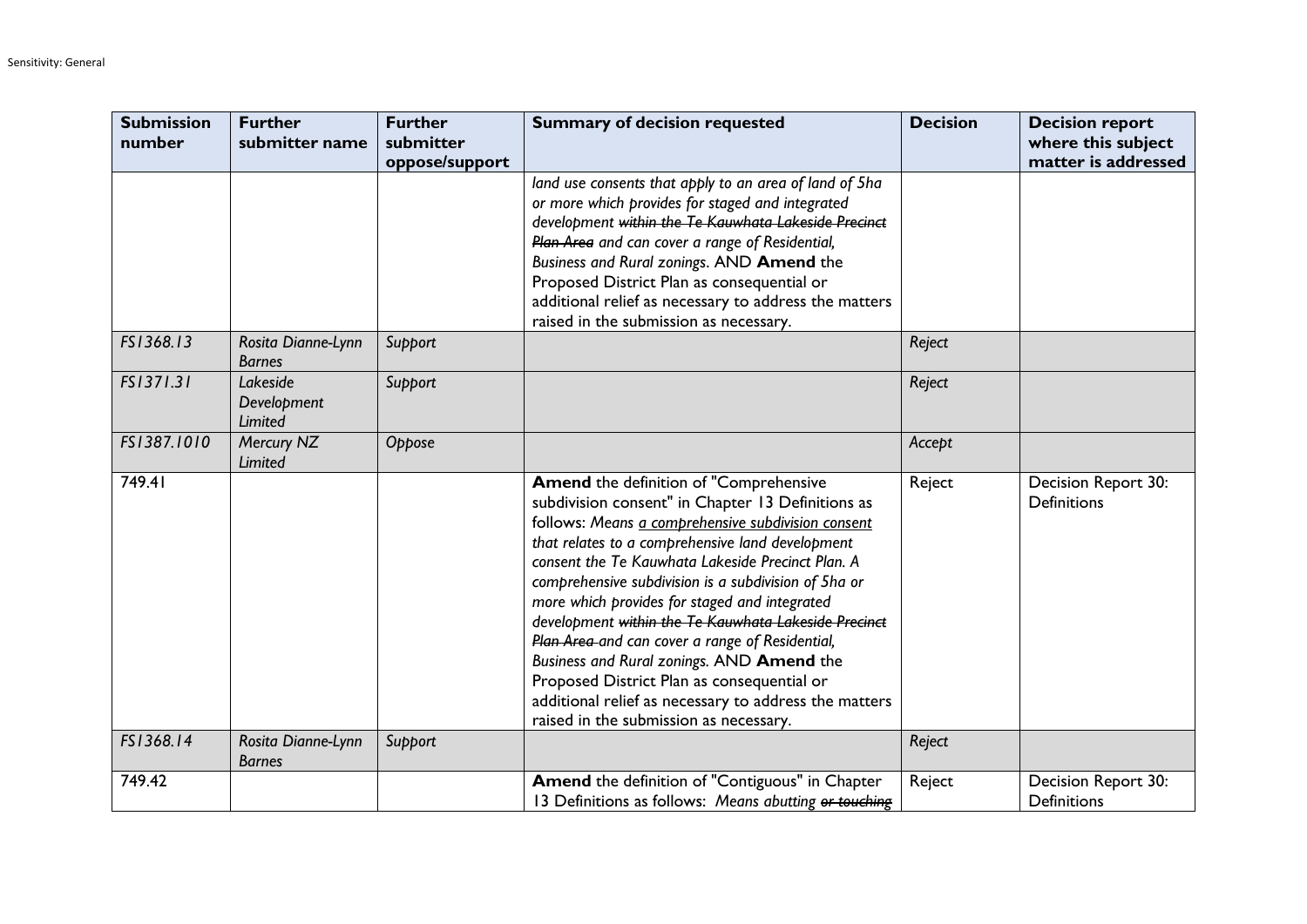| Submission number | Further submitter name | Further submitter oppose/support | Summary of decision requested | Decision | Decision report where this subject matter is addressed |
|---|---|---|---|---|---|
| | | | *land use consents that apply to an area of land of 5ha or more which provides for staged and integrated development ~~within the Te Kauwhata Lakeside Precinct Plan Area~~ and can cover a range of Residential, Business and Rural zonings*. AND **Amend** the Proposed District Plan as consequential or additional relief as necessary to address the matters raised in the submission as necessary. | | |
| *FS1368.13* | *Rosita Dianne-Lynn Barnes* | *Support* | | *Reject* | |
| *FS1371.31* | *Lakeside Development Limited* | *Support* | | *Reject* | |
| *FS1387.1010* | *Mercury NZ Limited* | *Oppose* | | *Accept* | |
| 749.41 | | | **Amend** the definition of "Comprehensive subdivision consent" in Chapter 13 Definitions as follows: *Means <u>a comprehensive subdivision consent</u> that relates to a comprehensive land development consent the Te Kauwhata Lakeside Precinct Plan. A comprehensive subdivision is a subdivision of 5ha or more which provides for staged and integrated development ~~within the Te Kauwhata Lakeside Precinct Plan Area~~ and can cover a range of Residential, Business and Rural zonings.* AND **Amend** the Proposed District Plan as consequential or additional relief as necessary to address the matters raised in the submission as necessary. | Reject | Decision Report 30: Definitions |
| *FS1368.14* | *Rosita Dianne-Lynn Barnes* | *Support* | | *Reject* | |
| 749.42 | | | **Amend** the definition of "Contiguous" in Chapter 13 Definitions as follows: *Means abutting ~~or touching~~* | Reject | Decision Report 30: Definitions |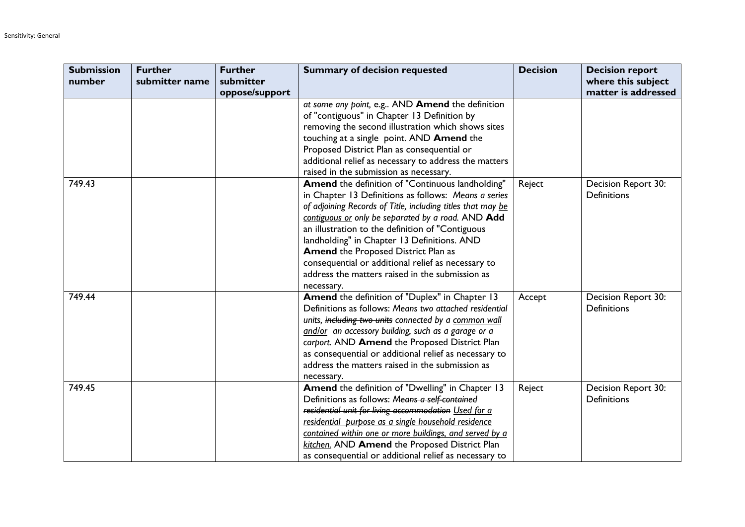| Submission number | Further submitter name | Further submitter oppose/support | Summary of decision requested | Decision | Decision report where this subject matter is addressed |
|---|---|---|---|---|---|
| | | | *at ~~some~~ any point,* e.g.. AND **Amend** the definition of "contiguous" in Chapter 13 Definition by removing the second illustration which shows sites touching at a single point. AND **Amend** the Proposed District Plan as consequential or additional relief as necessary to address the matters raised in the submission as necessary. | | |
| 749.43 | | | **Amend** the definition of "Continuous landholding" in Chapter 13 Definitions as follows: *Means a series of adjoining Records of Title, including titles that may <u>be contiguous or</u> only be separated by a road.* AND **Add** an illustration to the definition of "Contiguous landholding" in Chapter 13 Definitions. AND **Amend** the Proposed District Plan as consequential or additional relief as necessary to address the matters raised in the submission as necessary. | Reject | Decision Report 30: Definitions |
| 749.44 | | | **Amend** the definition of "Duplex" in Chapter 13 Definitions as follows: *Means two attached residential units, ~~including two units~~ connected by a <u>common wall and/or</u> an accessory building, such as a garage or a carport.* AND **Amend** the Proposed District Plan as consequential or additional relief as necessary to address the matters raised in the submission as necessary. | Accept | Decision Report 30: Definitions |
| 749.45 | | | **Amend** the definition of "Dwelling" in Chapter 13 Definitions as follows: *~~Means a self contained residential unit for living accommodation~~ <u>Used for a residential purpose as a single household residence contained within one or more buildings, and served by a kitchen.</u>* AND **Amend** the Proposed District Plan as consequential or additional relief as necessary to | Reject | Decision Report 30: Definitions |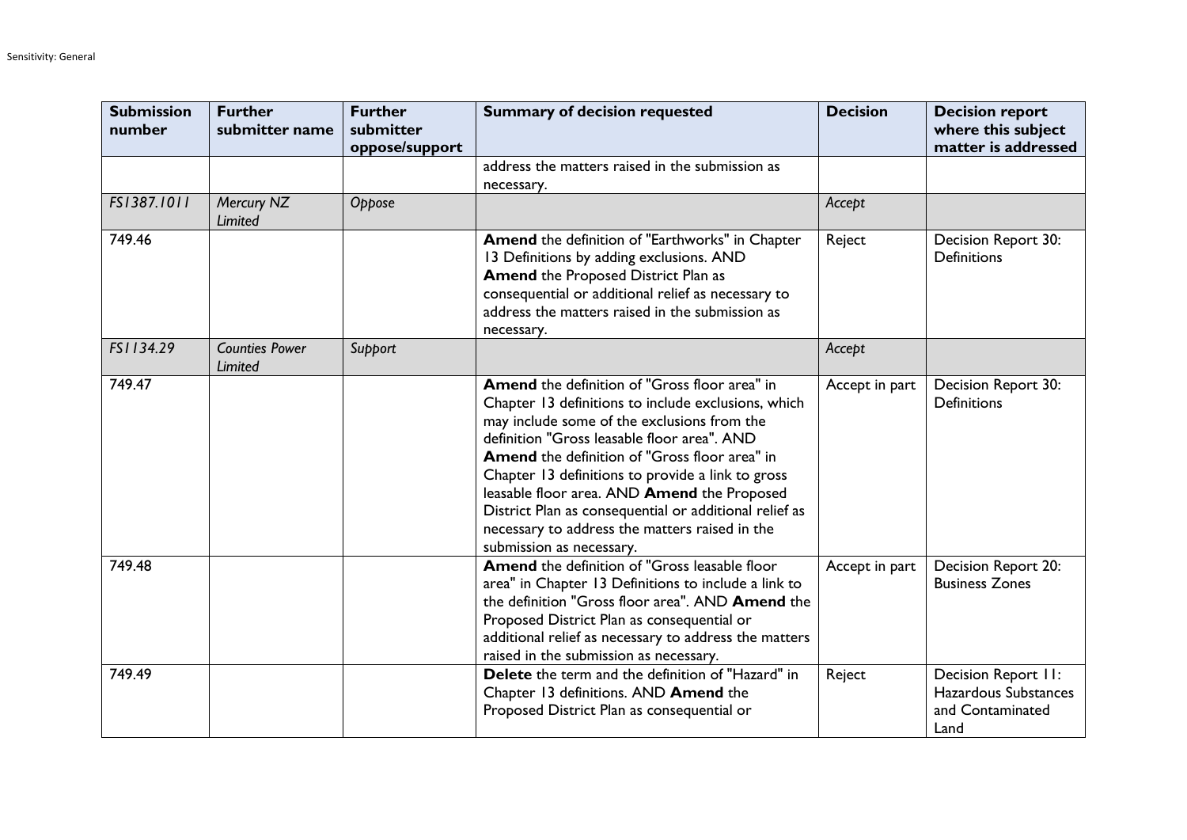| Submission number | Further submitter name | Further submitter oppose/support | Summary of decision requested | Decision | Decision report where this subject matter is addressed |
|---|---|---|---|---|---|
| | | | address the matters raised in the submission as necessary. | | |
| *FS1387.1011* | *Mercury NZ Limited* | *Oppose* | | *Accept* | |
| 749.46 | | | **Amend** the definition of "Earthworks" in Chapter 13 Definitions by adding exclusions. AND **Amend** the Proposed District Plan as consequential or additional relief as necessary to address the matters raised in the submission as necessary. | Reject | Decision Report 30: Definitions |
| *FS1134.29* | *Counties Power Limited* | *Support* | | *Accept* | |
| 749.47 | | | **Amend** the definition of "Gross floor area" in Chapter 13 definitions to include exclusions, which may include some of the exclusions from the definition "Gross leasable floor area". AND **Amend** the definition of "Gross floor area" in Chapter 13 definitions to provide a link to gross leasable floor area. AND **Amend** the Proposed District Plan as consequential or additional relief as necessary to address the matters raised in the submission as necessary. | Accept in part | Decision Report 30: Definitions |
| 749.48 | | | **Amend** the definition of "Gross leasable floor area" in Chapter 13 Definitions to include a link to the definition "Gross floor area". AND **Amend** the Proposed District Plan as consequential or additional relief as necessary to address the matters raised in the submission as necessary. | Accept in part | Decision Report 20: Business Zones |
| 749.49 | | | **Delete** the term and the definition of "Hazard" in Chapter 13 definitions. AND **Amend** the Proposed District Plan as consequential or | Reject | Decision Report 11: Hazardous Substances and Contaminated Land |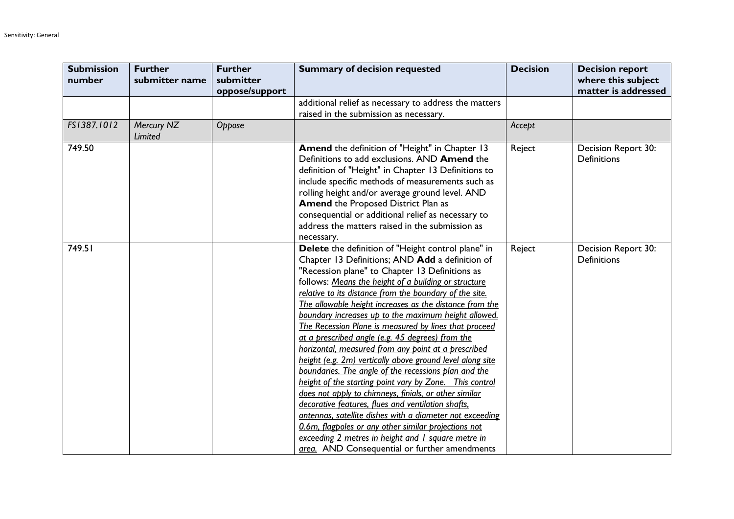| Submission number | Further submitter name | Further submitter oppose/support | Summary of decision requested | Decision | Decision report where this subject matter is addressed |
|---|---|---|---|---|---|
| | | | additional relief as necessary to address the matters raised in the submission as necessary. | | |
| *FS1387.1012* | *Mercury NZ Limited* | *Oppose* | | *Accept* | |
| 749.50 | | | **Amend** the definition of "Height" in Chapter 13 Definitions to add exclusions. AND **Amend** the definition of "Height" in Chapter 13 Definitions to include specific methods of measurements such as rolling height and/or average ground level. AND **Amend** the Proposed District Plan as consequential or additional relief as necessary to address the matters raised in the submission as necessary. | Reject | Decision Report 30: Definitions |
| 749.51 | | | **Delete** the definition of "Height control plane" in Chapter 13 Definitions; AND **Add** a definition of "Recession plane" to Chapter 13 Definitions as follows: *Means the height of a building or structure relative to its distance from the boundary of the site. The allowable height increases as the distance from the boundary increases up to the maximum height allowed. The Recession Plane is measured by lines that proceed at a prescribed angle (e.g. 45 degrees) from the horizontal, measured from any point at a prescribed height (e.g. 2m) vertically above ground level along site boundaries. The angle of the recessions plan and the height of the starting point vary by Zone. This control does not apply to chimneys, finials, or other similar decorative features, flues and ventilation shafts, antennas, satellite dishes with a diameter not exceeding 0.6m, flagpoles or any other similar projections not exceeding 2 metres in height and 1 square metre in area.* AND Consequential or further amendments | Reject | Decision Report 30: Definitions |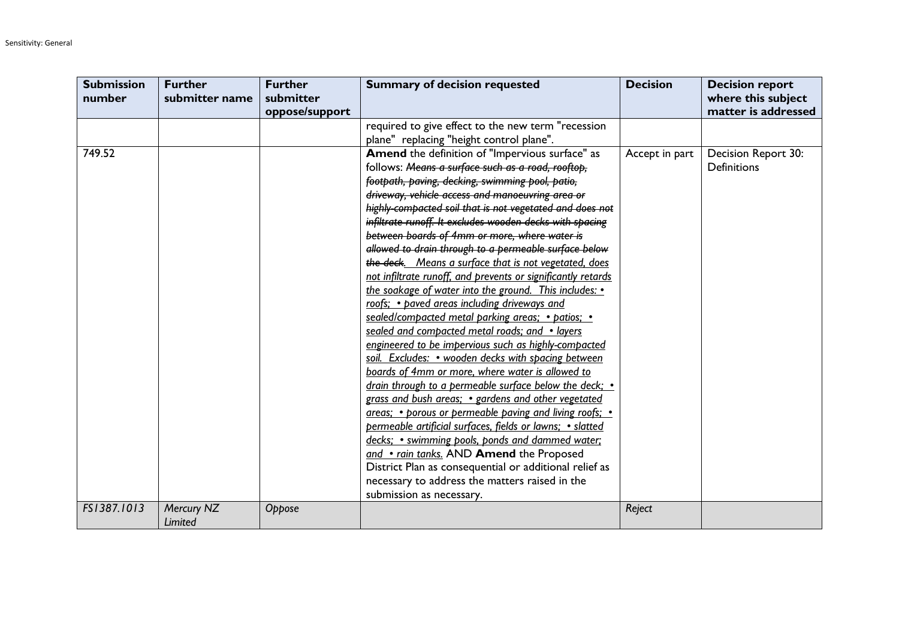| Submission number | Further submitter name | Further submitter oppose/support | Summary of decision requested | Decision | Decision report where this subject matter is addressed |
|---|---|---|---|---|---|
| | | | required to give effect to the new term "recession plane" replacing "height control plane". | | |
| 749.52 | | | **Amend** the definition of "Impervious surface" as follows: ~~*Means a surface such as a road, rooftop, footpath, paving, decking, swimming pool, patio, driveway, vehicle access and manoeuvring area or highly-compacted soil that is not vegetated and does not infiltrate runoff. It excludes wooden decks with spacing between boards of 4mm or more, where water is allowed to drain through to a permeable surface below the deck*~~. *Means a surface that is not vegetated, does not infiltrate runoff, and prevents or significantly retards the soakage of water into the ground. This includes: • roofs; • paved areas including driveways and sealed/compacted metal parking areas; • patios; • sealed and compacted metal roads; and • layers engineered to be impervious such as highly-compacted soil. Excludes: • wooden decks with spacing between boards of 4mm or more, where water is allowed to drain through to a permeable surface below the deck; • grass and bush areas; • gardens and other vegetated areas; • porous or permeable paving and living roofs; • permeable artificial surfaces, fields or lawns; • slatted decks; • swimming pools, ponds and dammed water; and • rain tanks.* AND **Amend** the Proposed District Plan as consequential or additional relief as necessary to address the matters raised in the submission as necessary. | Accept in part | Decision Report 30: Definitions |
| *FS1387.1013* | *Mercury NZ Limited* | *Oppose* | | *Reject* | |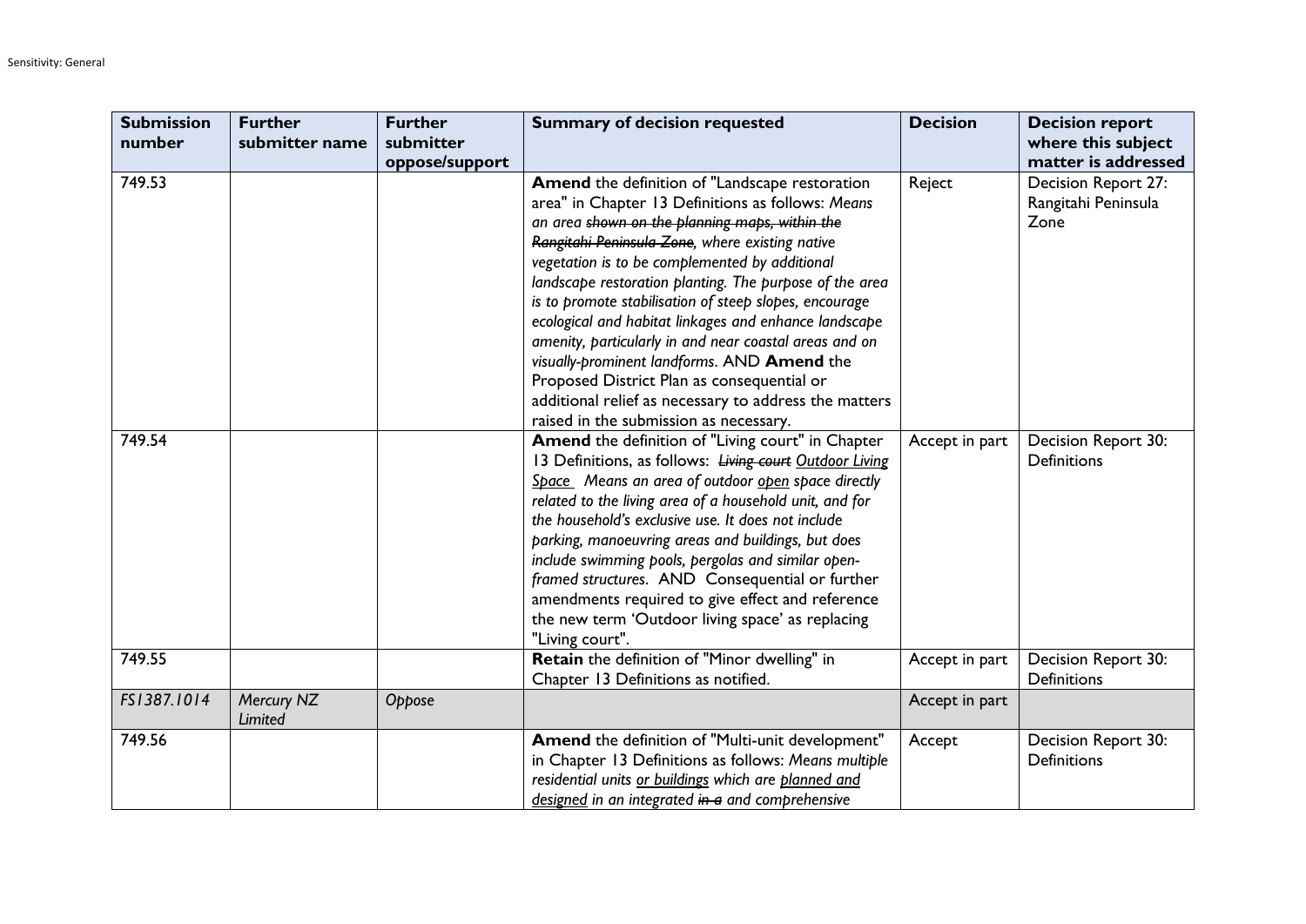| Submission number | Further submitter name | Further submitter oppose/support | Summary of decision requested | Decision | Decision report where this subject matter is addressed |
|---|---|---|---|---|---|
| 749.53 | | | **Amend** the definition of "Landscape restoration area" in Chapter 13 Definitions as follows: *Means an area ~~shown on the planning maps, within the Rangitahi Peninsula Zone~~, where existing native vegetation is to be complemented by additional landscape restoration planting. The purpose of the area is to promote stabilisation of steep slopes, encourage ecological and habitat linkages and enhance landscape amenity, particularly in and near coastal areas and on visually-prominent landforms*. AND **Amend** the Proposed District Plan as consequential or additional relief as necessary to address the matters raised in the submission as necessary. | Reject | Decision Report 27: Rangitahi Peninsula Zone |
| 749.54 | | | **Amend** the definition of "Living court" in Chapter 13 Definitions, as follows: *~~Living court~~ <u>Outdoor Living Space</u> Means an area of outdoor <u>open</u> space directly related to the living area of a household unit, and for the household's exclusive use. It does not include parking, manoeuvring areas and buildings, but does include swimming pools, pergolas and similar open-framed structures*. AND Consequential or further amendments required to give effect and reference the new term 'Outdoor living space' as replacing "Living court". | Accept in part | Decision Report 30: Definitions |
| 749.55 | | | **Retain** the definition of "Minor dwelling" in Chapter 13 Definitions as notified. | Accept in part | Decision Report 30: Definitions |
| *FS1387.1014* | *Mercury NZ Limited* | *Oppose* | | Accept in part | |
| 749.56 | | | **Amend** the definition of "Multi-unit development" in Chapter 13 Definitions as follows: *Means multiple residential units <u>or buildings</u> which are <u>planned and designed</u> in an integrated ~~in a~~ and comprehensive* | Accept | Decision Report 30: Definitions |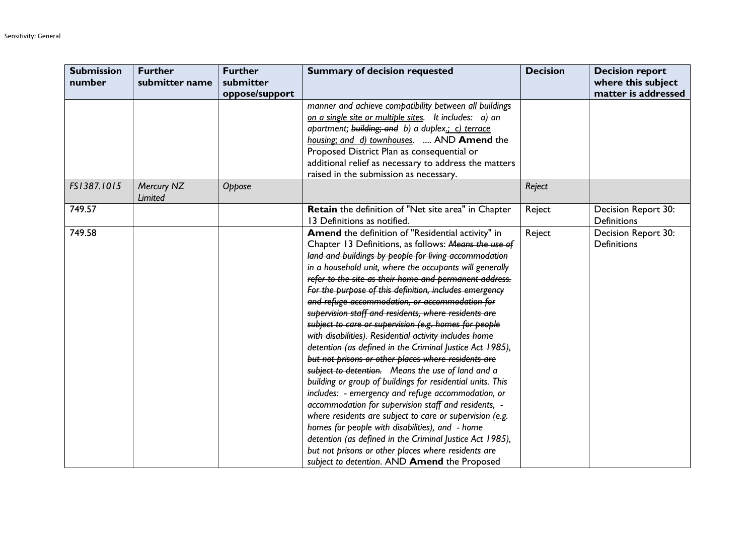| Submission number | Further submitter name | Further submitter oppose/support | Summary of decision requested | Decision | Decision report where this subject matter is addressed |
|---|---|---|---|---|---|
| | | | *manner and achieve compatibility between all buildings on a single site or multiple sites. It includes: a) an apartment; ~~building; and~~ b) a duplex.; c) terrace housing; and d) townhouses.* .... AND **Amend** the Proposed District Plan as consequential or additional relief as necessary to address the matters raised in the submission as necessary. | | |
| *FS1387.1015* | *Mercury NZ Limited* | *Oppose* | | *Reject* | |
| 749.57 | | | **Retain** the definition of "Net site area" in Chapter 13 Definitions as notified. | Reject | Decision Report 30: Definitions |
| 749.58 | | | **Amend** the definition of "Residential activity" in Chapter 13 Definitions, as follows: *~~Means the use of land and buildings by people for living accommodation in a household unit, where the occupants will generally refer to the site as their home and permanent address. For the purpose of this definition, includes emergency and refuge accommodation, or accommodation for supervision staff and residents, where residents are subject to care or supervision (e.g. homes for people with disabilities). Residential activity includes home detention (as defined in the Criminal Justice Act 1985), but not prisons or other places where residents are subject to detention.~~ Means the use of land and a building or group of buildings for residential units. This includes: - emergency and refuge accommodation, or accommodation for supervision staff and residents, - where residents are subject to care or supervision (e.g. homes for people with disabilities), and - home detention (as defined in the Criminal Justice Act 1985), but not prisons or other places where residents are subject to detention*. AND **Amend** the Proposed | Reject | Decision Report 30: Definitions |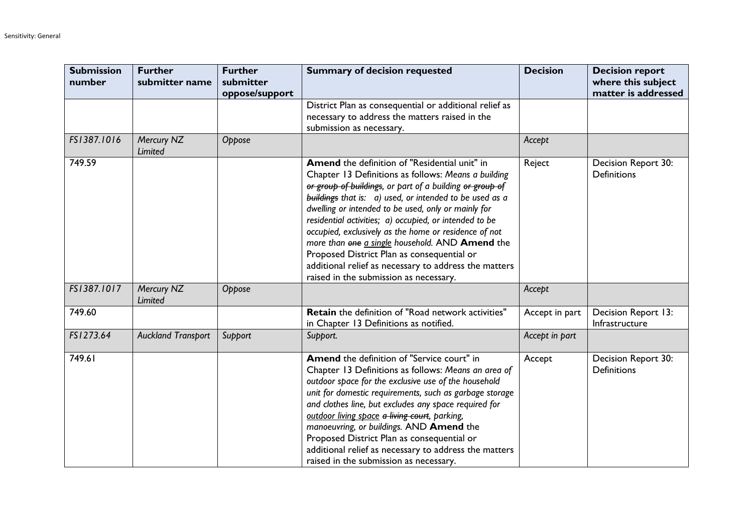| Submission number | Further submitter name | Further submitter oppose/support | Summary of decision requested | Decision | Decision report where this subject matter is addressed |
|---|---|---|---|---|---|
| | | | District Plan as consequential or additional relief as necessary to address the matters raised in the submission as necessary. | | |
| *FS1387.1016* | *Mercury NZ Limited* | *Oppose* | | *Accept* | |
| 749.59 | | | **Amend** the definition of "Residential unit" in Chapter 13 Definitions as follows: *Means a building ~~or group of buildings~~, or part of a building ~~or group of buildings~~ that is: a) used, or intended to be used as a dwelling or intended to be used, only or mainly for residential activities; a) occupied, or intended to be occupied, exclusively as the home or residence of not more than ~~one~~ <u>a single</u> household.* AND **Amend** the Proposed District Plan as consequential or additional relief as necessary to address the matters raised in the submission as necessary. | Reject | Decision Report 30: Definitions |
| *FS1387.1017* | *Mercury NZ Limited* | *Oppose* | | *Accept* | |
| 749.60 | | | **Retain** the definition of "Road network activities" in Chapter 13 Definitions as notified. | Accept in part | Decision Report 13: Infrastructure |
| *FS1273.64* | *Auckland Transport* | *Support* | *Support.* | *Accept in part* | |
| 749.61 | | | **Amend** the definition of "Service court" in Chapter 13 Definitions as follows: *Means an area of outdoor space for the exclusive use of the household unit for domestic requirements, such as garbage storage and clothes line, but excludes any space required for <u>outdoor living space</u> ~~a living court~~, parking, manoeuvring, or buildings.* AND **Amend** the Proposed District Plan as consequential or additional relief as necessary to address the matters raised in the submission as necessary. | Accept | Decision Report 30: Definitions |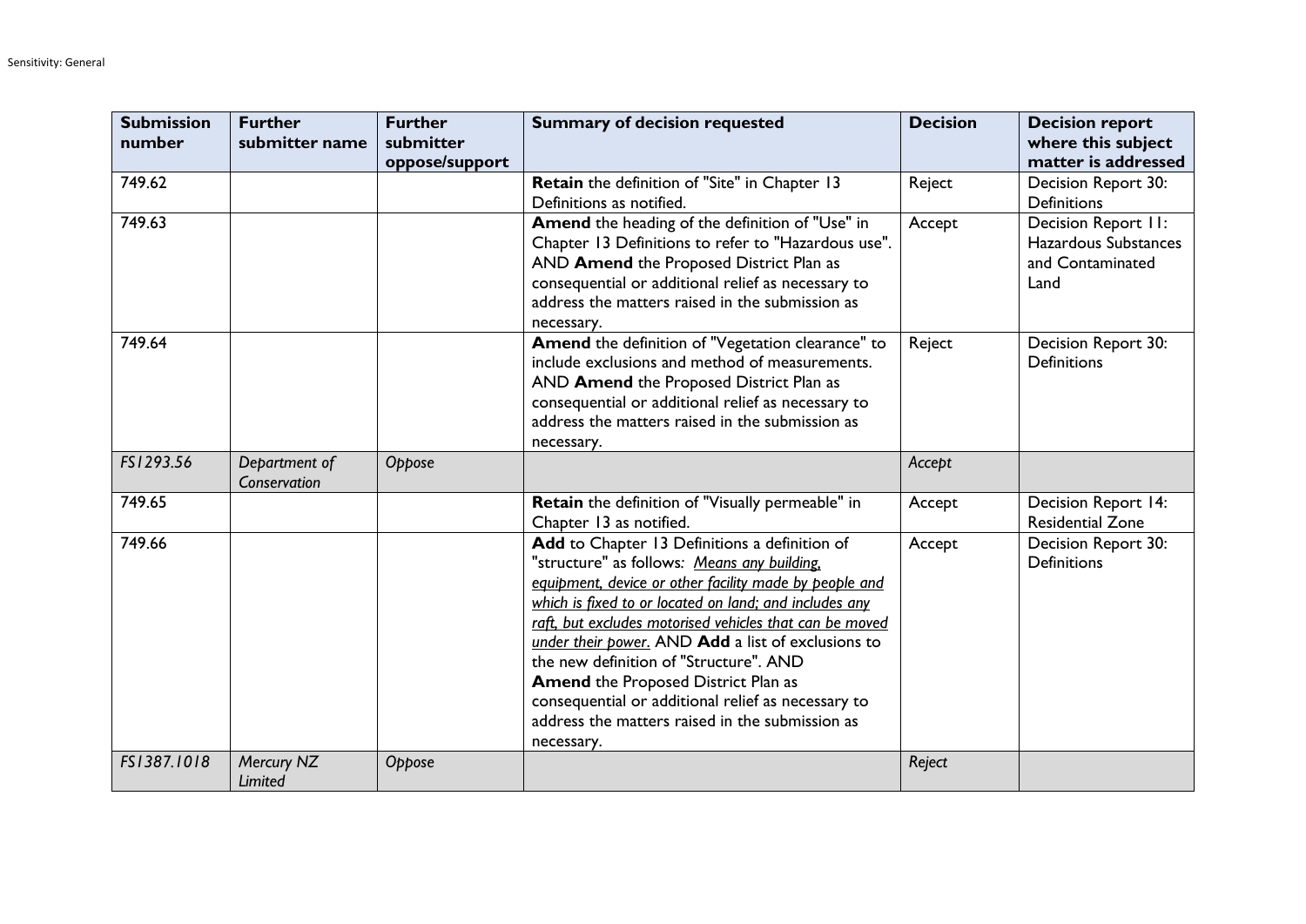| Submission number | Further submitter name | Further submitter oppose/support | Summary of decision requested | Decision | Decision report where this subject matter is addressed |
|---|---|---|---|---|---|
| 749.62 | | | **Retain** the definition of "Site" in Chapter 13 Definitions as notified. | Reject | Decision Report 30: Definitions |
| 749.63 | | | **Amend** the heading of the definition of "Use" in Chapter 13 Definitions to refer to "Hazardous use". AND **Amend** the Proposed District Plan as consequential or additional relief as necessary to address the matters raised in the submission as necessary. | Accept | Decision Report 11: Hazardous Substances and Contaminated Land |
| 749.64 | | | **Amend** the definition of "Vegetation clearance" to include exclusions and method of measurements. AND **Amend** the Proposed District Plan as consequential or additional relief as necessary to address the matters raised in the submission as necessary. | Reject | Decision Report 30: Definitions |
| *FS1293.56* | *Department of Conservation* | *Oppose* | | *Accept* | |
| 749.65 | | | **Retain** the definition of "Visually permeable" in Chapter 13 as notified. | Accept | Decision Report 14: Residential Zone |
| 749.66 | | | **Add** to Chapter 13 Definitions a definition of "structure" as follows: *Means any building, equipment, device or other facility made by people and which is fixed to or located on land; and includes any raft, but excludes motorised vehicles that can be moved under their power.* AND **Add** a list of exclusions to the new definition of "Structure". AND **Amend** the Proposed District Plan as consequential or additional relief as necessary to address the matters raised in the submission as necessary. | Accept | Decision Report 30: Definitions |
| *FS1387.1018* | *Mercury NZ Limited* | *Oppose* | | *Reject* | |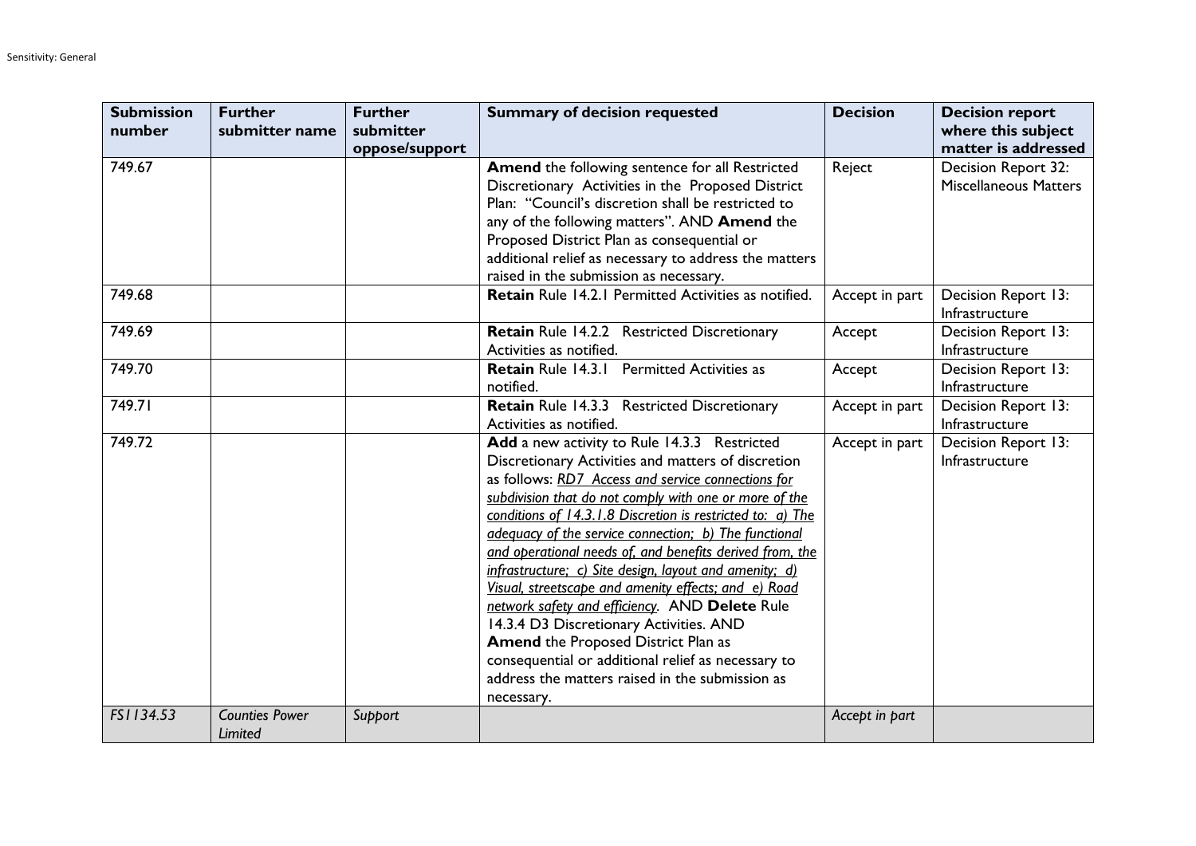| Submission number | Further submitter name | Further submitter oppose/support | Summary of decision requested | Decision | Decision report where this subject matter is addressed |
|---|---|---|---|---|---|
| 749.67 | | | **Amend** the following sentence for all Restricted Discretionary Activities in the Proposed District Plan: "Council's discretion shall be restricted to any of the following matters". AND **Amend** the Proposed District Plan as consequential or additional relief as necessary to address the matters raised in the submission as necessary. | Reject | Decision Report 32: Miscellaneous Matters |
| 749.68 | | | **Retain** Rule 14.2.1 Permitted Activities as notified. | Accept in part | Decision Report 13: Infrastructure |
| 749.69 | | | **Retain** Rule 14.2.2 Restricted Discretionary Activities as notified. | Accept | Decision Report 13: Infrastructure |
| 749.70 | | | **Retain** Rule 14.3.1 Permitted Activities as notified. | Accept | Decision Report 13: Infrastructure |
| 749.71 | | | **Retain** Rule 14.3.3 Restricted Discretionary Activities as notified. | Accept in part | Decision Report 13: Infrastructure |
| 749.72 | | | **Add** a new activity to Rule 14.3.3 Restricted Discretionary Activities and matters of discretion as follows: _RD7 Access and service connections for subdivision that do not comply with one or more of the conditions of 14.3.1.8 Discretion is restricted to: a) The adequacy of the service connection; b) The functional and operational needs of, and benefits derived from, the infrastructure; c) Site design, layout and amenity; d) Visual, streetscape and amenity effects; and e) Road network safety and efficiency_. AND **Delete** Rule 14.3.4 D3 Discretionary Activities. AND **Amend** the Proposed District Plan as consequential or additional relief as necessary to address the matters raised in the submission as necessary. | Accept in part | Decision Report 13: Infrastructure |
| *FS1134.53* | *Counties Power Limited* | *Support* | | *Accept in part* | |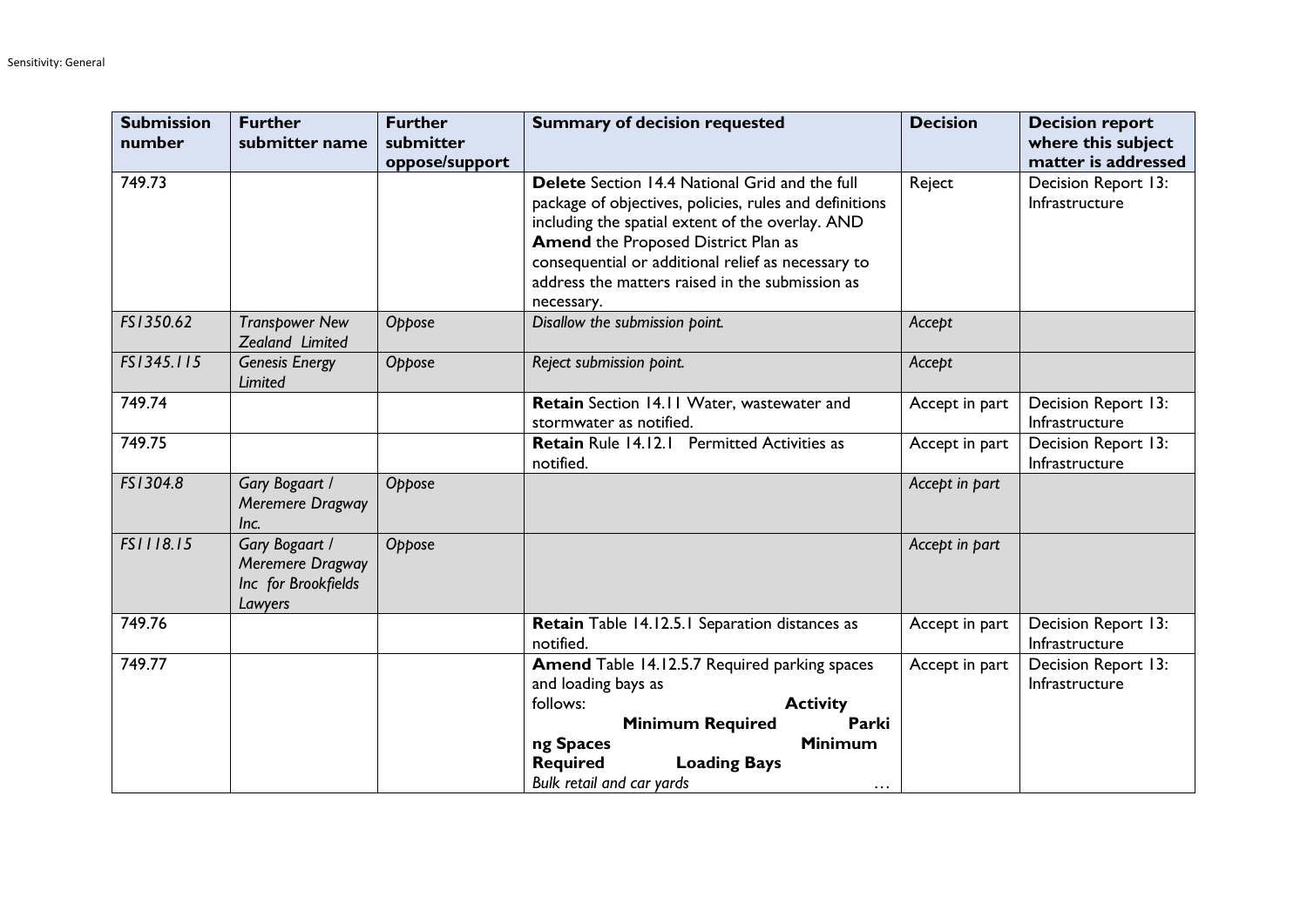| Submission number | Further submitter name | Further submitter oppose/support | Summary of decision requested | Decision | Decision report where this subject matter is addressed |
|---|---|---|---|---|---|
| 749.73 | | | **Delete** Section 14.4 National Grid and the full package of objectives, policies, rules and definitions including the spatial extent of the overlay. AND **Amend** the Proposed District Plan as consequential or additional relief as necessary to address the matters raised in the submission as necessary. | Reject | Decision Report 13: Infrastructure |
| *FS1350.62* | *Transpower New Zealand Limited* | *Oppose* | *Disallow the submission point.* | *Accept* | |
| *FS1345.115* | *Genesis Energy Limited* | *Oppose* | *Reject submission point.* | *Accept* | |
| 749.74 | | | **Retain** Section 14.11 Water, wastewater and stormwater as notified. | Accept in part | Decision Report 13: Infrastructure |
| 749.75 | | | **Retain** Rule 14.12.1 Permitted Activities as notified. | Accept in part | Decision Report 13: Infrastructure |
| *FS1304.8* | *Gary Bogaart / Meremere Dragway Inc.* | *Oppose* | | *Accept in part* | |
| *FS1118.15* | *Gary Bogaart / Meremere Dragway Inc for Brookfields Lawyers* | *Oppose* | | *Accept in part* | |
| 749.76 | | | **Retain** Table 14.12.5.1 Separation distances as notified. | Accept in part | Decision Report 13: Infrastructure |
| 749.77 | | | **Amend** Table 14.12.5.7 Required parking spaces and loading bays as follows: **Activity** **Minimum Required Parking Spaces** **Minimum Required Loading Bays** *Bulk retail and car yards* … | Accept in part | Decision Report 13: Infrastructure |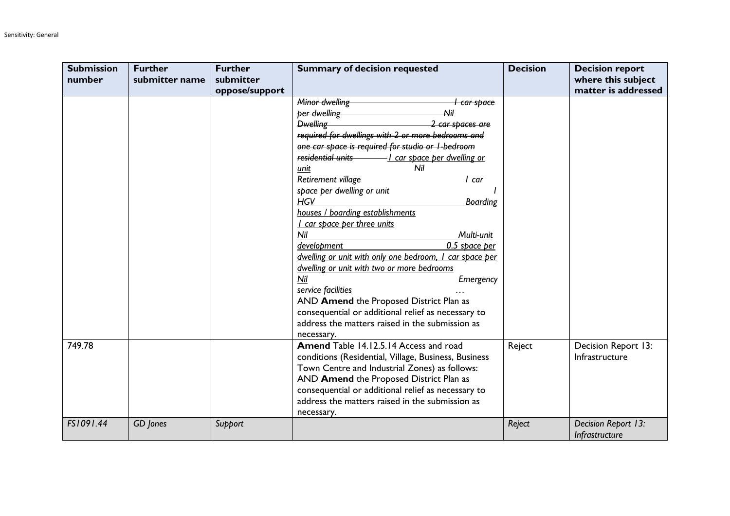| Submission number | Further submitter name | Further submitter oppose/support | Summary of decision requested | Decision | Decision report where this subject matter is addressed |
|---|---|---|---|---|---|
| | | | ~~*Minor dwelling 1 car space per dwelling Nil*~~<br>~~*Dwelling 2 car spaces are required for dwellings with 2 or more bedrooms and one car space is required for studio or 1-bedroom residential units*~~ *1 car space per dwelling or unit Nil*<br>*Retirement village 1 car space per dwelling or unit 1 HGV Boarding houses / boarding establishments 1 car space per three units Nil Multi-unit development 0.5 space per dwelling or unit with only one bedroom, 1 car space per dwelling or unit with two or more bedrooms Nil Emergency service facilities …*<br>AND **Amend** the Proposed District Plan as consequential or additional relief as necessary to address the matters raised in the submission as necessary. | | |
| 749.78 | | | **Amend** Table 14.12.5.14 Access and road conditions (Residential, Village, Business, Business Town Centre and Industrial Zones) as follows:<br>AND **Amend** the Proposed District Plan as consequential or additional relief as necessary to address the matters raised in the submission as necessary. | Reject | Decision Report 13: Infrastructure |
| *FS1091.44* | *GD Jones* | *Support* | | *Reject* | *Decision Report 13: Infrastructure* |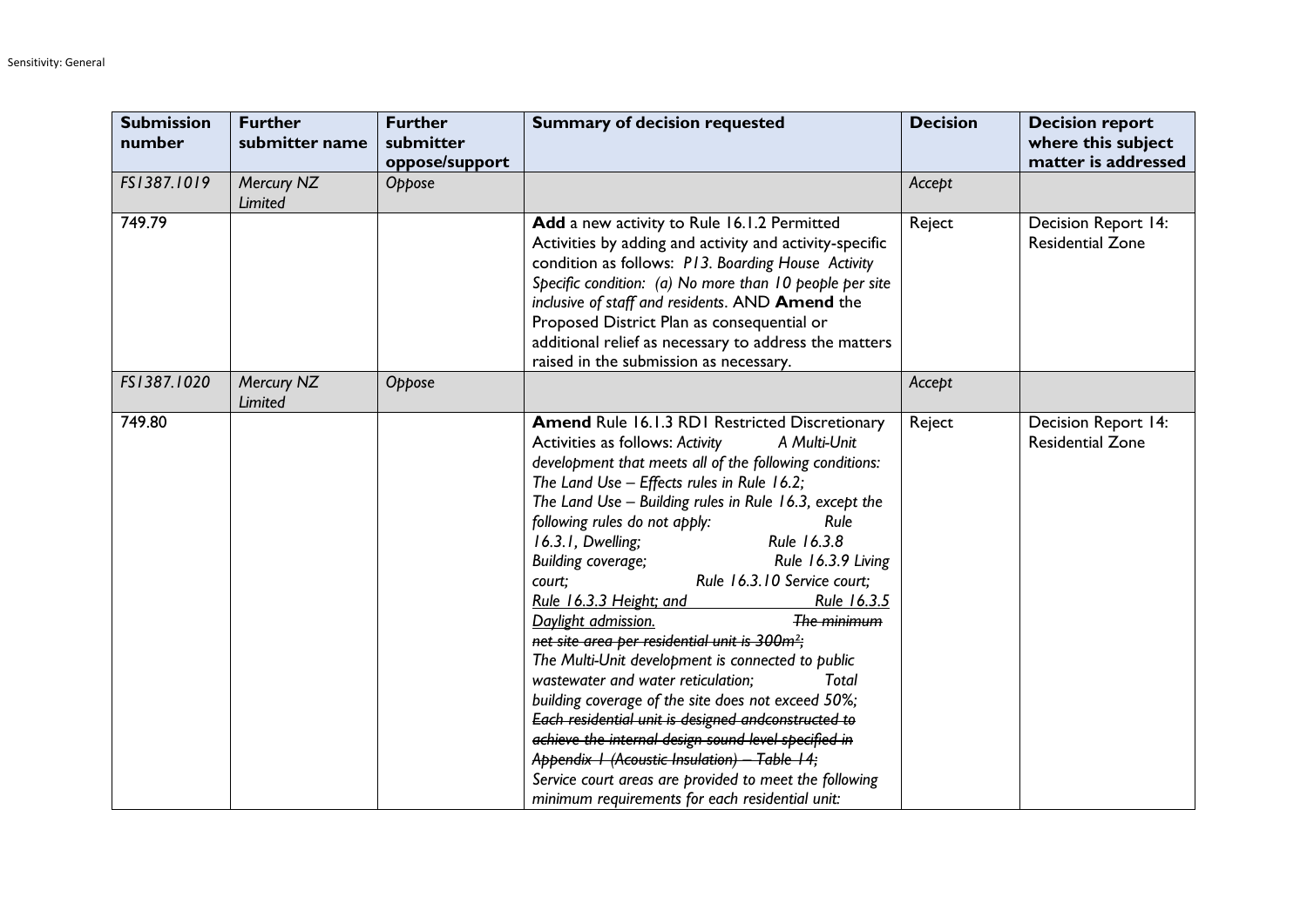| Submission number | Further submitter name | Further submitter oppose/support | Summary of decision requested | Decision | Decision report where this subject matter is addressed |
|---|---|---|---|---|---|
| *FS1387.1019* | *Mercury NZ Limited* | *Oppose* | | *Accept* | |
| 749.79 | | | **Add** a new activity to Rule 16.1.2 Permitted Activities by adding and activity and activity-specific condition as follows: *P13. Boarding House Activity Specific condition: (a) No more than 10 people per site inclusive of staff and residents*. AND **Amend** the Proposed District Plan as consequential or additional relief as necessary to address the matters raised in the submission as necessary. | Reject | Decision Report 14: Residential Zone |
| *FS1387.1020* | *Mercury NZ Limited* | *Oppose* | | *Accept* | |
| 749.80 | | | **Amend** Rule 16.1.3 RD1 Restricted Discretionary Activities as follows: *Activity A Multi-Unit development that meets all of the following conditions: The Land Use – Effects rules in Rule 16.2; The Land Use – Building rules in Rule 16.3, except the following rules do not apply: Rule 16.3.1, Dwelling; Rule 16.3.8 Building coverage; Rule 16.3.9 Living court; Rule 16.3.10 Service court; <u>Rule 16.3.3 Height; and Rule 16.3.5 Daylight admission.</u> ~~The minimum net site area per residential unit is 300m²;~~ The Multi-Unit development is connected to public wastewater and water reticulation; Total building coverage of the site does not exceed 50%; ~~Each residential unit is designed andconstructed to achieve the internal design sound level specified in Appendix 1 (Acoustic Insulation) – Table 14;~~ Service court areas are provided to meet the following minimum requirements for each residential unit:* | Reject | Decision Report 14: Residential Zone |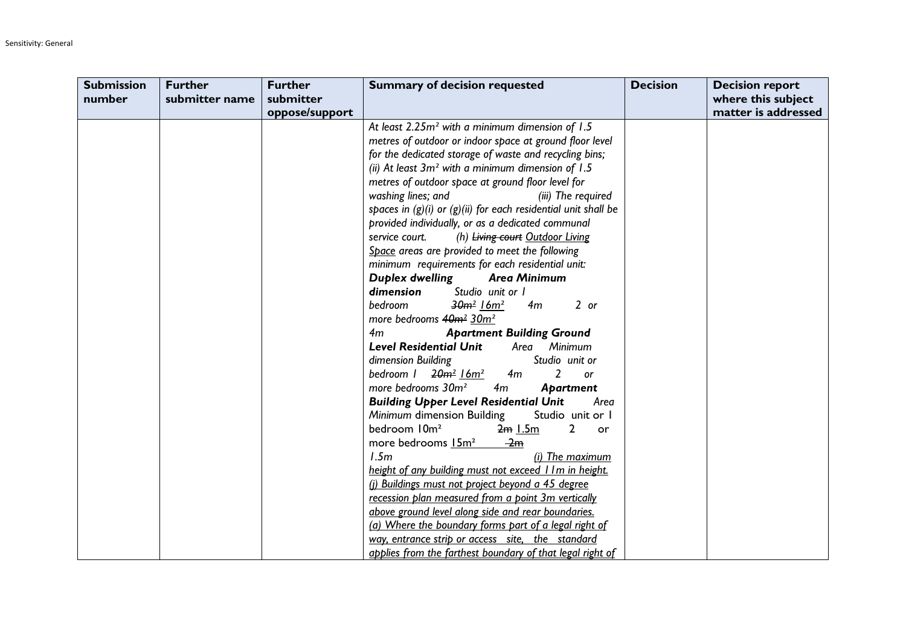| Submission number | Further submitter name | Further submitter oppose/support | Summary of decision requested | Decision | Decision report where this subject matter is addressed |
|---|---|---|---|---|---|
| | | | *At least 2.25m² with a minimum dimension of 1.5 metres of outdoor or indoor space at ground floor level for the dedicated storage of waste and recycling bins; (ii) At least 3m² with a minimum dimension of 1.5 metres of outdoor space at ground floor level for washing lines; and (iii) The required spaces in (g)(i) or (g)(ii) for each residential unit shall be provided individually, or as a dedicated communal service court. (h) ~~Living court~~ <u>Outdoor Living Space</u> areas are provided to meet the following minimum requirements for each residential unit:* ***Duplex dwelling Area Minimum dimension*** *Studio unit or 1 bedroom ~~30m²~~ <u>16m²</u> 4m 2 or more bedrooms ~~40m²~~ <u>30m²</u> 4m* ***Apartment Building Ground Level Residential Unit*** *Area Minimum dimension Building Studio unit or bedroom 1 ~~20m²~~ <u>16m²</u> 4m 2 or more bedrooms 30m² 4m* ***Apartment Building Upper Level Residential Unit*** *Area Minimum* dimension Building Studio unit or 1 bedroom 10m² ~~2m~~ <u>1.5m</u> 2 or more bedrooms <u>15m²</u> ~~2m~~ *1.5m <u>(i) The maximum height of any building must not exceed 11m in height. (j) Buildings must not project beyond a 45 degree recession plan measured from a point 3m vertically above ground level along side and rear boundaries. (a) Where the boundary forms part of a legal right of way, entrance strip or access site, the standard applies from the farthest boundary of that legal right of</u>* | | |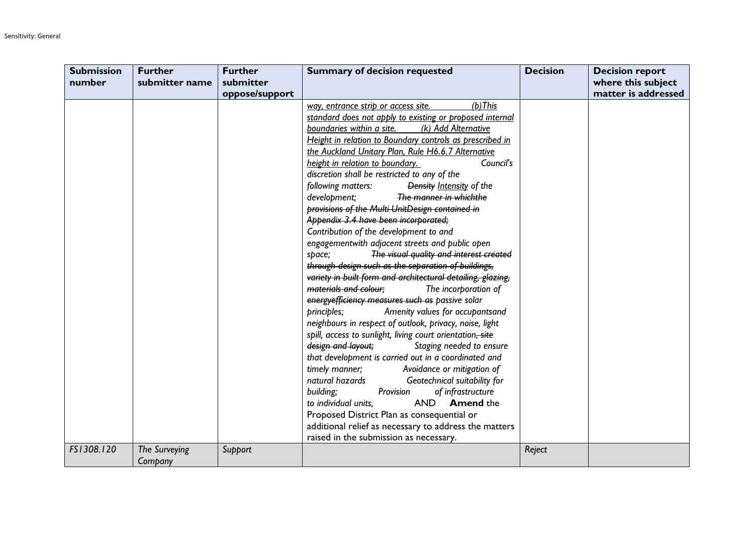| Submission number | Further submitter name | Further submitter oppose/support | Summary of decision requested | Decision | Decision report where this subject matter is addressed |
|---|---|---|---|---|---|
| | | | <u>*way, entrance strip or access site. (b)This standard does not apply to existing or proposed internal boundaries within a site. (k) Add Alternative Height in relation to Boundary controls as prescribed in the Auckland Unitary Plan, Rule H6.6.7 Alternative height in relation to boundary.*</u> *Council's discretion shall be restricted to any of the following matters: ~~Density~~ <u>Intensity</u> of the development; ~~The manner in whichthe provisions of the Multi-UnitDesign contained in Appendix 3.4 have been incorporated;~~ Contribution of the development to and engagementwith adjacent streets and public open space; ~~The visual quality and interest created through design such as the separation of buildings, variety in built form and architectural detailing, glazing, materials and colour;~~ The incorporation of ~~energyefficiency measures such as~~ passive solar principles; Amenity values for occupantsand neighbours in respect of outlook, privacy, noise, light spill, access to sunlight, living court orientation~~, site design and layout;~~ Staging needed to ensure that development is carried out in a coordinated and timely manner; Avoidance or mitigation of natural hazards Geotechnical suitability for building; Provision of infrastructure to individual units,* AND **Amend** the Proposed District Plan as consequential or additional relief as necessary to address the matters raised in the submission as necessary. | | |
| *FS1308.120* | *The Surveying Company* | *Support* | | *Reject* | |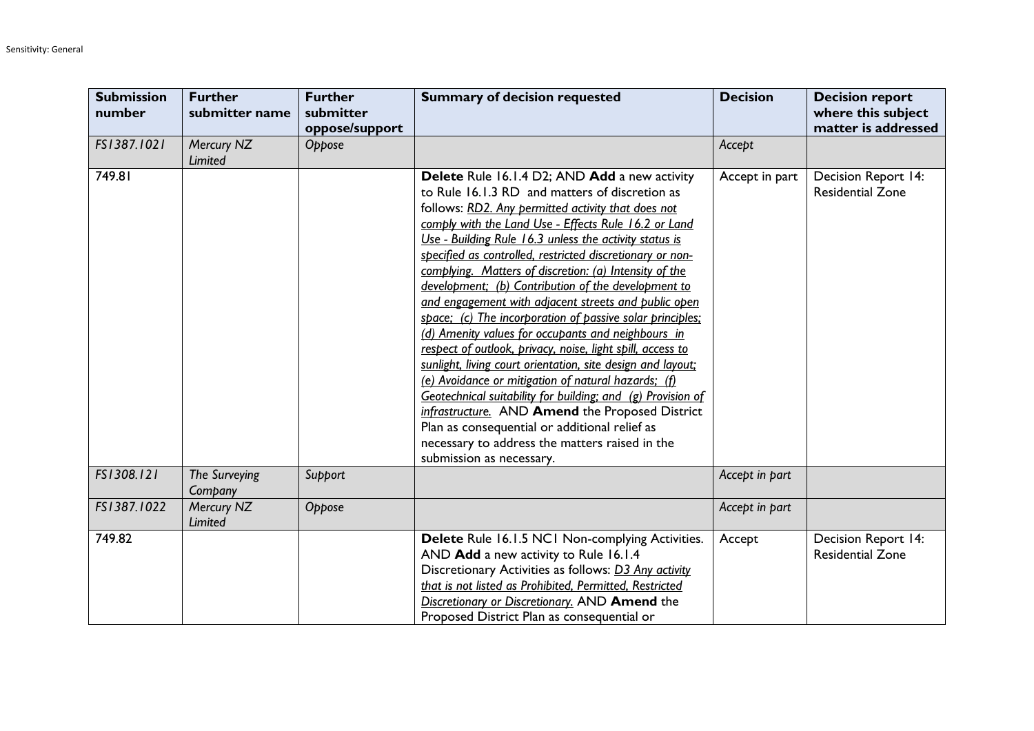| Submission number | Further submitter name | Further submitter oppose/support | Summary of decision requested | Decision | Decision report where this subject matter is addressed |
|---|---|---|---|---|---|
| *FS1387.1021* | *Mercury NZ Limited* | *Oppose* | | *Accept* | |
| 749.81 | | | **Delete** Rule 16.1.4 D2; AND **Add** a new activity to Rule 16.1.3 RD and matters of discretion as follows: *RD2. Any permitted activity that does not comply with the Land Use - Effects Rule 16.2 or Land Use - Building Rule 16.3 unless the activity status is specified as controlled, restricted discretionary or non-complying. Matters of discretion: (a) Intensity of the development; (b) Contribution of the development to and engagement with adjacent streets and public open space; (c) The incorporation of passive solar principles; (d) Amenity values for occupants and neighbours in respect of outlook, privacy, noise, light spill, access to sunlight, living court orientation, site design and layout; (e) Avoidance or mitigation of natural hazards; (f) Geotechnical suitability for building; and (g) Provision of infrastructure.* AND **Amend** the Proposed District Plan as consequential or additional relief as necessary to address the matters raised in the submission as necessary. | Accept in part | Decision Report 14: Residential Zone |
| *FS1308.121* | *The Surveying Company* | *Support* | | *Accept in part* | |
| *FS1387.1022* | *Mercury NZ Limited* | *Oppose* | | *Accept in part* | |
| 749.82 | | | **Delete** Rule 16.1.5 NC1 Non-complying Activities. AND **Add** a new activity to Rule 16.1.4 Discretionary Activities as follows: *D3 Any activity that is not listed as Prohibited, Permitted, Restricted Discretionary or Discretionary.* AND **Amend** the Proposed District Plan as consequential or | Accept | Decision Report 14: Residential Zone |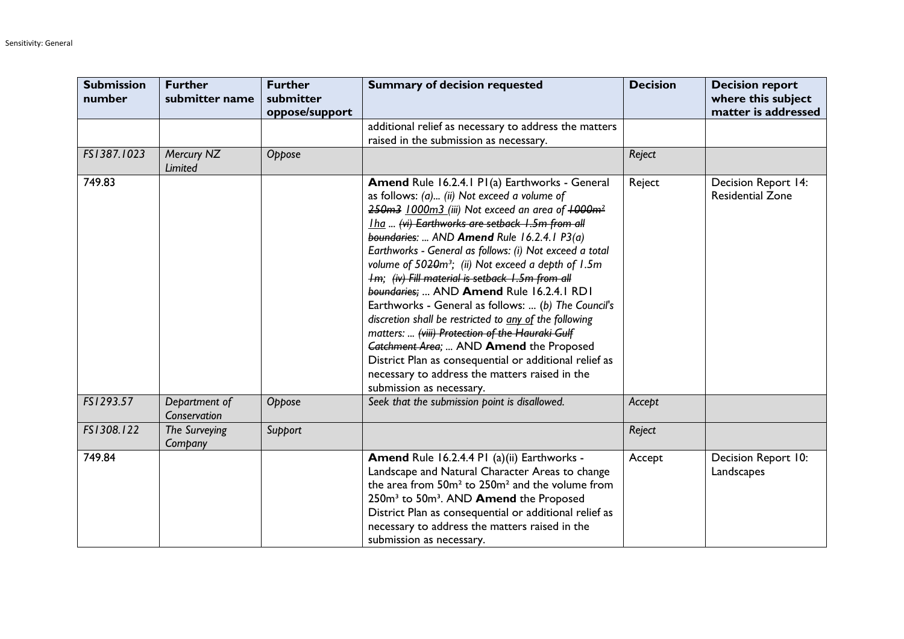| Submission number | Further submitter name | Further submitter oppose/support | Summary of decision requested | Decision | Decision report where this subject matter is addressed |
|---|---|---|---|---|---|
| | | | additional relief as necessary to address the matters raised in the submission as necessary. | | |
| *FS1387.1023* | *Mercury NZ Limited* | *Oppose* | | *Reject* | |
| 749.83 | | | **Amend** Rule 16.2.4.1 P1(a) Earthworks - General as follows: *(a)... (ii) Not exceed a volume of ~~250m3~~ <u>1000m3</u> (iii) Not exceed an area of ~~1000m²~~ <u>1ha</u> ... ~~(vi) Earthworks are setback 1.5m from all boundaries:~~ ... AND **Amend** Rule 16.2.4.1 P3(a) Earthworks - General as follows: (i) Not exceed a total volume of 50~~20~~m³; (ii) Not exceed a depth of 1.5m ~~1m~~; ~~(iv) Fill material is setback 1.5m from all boundaries;~~* ... AND **Amend** Rule 16.2.4.1 RD1 Earthworks - General as follows: ... (*b) The Council's discretion shall be restricted to <u>any of</u> the following matters: ... ~~(viii) Protection of the Hauraki Gulf Catchment Area;~~* ... AND **Amend** the Proposed District Plan as consequential or additional relief as necessary to address the matters raised in the submission as necessary. | Reject | Decision Report 14: Residential Zone |
| *FS1293.57* | *Department of Conservation* | *Oppose* | *Seek that the submission point is disallowed.* | *Accept* | |
| *FS1308.122* | *The Surveying Company* | *Support* | | *Reject* | |
| 749.84 | | | **Amend** Rule 16.2.4.4 P1 (a)(ii) Earthworks - Landscape and Natural Character Areas to change the area from 50m² to 250m² and the volume from 250m³ to 50m³. AND **Amend** the Proposed District Plan as consequential or additional relief as necessary to address the matters raised in the submission as necessary. | Accept | Decision Report 10: Landscapes |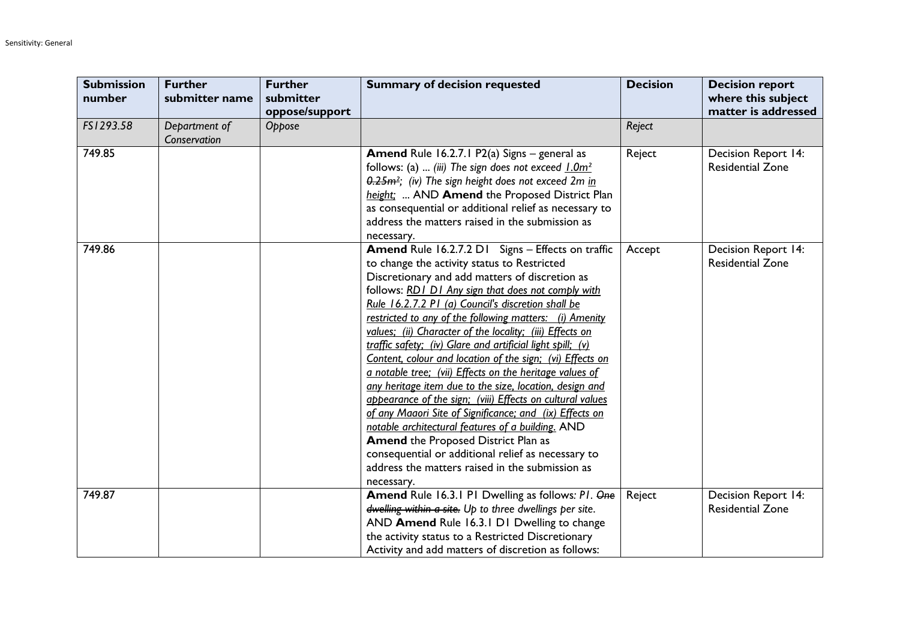| Submission number | Further submitter name | Further submitter oppose/support | Summary of decision requested | Decision | Decision report where this subject matter is addressed |
|---|---|---|---|---|---|
| *FS1293.58* | *Department of Conservation* | *Oppose* | | *Reject* | |
| 749.85 | | | **Amend** Rule 16.2.7.1 P2(a) Signs – general as follows: (a) ... *(iii) The sign does not exceed <u>1.0m²</u> ~~0.25m²~~; (iv) The sign height does not exceed 2m <u>in height;</u>* ... AND **Amend** the Proposed District Plan as consequential or additional relief as necessary to address the matters raised in the submission as necessary. | Reject | Decision Report 14: Residential Zone |
| 749.86 | | | **Amend** Rule 16.2.7.2 D1 Signs – Effects on traffic to change the activity status to Restricted Discretionary and add matters of discretion as follows: *<u>RD1 D1 Any sign that does not comply with Rule 16.2.7.2 P1 (a) Council's discretion shall be restricted to any of the following matters: (i) Amenity values; (ii) Character of the locality; (iii) Effects on traffic safety; (iv) Glare and artificial light spill; (v) Content, colour and location of the sign; (vi) Effects on a notable tree; (vii) Effects on the heritage values of any heritage item due to the size, location, design and appearance of the sign; (viii) Effects on cultural values of any Maaori Site of Significance; and (ix) Effects on notable architectural features of a building.</u>* AND **Amend** the Proposed District Plan as consequential or additional relief as necessary to address the matters raised in the submission as necessary. | Accept | Decision Report 14: Residential Zone |
| 749.87 | | | **Amend** Rule 16.3.1 P1 Dwelling as follows: *P1. ~~One dwelling within a site.~~ Up to three dwellings per site.* AND **Amend** Rule 16.3.1 D1 Dwelling to change the activity status to a Restricted Discretionary Activity and add matters of discretion as follows: | Reject | Decision Report 14: Residential Zone |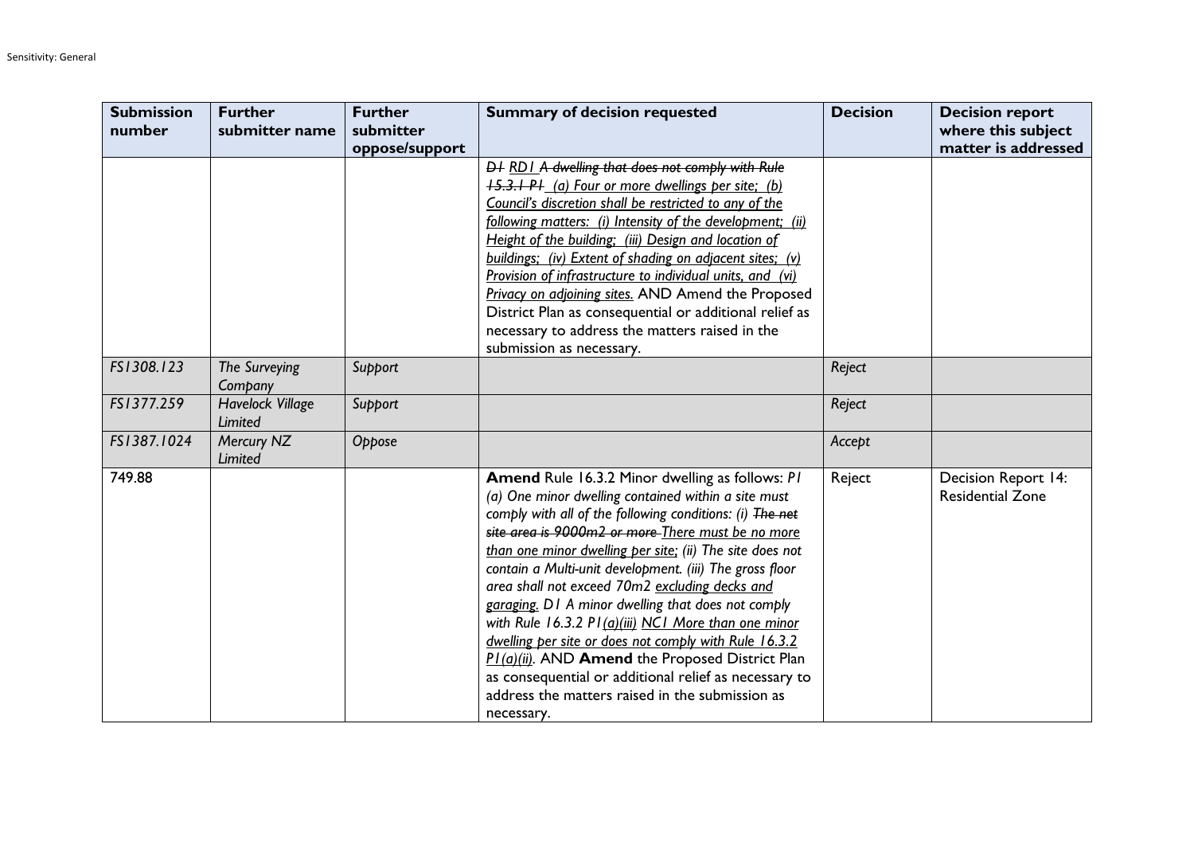| Submission number | Further submitter name | Further submitter oppose/support | Summary of decision requested | Decision | Decision report where this subject matter is addressed |
|---|---|---|---|---|---|
| | | | ~~*D1*~~ *RD1* ~~*A dwelling that does not comply with Rule 15.3.1 P1*~~ *(a) Four or more dwellings per site; (b) Council's discretion shall be restricted to any of the following matters: (i) Intensity of the development; (ii) Height of the building; (iii) Design and location of buildings; (iv) Extent of shading on adjacent sites; (v) Provision of infrastructure to individual units, and (vi) Privacy on adjoining sites.* AND Amend the Proposed District Plan as consequential or additional relief as necessary to address the matters raised in the submission as necessary. | | |
| *FS1308.123* | *The Surveying Company* | *Support* | | *Reject* | |
| *FS1377.259* | *Havelock Village Limited* | *Support* | | *Reject* | |
| *FS1387.1024* | *Mercury NZ Limited* | *Oppose* | | *Accept* | |
| 749.88 | | | **Amend** Rule 16.3.2 Minor dwelling as follows: *P1 (a) One minor dwelling contained within a site must comply with all of the following conditions: (i)* ~~*The net site area is 9000m2 or more*~~ *There must be no more than one minor dwelling per site; (ii) The site does not contain a Multi-unit development. (iii) The gross floor area shall not exceed 70m2 excluding decks and garaging. D1 A minor dwelling that does not comply with Rule 16.3.2 P1(a)(iii) NC1 More than one minor dwelling per site or does not comply with Rule 16.3.2 P1(a)(ii).* AND **Amend** the Proposed District Plan as consequential or additional relief as necessary to address the matters raised in the submission as necessary. | Reject | Decision Report 14: Residential Zone |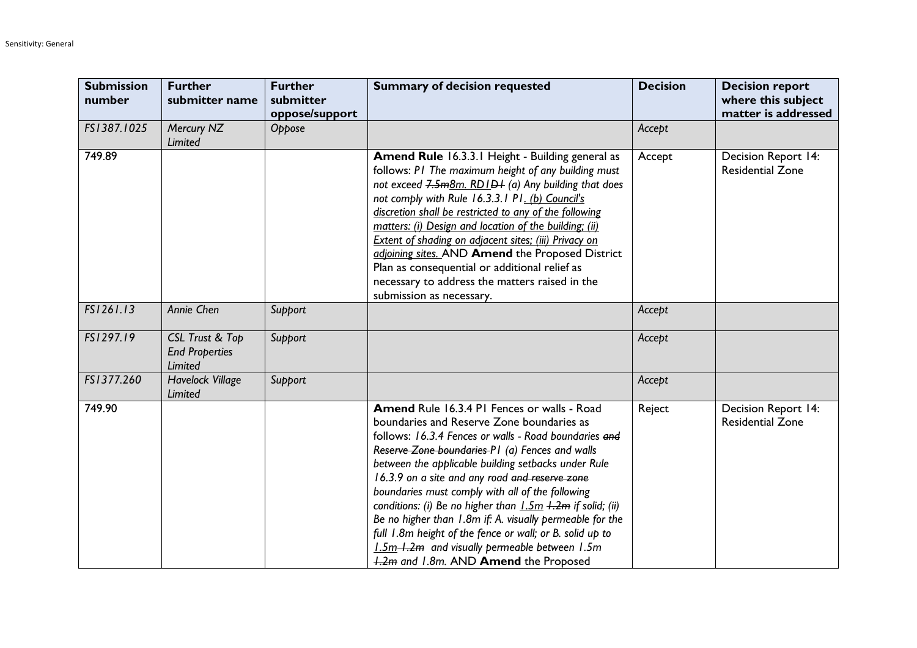Sensitivity: General

| Submission number | Further submitter name | Further submitter oppose/support | Summary of decision requested | Decision | Decision report where this subject matter is addressed |
|---|---|---|---|---|---|
| *FS1387.1025* | *Mercury NZ Limited* | *Oppose* | | *Accept* | |
| 749.89 | | | **Amend Rule** 16.3.3.1 Height - Building general as follows: *P1 The maximum height of any building must not exceed ~~7.5m~~8m. RD1~~D1~~ (a) Any building that does not comply with Rule 16.3.3.1 P1. (b) Council's discretion shall be restricted to any of the following matters: (i) Design and location of the building; (ii) Extent of shading on adjacent sites; (iii) Privacy on adjoining sites.* AND **Amend** the Proposed District Plan as consequential or additional relief as necessary to address the matters raised in the submission as necessary. | Accept | Decision Report 14: Residential Zone |
| *FS1261.13* | *Annie Chen* | *Support* | | *Accept* | |
| *FS1297.19* | *CSL Trust & Top End Properties Limited* | *Support* | | *Accept* | |
| *FS1377.260* | *Havelock Village Limited* | *Support* | | *Accept* | |
| 749.90 | | | **Amend** Rule 16.3.4 P1 Fences or walls - Road boundaries and Reserve Zone boundaries as follows: *16.3.4 Fences or walls - Road boundaries ~~and Reserve Zone boundaries~~ P1 (a) Fences and walls between the applicable building setbacks under Rule 16.3.9 on a site and any road ~~and reserve zone~~ boundaries must comply with all of the following conditions: (i) Be no higher than 1.5m ~~1.2m~~ if solid; (ii) Be no higher than 1.8m if: A. visually permeable for the full 1.8m height of the fence or wall; or B. solid up to 1.5m ~~1.2m~~ and visually permeable between 1.5m ~~1.2m~~ and 1.8m.* AND **Amend** the Proposed | Reject | Decision Report 14: Residential Zone |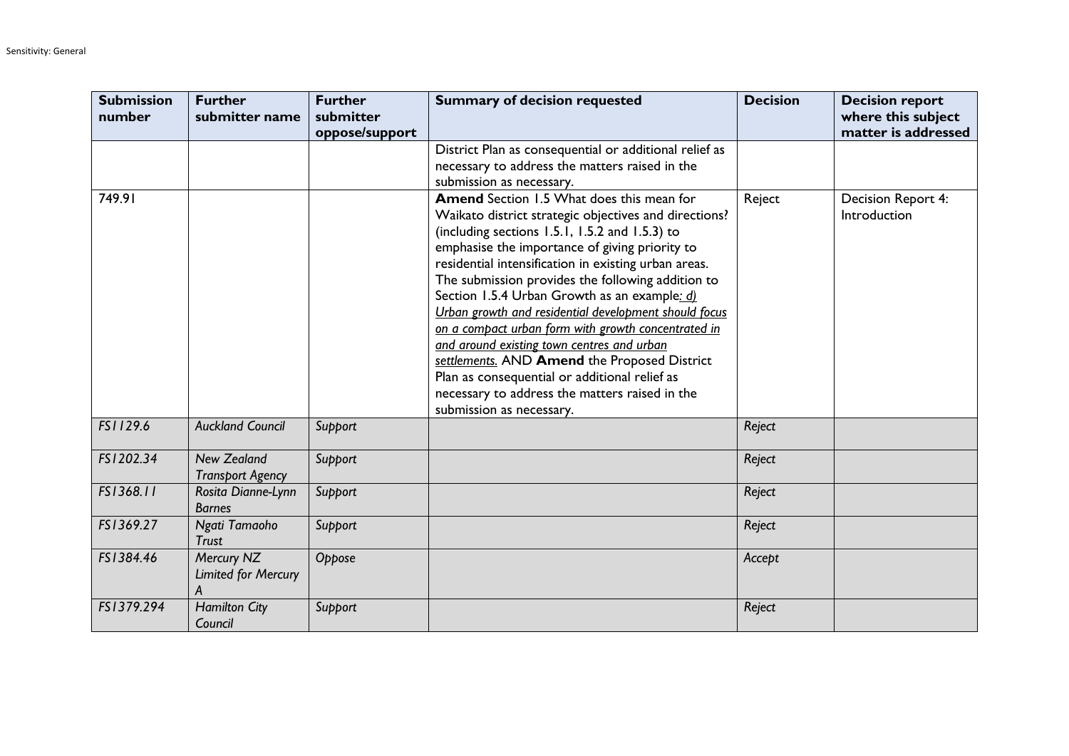| Submission number | Further submitter name | Further submitter oppose/support | Summary of decision requested | Decision | Decision report where this subject matter is addressed |
|---|---|---|---|---|---|
| | | | District Plan as consequential or additional relief as necessary to address the matters raised in the submission as necessary. | | |
| 749.91 | | | **Amend** Section 1.5 What does this mean for Waikato district strategic objectives and directions? (including sections 1.5.1, 1.5.2 and 1.5.3) to emphasise the importance of giving priority to residential intensification in existing urban areas. The submission provides the following addition to Section 1.5.4 Urban Growth as an example: *d) Urban growth and residential development should focus on a compact urban form with growth concentrated in and around existing town centres and urban settlements.* AND **Amend** the Proposed District Plan as consequential or additional relief as necessary to address the matters raised in the submission as necessary. | Reject | Decision Report 4: Introduction |
| *FS1129.6* | *Auckland Council* | *Support* | | *Reject* | |
| *FS1202.34* | *New Zealand Transport Agency* | *Support* | | *Reject* | |
| *FS1368.11* | *Rosita Dianne-Lynn Barnes* | *Support* | | *Reject* | |
| *FS1369.27* | *Ngati Tamaoho Trust* | *Support* | | *Reject* | |
| *FS1384.46* | *Mercury NZ Limited for Mercury A* | *Oppose* | | *Accept* | |
| *FS1379.294* | *Hamilton City Council* | *Support* | | *Reject* | |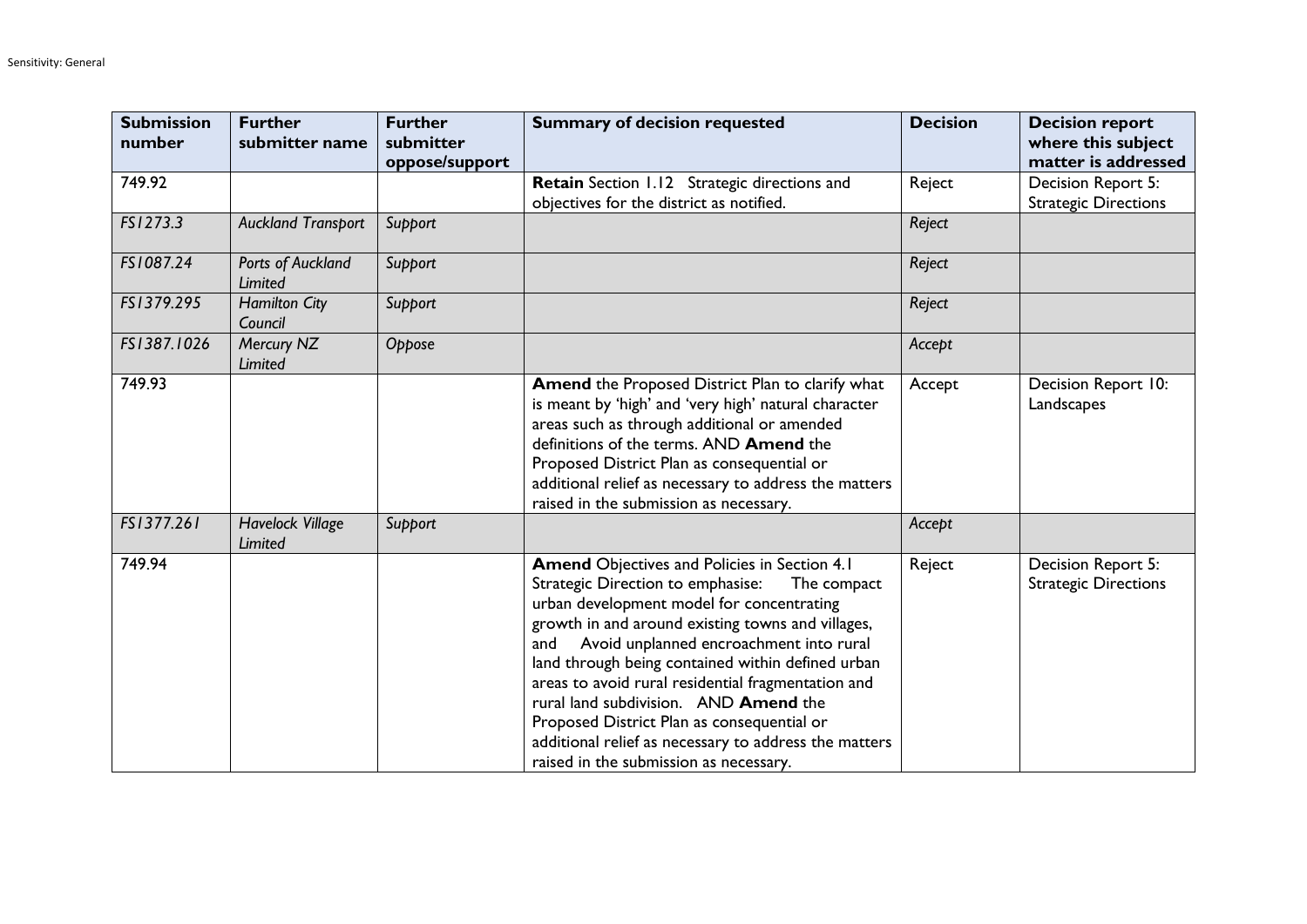| Submission number | Further submitter name | Further submitter oppose/support | Summary of decision requested | Decision | Decision report where this subject matter is addressed |
|---|---|---|---|---|---|
| 749.92 | | | **Retain** Section 1.12 Strategic directions and objectives for the district as notified. | Reject | Decision Report 5: Strategic Directions |
| *FS1273.3* | *Auckland Transport* | *Support* | | *Reject* | |
| *FS1087.24* | *Ports of Auckland Limited* | *Support* | | *Reject* | |
| *FS1379.295* | *Hamilton City Council* | *Support* | | *Reject* | |
| *FS1387.1026* | *Mercury NZ Limited* | *Oppose* | | *Accept* | |
| 749.93 | | | **Amend** the Proposed District Plan to clarify what is meant by 'high' and 'very high' natural character areas such as through additional or amended definitions of the terms. AND **Amend** the Proposed District Plan as consequential or additional relief as necessary to address the matters raised in the submission as necessary. | Accept | Decision Report 10: Landscapes |
| *FS1377.261* | *Havelock Village Limited* | *Support* | | *Accept* | |
| 749.94 | | | **Amend** Objectives and Policies in Section 4.1 Strategic Direction to emphasise: The compact urban development model for concentrating growth in and around existing towns and villages, and Avoid unplanned encroachment into rural land through being contained within defined urban areas to avoid rural residential fragmentation and rural land subdivision. AND **Amend** the Proposed District Plan as consequential or additional relief as necessary to address the matters raised in the submission as necessary. | Reject | Decision Report 5: Strategic Directions |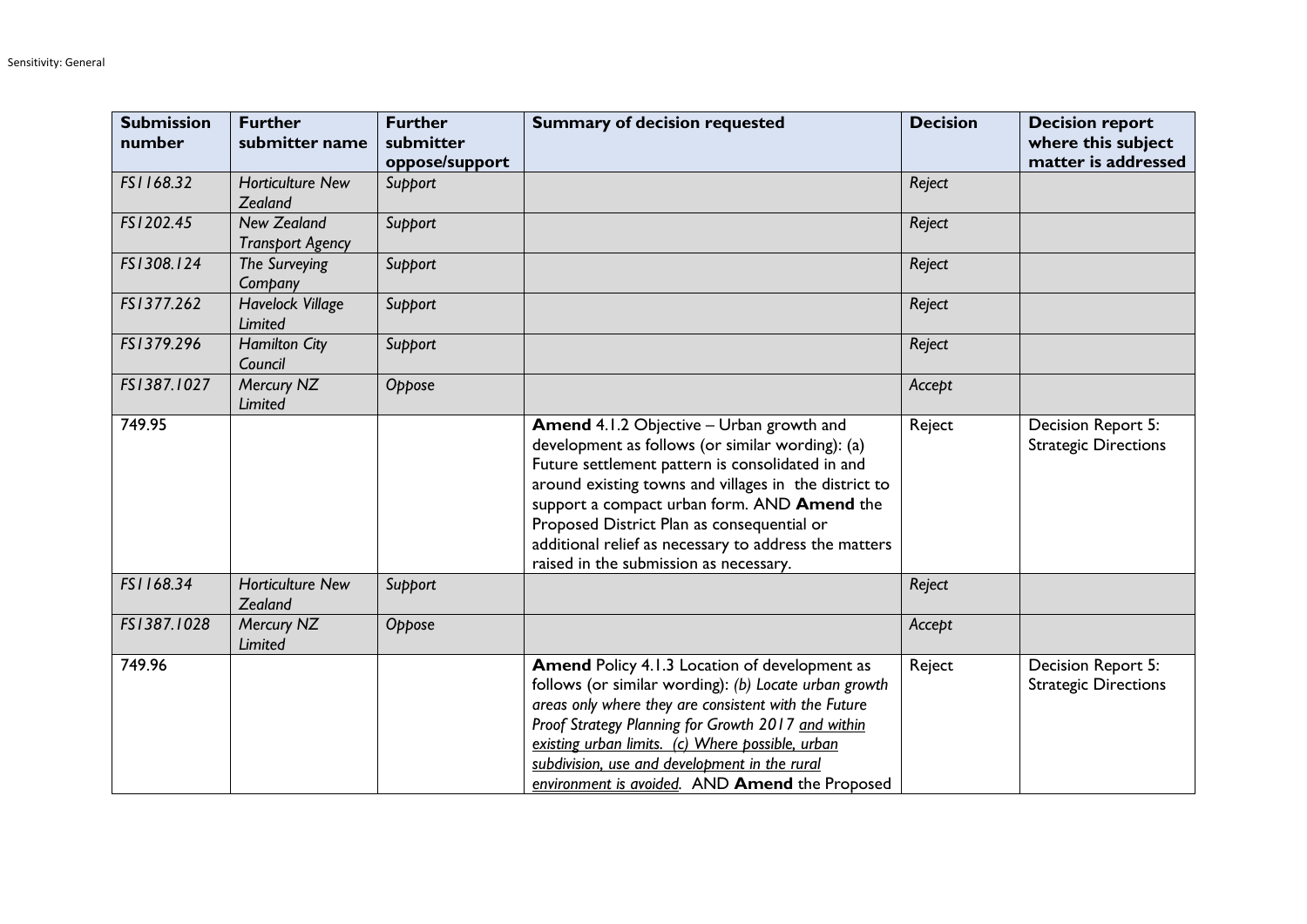| Submission number | Further submitter name | Further submitter oppose/support | Summary of decision requested | Decision | Decision report where this subject matter is addressed |
|---|---|---|---|---|---|
| *FS1168.32* | *Horticulture New Zealand* | *Support* | | *Reject* | |
| *FS1202.45* | *New Zealand Transport Agency* | *Support* | | *Reject* | |
| *FS1308.124* | *The Surveying Company* | *Support* | | *Reject* | |
| *FS1377.262* | *Havelock Village Limited* | *Support* | | *Reject* | |
| *FS1379.296* | *Hamilton City Council* | *Support* | | *Reject* | |
| *FS1387.1027* | *Mercury NZ Limited* | *Oppose* | | *Accept* | |
| 749.95 | | | **Amend** 4.1.2 Objective – Urban growth and development as follows (or similar wording): (a) Future settlement pattern is consolidated in and around existing towns and villages in the district to support a compact urban form. AND **Amend** the Proposed District Plan as consequential or additional relief as necessary to address the matters raised in the submission as necessary. | Reject | Decision Report 5: Strategic Directions |
| *FS1168.34* | *Horticulture New Zealand* | *Support* | | *Reject* | |
| *FS1387.1028* | *Mercury NZ Limited* | *Oppose* | | *Accept* | |
| 749.96 | | | **Amend** Policy 4.1.3 Location of development as follows (or similar wording): *(b) Locate urban growth areas only where they are consistent with the Future Proof Strategy Planning for Growth 2017 <u>and within existing urban limits.</u> <u>(c) Where possible, urban subdivision, use and development in the rural environment is avoided</u>.* AND **Amend** the Proposed | Reject | Decision Report 5: Strategic Directions |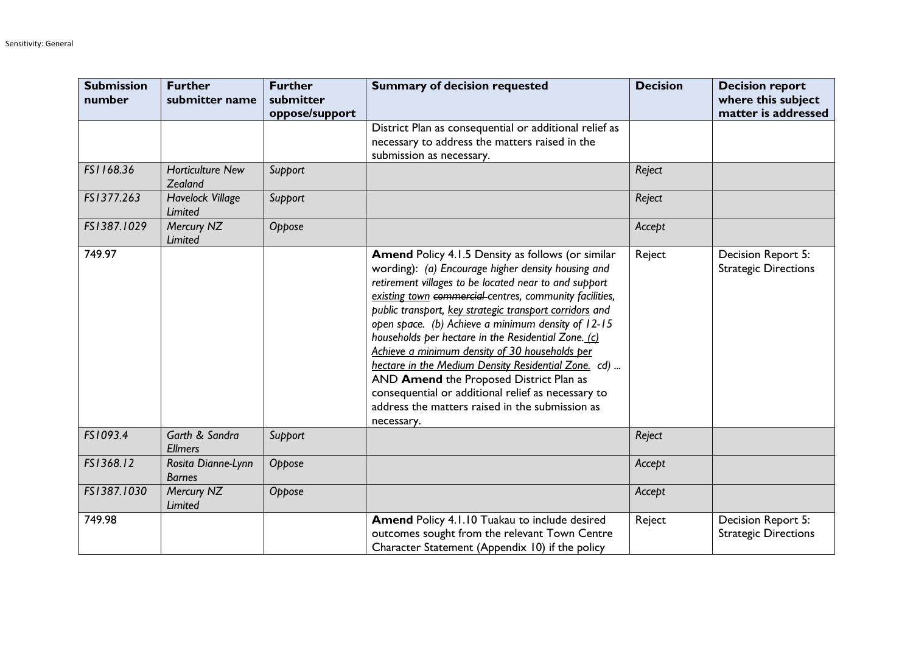| Submission number | Further submitter name | Further submitter oppose/support | Summary of decision requested | Decision | Decision report where this subject matter is addressed |
|---|---|---|---|---|---|
| | | | District Plan as consequential or additional relief as necessary to address the matters raised in the submission as necessary. | | |
| *FS1168.36* | *Horticulture New Zealand* | *Support* | | *Reject* | |
| *FS1377.263* | *Havelock Village Limited* | *Support* | | *Reject* | |
| *FS1387.1029* | *Mercury NZ Limited* | *Oppose* | | *Accept* | |
| 749.97 | | | **Amend** Policy 4.1.5 Density as follows (or similar wording): *(a) Encourage higher density housing and retirement villages to be located near to and support <u>existing town</u> ~~commercial~~ centres, community facilities, public transport, <u>key strategic transport corridors</u> and open space. (b) Achieve a minimum density of 12-15 households per hectare in the Residential Zone. <u>(c) Achieve a minimum density of 30 households per hectare in the Medium Density Residential Zone.</u> cd) ...* AND **Amend** the Proposed District Plan as consequential or additional relief as necessary to address the matters raised in the submission as necessary. | Reject | Decision Report 5: Strategic Directions |
| *FS1093.4* | *Garth & Sandra Ellmers* | *Support* | | *Reject* | |
| *FS1368.12* | *Rosita Dianne-Lynn Barnes* | *Oppose* | | *Accept* | |
| *FS1387.1030* | *Mercury NZ Limited* | *Oppose* | | *Accept* | |
| 749.98 | | | **Amend** Policy 4.1.10 Tuakau to include desired outcomes sought from the relevant Town Centre Character Statement (Appendix 10) if the policy | Reject | Decision Report 5: Strategic Directions |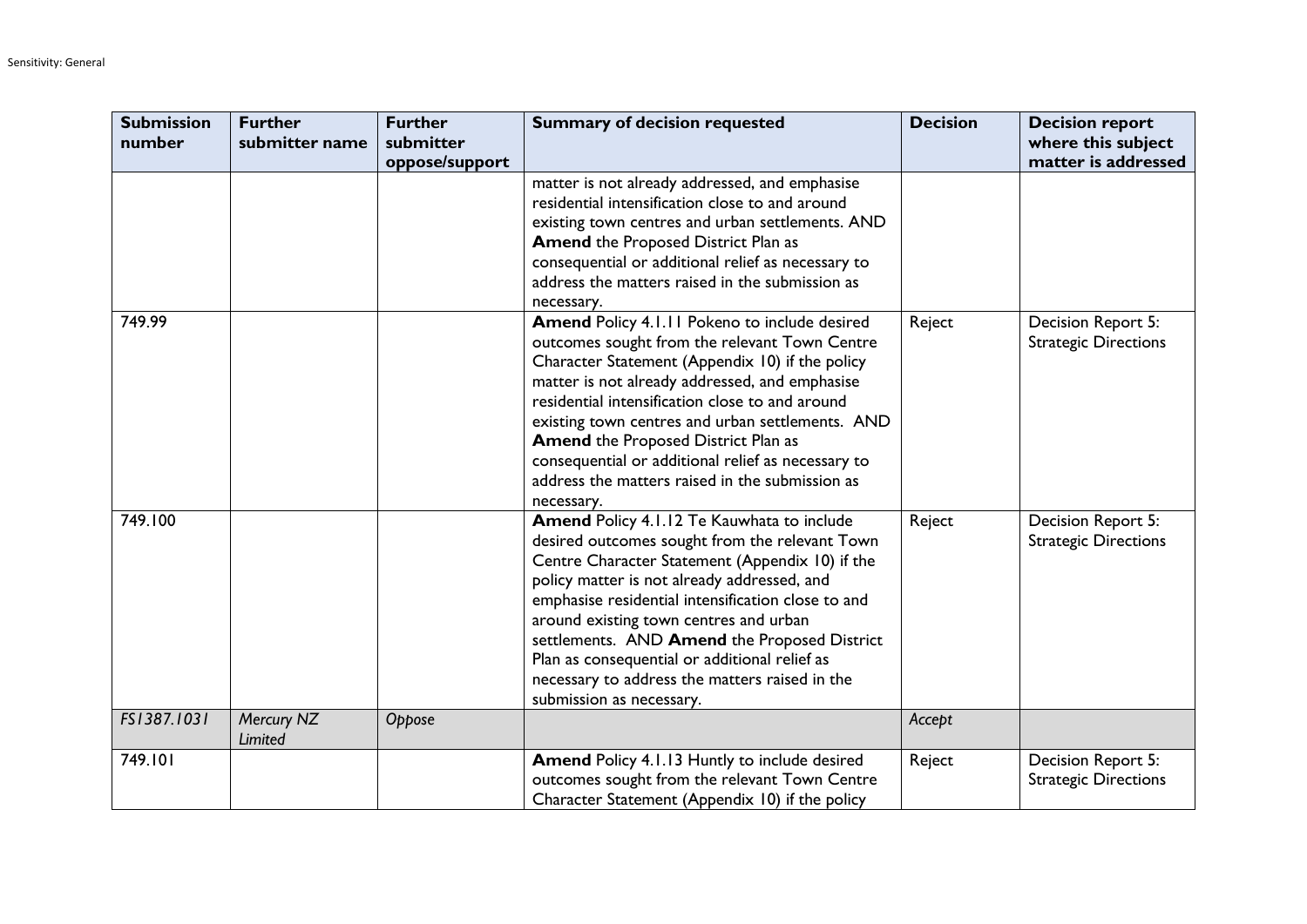| Submission number | Further submitter name | Further submitter oppose/support | Summary of decision requested | Decision | Decision report where this subject matter is addressed |
|---|---|---|---|---|---|
| | | | matter is not already addressed, and emphasise residential intensification close to and around existing town centres and urban settlements. AND **Amend** the Proposed District Plan as consequential or additional relief as necessary to address the matters raised in the submission as necessary. | | |
| 749.99 | | | **Amend** Policy 4.1.11 Pokeno to include desired outcomes sought from the relevant Town Centre Character Statement (Appendix 10) if the policy matter is not already addressed, and emphasise residential intensification close to and around existing town centres and urban settlements. AND **Amend** the Proposed District Plan as consequential or additional relief as necessary to address the matters raised in the submission as necessary. | Reject | Decision Report 5: Strategic Directions |
| 749.100 | | | **Amend** Policy 4.1.12 Te Kauwhata to include desired outcomes sought from the relevant Town Centre Character Statement (Appendix 10) if the policy matter is not already addressed, and emphasise residential intensification close to and around existing town centres and urban settlements. AND **Amend** the Proposed District Plan as consequential or additional relief as necessary to address the matters raised in the submission as necessary. | Reject | Decision Report 5: Strategic Directions |
| *FS1387.1031* | *Mercury NZ Limited* | *Oppose* | | *Accept* | |
| 749.101 | | | **Amend** Policy 4.1.13 Huntly to include desired outcomes sought from the relevant Town Centre Character Statement (Appendix 10) if the policy | Reject | Decision Report 5: Strategic Directions |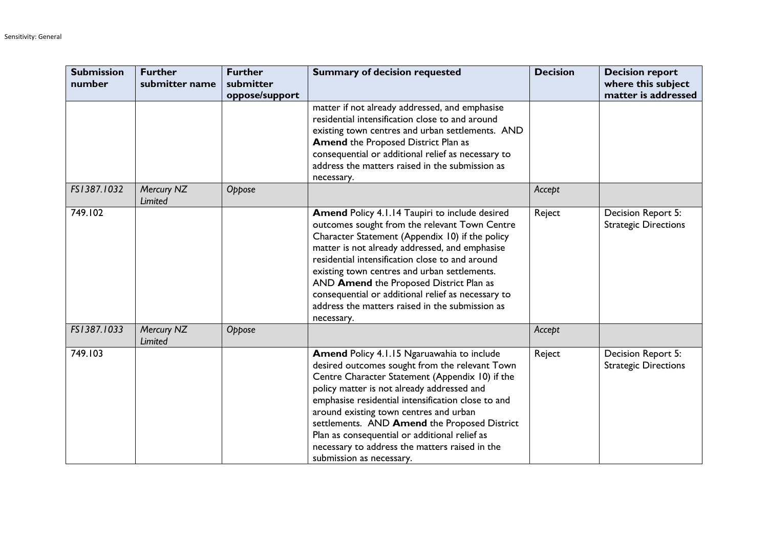| Submission number | Further submitter name | Further submitter oppose/support | Summary of decision requested | Decision | Decision report where this subject matter is addressed |
|---|---|---|---|---|---|
| | | | matter if not already addressed, and emphasise residential intensification close to and around existing town centres and urban settlements. AND **Amend** the Proposed District Plan as consequential or additional relief as necessary to address the matters raised in the submission as necessary. | | |
| *FS1387.1032* | *Mercury NZ Limited* | *Oppose* | | *Accept* | |
| 749.102 | | | **Amend** Policy 4.1.14 Taupiri to include desired outcomes sought from the relevant Town Centre Character Statement (Appendix 10) if the policy matter is not already addressed, and emphasise residential intensification close to and around existing town centres and urban settlements. AND **Amend** the Proposed District Plan as consequential or additional relief as necessary to address the matters raised in the submission as necessary. | Reject | Decision Report 5: Strategic Directions |
| *FS1387.1033* | *Mercury NZ Limited* | *Oppose* | | *Accept* | |
| 749.103 | | | **Amend** Policy 4.1.15 Ngaruawahia to include desired outcomes sought from the relevant Town Centre Character Statement (Appendix 10) if the policy matter is not already addressed and emphasise residential intensification close to and around existing town centres and urban settlements. AND **Amend** the Proposed District Plan as consequential or additional relief as necessary to address the matters raised in the submission as necessary. | Reject | Decision Report 5: Strategic Directions |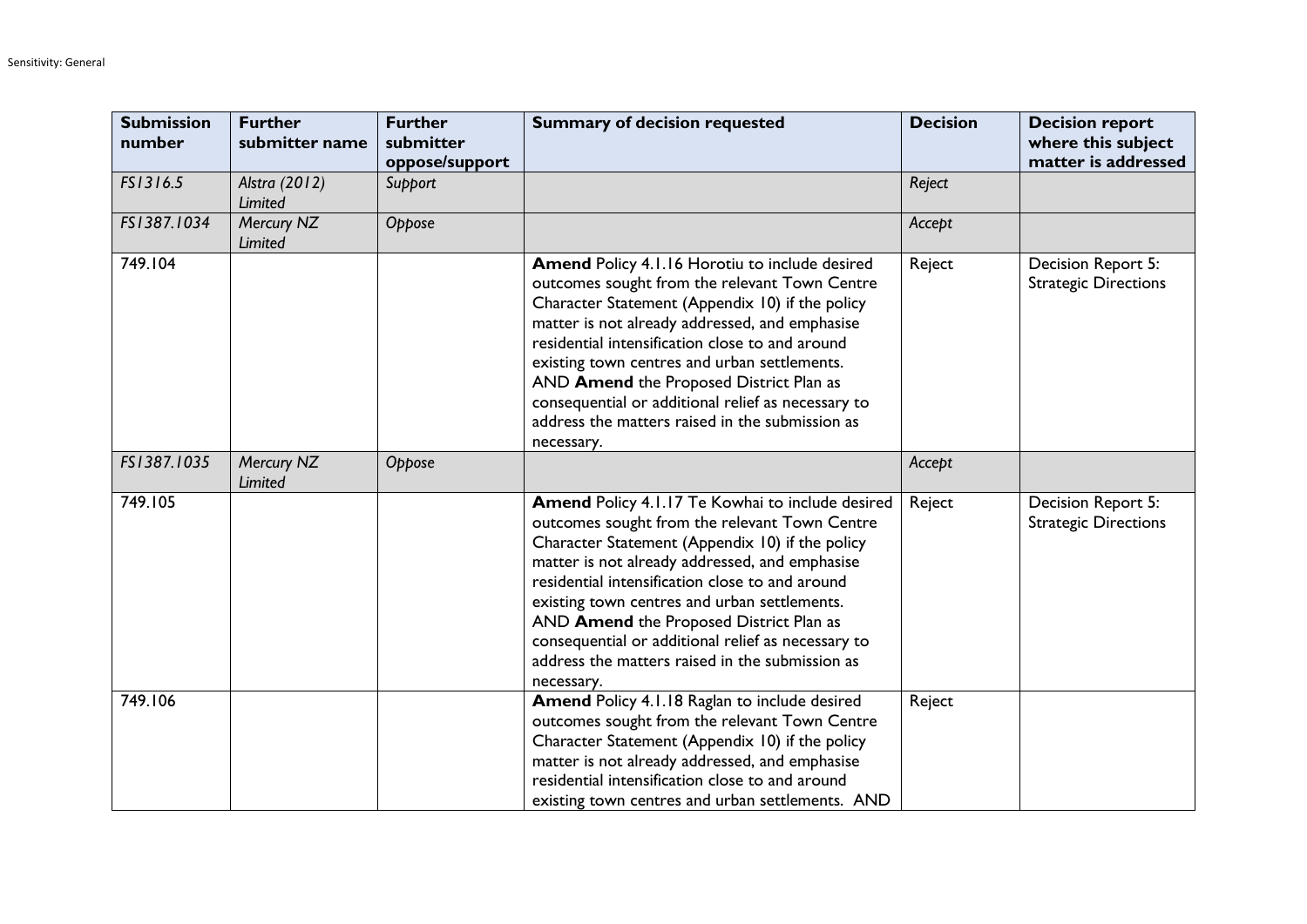| Submission number | Further submitter name | Further submitter oppose/support | Summary of decision requested | Decision | Decision report where this subject matter is addressed |
|---|---|---|---|---|---|
| *FS1316.5* | *Alstra (2012) Limited* | *Support* | | *Reject* | |
| *FS1387.1034* | *Mercury NZ Limited* | *Oppose* | | *Accept* | |
| 749.104 | | | **Amend** Policy 4.1.16 Horotiu to include desired outcomes sought from the relevant Town Centre Character Statement (Appendix 10) if the policy matter is not already addressed, and emphasise residential intensification close to and around existing town centres and urban settlements. AND **Amend** the Proposed District Plan as consequential or additional relief as necessary to address the matters raised in the submission as necessary. | Reject | Decision Report 5: Strategic Directions |
| *FS1387.1035* | *Mercury NZ Limited* | *Oppose* | | *Accept* | |
| 749.105 | | | **Amend** Policy 4.1.17 Te Kowhai to include desired outcomes sought from the relevant Town Centre Character Statement (Appendix 10) if the policy matter is not already addressed, and emphasise residential intensification close to and around existing town centres and urban settlements. AND **Amend** the Proposed District Plan as consequential or additional relief as necessary to address the matters raised in the submission as necessary. | Reject | Decision Report 5: Strategic Directions |
| 749.106 | | | **Amend** Policy 4.1.18 Raglan to include desired outcomes sought from the relevant Town Centre Character Statement (Appendix 10) if the policy matter is not already addressed, and emphasise residential intensification close to and around existing town centres and urban settlements. AND | Reject | |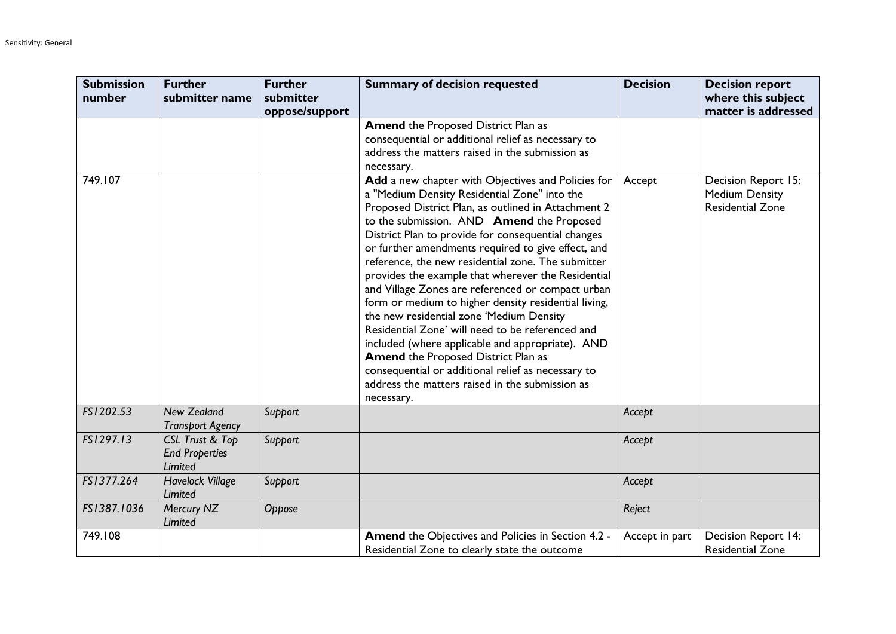| Submission number | Further submitter name | Further submitter oppose/support | Summary of decision requested | Decision | Decision report where this subject matter is addressed |
|---|---|---|---|---|---|
| | | | **Amend** the Proposed District Plan as consequential or additional relief as necessary to address the matters raised in the submission as necessary. | | |
| 749.107 | | | **Add** a new chapter with Objectives and Policies for a "Medium Density Residential Zone" into the Proposed District Plan, as outlined in Attachment 2 to the submission. AND **Amend** the Proposed District Plan to provide for consequential changes or further amendments required to give effect, and reference, the new residential zone. The submitter provides the example that wherever the Residential and Village Zones are referenced or compact urban form or medium to higher density residential living, the new residential zone 'Medium Density Residential Zone' will need to be referenced and included (where applicable and appropriate). AND **Amend** the Proposed District Plan as consequential or additional relief as necessary to address the matters raised in the submission as necessary. | Accept | Decision Report 15: Medium Density Residential Zone |
| *FS1202.53* | *New Zealand Transport Agency* | *Support* | | *Accept* | |
| *FS1297.13* | *CSL Trust & Top End Properties Limited* | *Support* | | *Accept* | |
| *FS1377.264* | *Havelock Village Limited* | *Support* | | *Accept* | |
| *FS1387.1036* | *Mercury NZ Limited* | *Oppose* | | *Reject* | |
| 749.108 | | | **Amend** the Objectives and Policies in Section 4.2 - Residential Zone to clearly state the outcome | Accept in part | Decision Report 14: Residential Zone |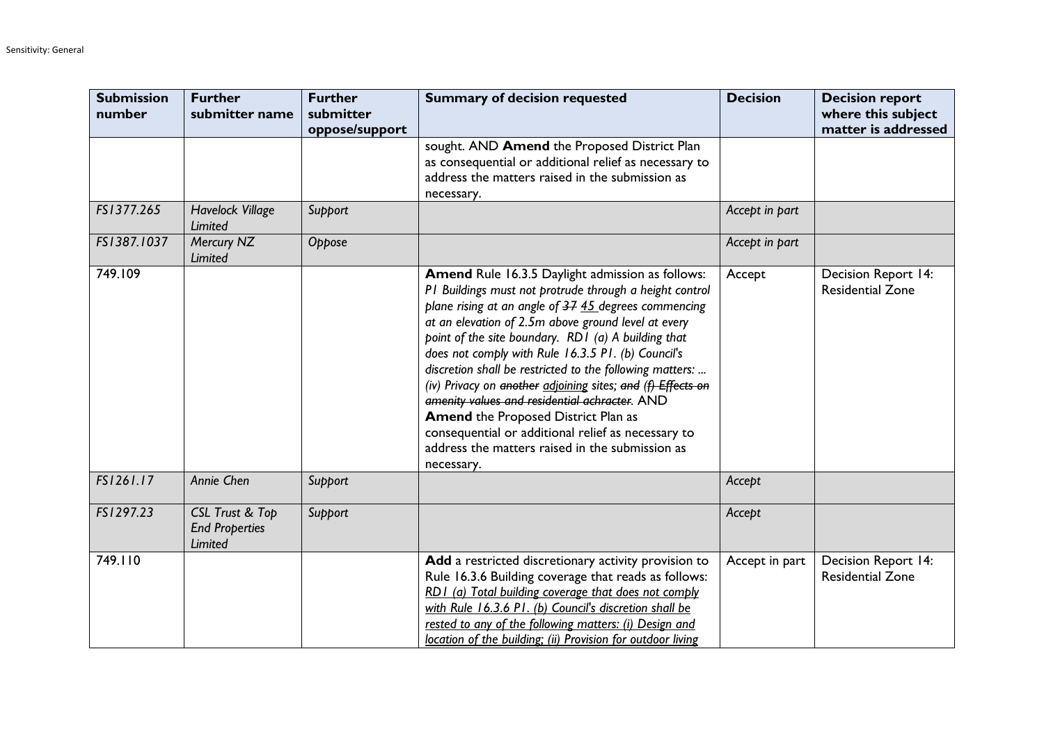| Submission number | Further submitter name | Further submitter oppose/support | Summary of decision requested | Decision | Decision report where this subject matter is addressed |
|---|---|---|---|---|---|
| | | | sought. AND **Amend** the Proposed District Plan as consequential or additional relief as necessary to address the matters raised in the submission as necessary. | | |
| *FS1377.265* | *Havelock Village Limited* | *Support* | | *Accept in part* | |
| *FS1387.1037* | *Mercury NZ Limited* | *Oppose* | | *Accept in part* | |
| 749.109 | | | **Amend** Rule 16.3.5 Daylight admission as follows: *P1 Buildings must not protrude through a height control plane rising at an angle of ~~37~~ <u>45</u> degrees commencing at an elevation of 2.5m above ground level at every point of the site boundary. RD1 (a) A building that does not comply with Rule 16.3.5 P1. (b) Council's discretion shall be restricted to the following matters: ... (iv) Privacy on ~~another~~ <u>adjoining</u> sites; ~~and (f) Effects on amenity values and residential achracter~~.* AND **Amend** the Proposed District Plan as consequential or additional relief as necessary to address the matters raised in the submission as necessary. | Accept | Decision Report 14: Residential Zone |
| *FS1261.17* | *Annie Chen* | *Support* | | *Accept* | |
| *FS1297.23* | *CSL Trust & Top End Properties Limited* | *Support* | | *Accept* | |
| 749.110 | | | **Add** a restricted discretionary activity provision to Rule 16.3.6 Building coverage that reads as follows: *<u>RD1 (a) Total building coverage that does not comply with Rule 16.3.6 P1. (b) Council's discretion shall be rested to any of the following matters: (i) Design and location of the building; (ii) Provision for outdoor living</u>* | Accept in part | Decision Report 14: Residential Zone |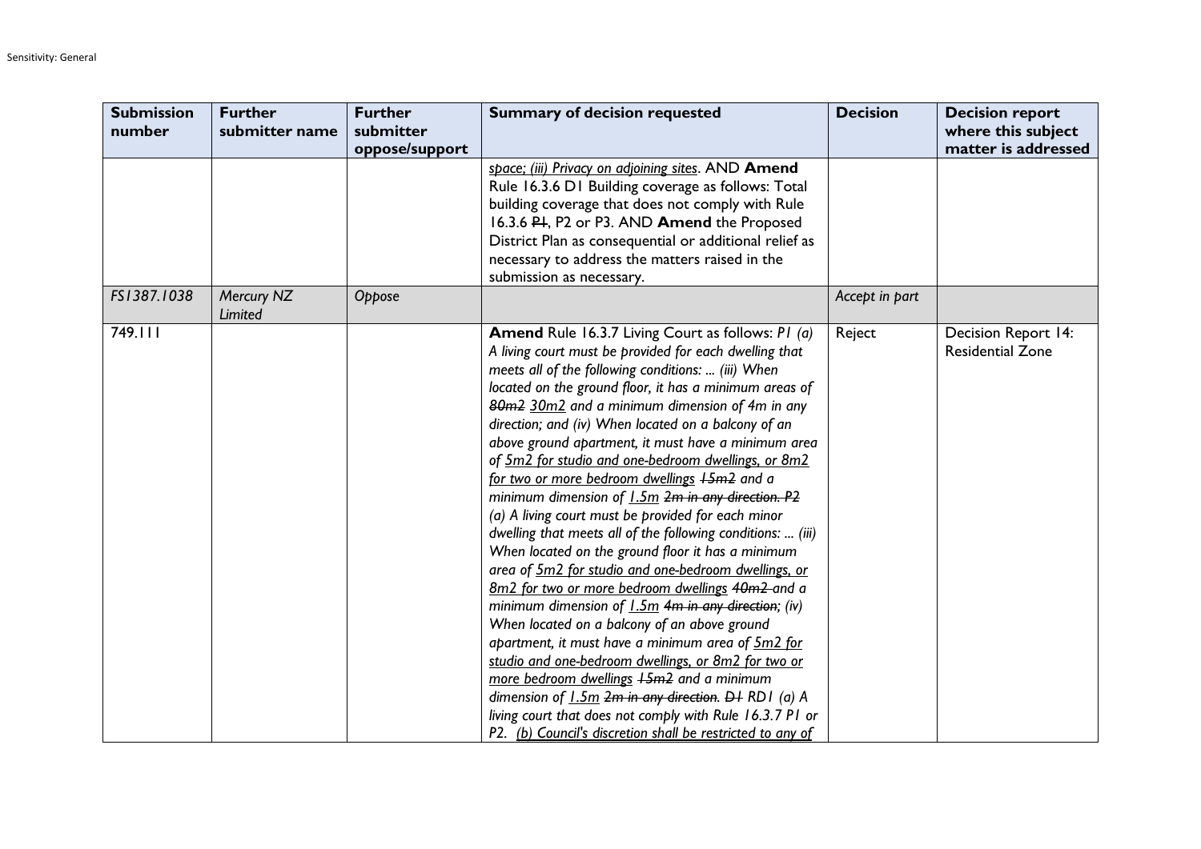| Submission number | Further submitter name | Further submitter oppose/support | Summary of decision requested | Decision | Decision report where this subject matter is addressed |
|---|---|---|---|---|---|
| | | | <u>space; (iii) Privacy on adjoining sites</u>. AND **Amend** Rule 16.3.6 D1 Building coverage as follows: Total building coverage that does not comply with Rule 16.3.6 ~~P1~~, P2 or P3. AND **Amend** the Proposed District Plan as consequential or additional relief as necessary to address the matters raised in the submission as necessary. | | |
| *FS1387.1038* | *Mercury NZ Limited* | *Oppose* | | *Accept in part* | |
| 749.111 | | | **Amend** Rule 16.3.7 Living Court as follows: *P1 (a) A living court must be provided for each dwelling that meets all of the following conditions: ... (iii) When located on the ground floor, it has a minimum areas of ~~80m2~~ <u>30m2</u> and a minimum dimension of 4m in any direction; and (iv) When located on a balcony of an above ground apartment, it must have a minimum area of <u>5m2 for studio and one-bedroom dwellings, or 8m2 for two or more bedroom dwellings</u> ~~15m2~~ and a minimum dimension of <u>1.5m</u> ~~2m in any direction.~~ P2 (a) A living court must be provided for each minor dwelling that meets all of the following conditions: ... (iii) When located on the ground floor it has a minimum area of <u>5m2 for studio and one-bedroom dwellings, or 8m2 for two or more bedroom dwellings</u> ~~40m2~~ and a minimum dimension of <u>1.5m</u> ~~4m in any direction~~; (iv) When located on a balcony of an above ground apartment, it must have a minimum area of <u>5m2 for studio and one-bedroom dwellings, or 8m2 for two or more bedroom dwellings</u> ~~15m2~~ and a minimum dimension of <u>1.5m</u> ~~2m in any direction.~~ ~~D1~~ RD1 (a) A living court that does not comply with Rule 16.3.7 P1 or P2. <u>(b) Council's discretion shall be restricted to any of</u>* | Reject | Decision Report 14: Residential Zone |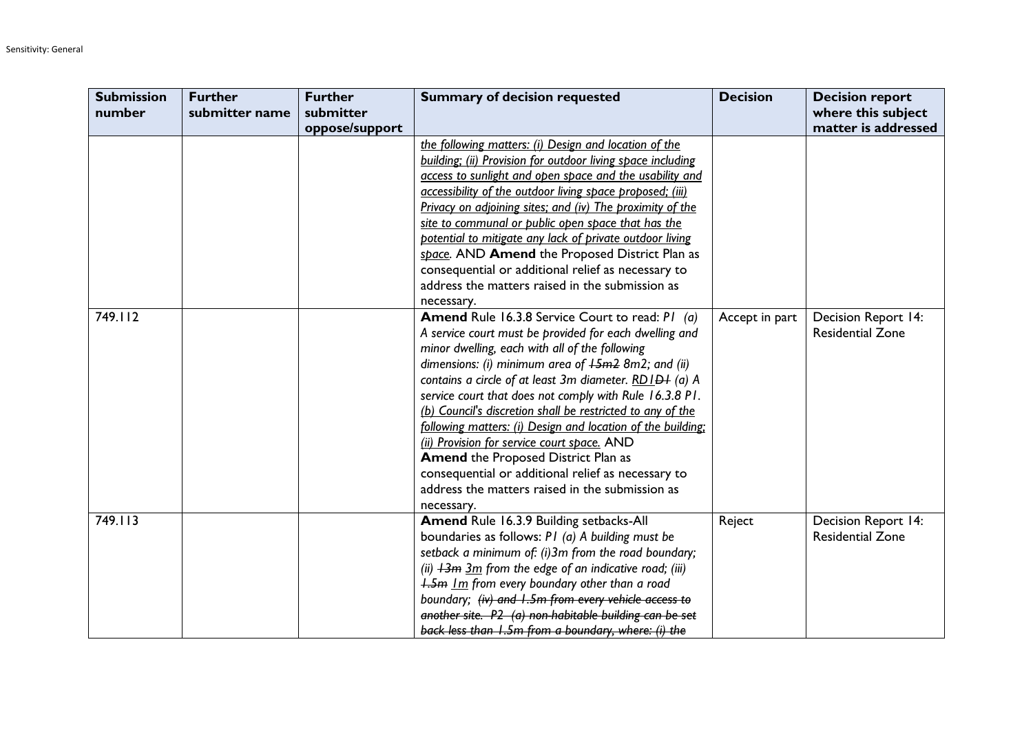| Submission number | Further submitter name | Further submitter oppose/support | Summary of decision requested | Decision | Decision report where this subject matter is addressed |
|---|---|---|---|---|---|
| | | | <u>the following matters: (i) Design and location of the building; (ii) Provision for outdoor living space including access to sunlight and open space and the usability and accessibility of the outdoor living space proposed; (iii) Privacy on adjoining sites; and (iv) The proximity of the site to communal or public open space that has the potential to mitigate any lack of private outdoor living space</u>. AND **Amend** the Proposed District Plan as consequential or additional relief as necessary to address the matters raised in the submission as necessary. | | |
| 749.112 | | | **Amend** Rule 16.3.8 Service Court to read: *P1 (a) A service court must be provided for each dwelling and minor dwelling, each with all of the following dimensions: (i) minimum area of ~~15m2~~ 8m2; and (ii) contains a circle of at least 3m diameter. <u>RD1</u>~~D1~~ (a) A service court that does not comply with Rule 16.3.8 P1. <u>(b) Council's discretion shall be restricted to any of the following matters: (i) Design and location of the building; (ii) Provision for service court space.</u>* AND **Amend** the Proposed District Plan as consequential or additional relief as necessary to address the matters raised in the submission as necessary. | Accept in part | Decision Report 14: Residential Zone |
| 749.113 | | | **Amend** Rule 16.3.9 Building setbacks-All boundaries as follows: *P1 (a) A building must be setback a minimum of: (i)3m from the road boundary; (ii) ~~13m~~ <u>3m</u> from the edge of an indicative road; (iii) ~~1.5m~~ <u>1m</u> from every boundary other than a road boundary; ~~(iv) and 1.5m from every vehicle access to another site. P2 (a) non-habitable building can be set back less than 1.5m from a boundary, where: (i) the~~* | Reject | Decision Report 14: Residential Zone |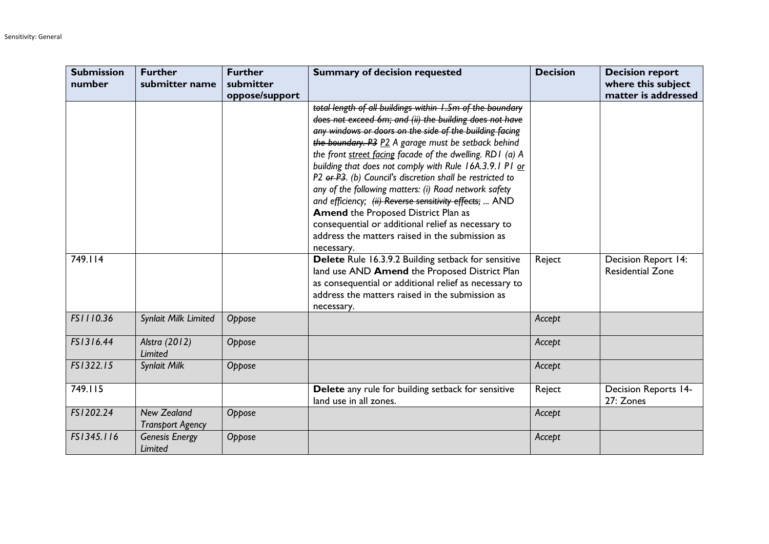| Submission number | Further submitter name | Further submitter oppose/support | Summary of decision requested | Decision | Decision report where this subject matter is addressed |
|---|---|---|---|---|---|
| | | | ~~*total length of all buildings within 1.5m of the boundary does not exceed 6m; and (ii) the building does not have any windows or doors on the side of the building facing the boundary. P3*~~ *P2 A garage must be setback behind the front street facing facade of the dwelling. RD1 (a) A building that does not comply with Rule 16A.3.9.1 P1 or P2* ~~*or P3*~~*. (b) Council's discretion shall be restricted to any of the following matters: (i) Road network safety and efficiency;* ~~*(ii) Reverse sensitivity effects;*~~ *...* AND **Amend** the Proposed District Plan as consequential or additional relief as necessary to address the matters raised in the submission as necessary. | | |
| 749.114 | | | **Delete** Rule 16.3.9.2 Building setback for sensitive land use AND **Amend** the Proposed District Plan as consequential or additional relief as necessary to address the matters raised in the submission as necessary. | Reject | Decision Report 14: Residential Zone |
| *FS1110.36* | *Synlait Milk Limited* | *Oppose* | | *Accept* | |
| *FS1316.44* | *Alstra (2012) Limited* | *Oppose* | | *Accept* | |
| *FS1322.15* | *Synlait Milk* | *Oppose* | | *Accept* | |
| 749.115 | | | **Delete** any rule for building setback for sensitive land use in all zones. | Reject | Decision Reports 14-27: Zones |
| *FS1202.24* | *New Zealand Transport Agency* | *Oppose* | | *Accept* | |
| *FS1345.116* | *Genesis Energy Limited* | *Oppose* | | *Accept* | |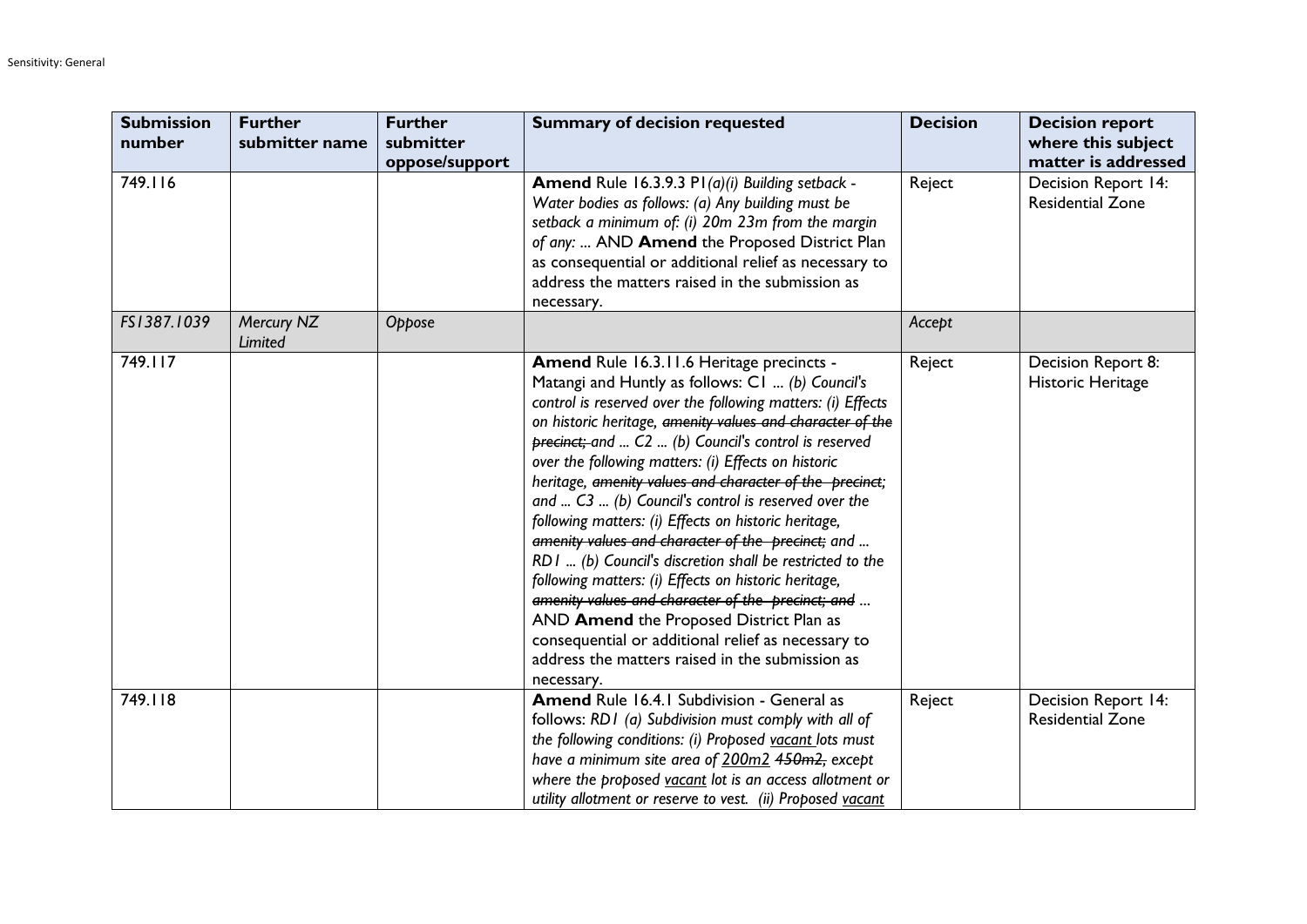| Submission number | Further submitter name | Further submitter oppose/support | Summary of decision requested | Decision | Decision report where this subject matter is addressed |
|---|---|---|---|---|---|
| 749.116 | | | **Amend** Rule 16.3.9.3 P1*(a)(i) Building setback - Water bodies as follows: (a) Any building must be setback a minimum of: (i) 20m 23m from the margin of any: ...* AND **Amend** the Proposed District Plan as consequential or additional relief as necessary to address the matters raised in the submission as necessary. | Reject | Decision Report 14: Residential Zone |
| *FS1387.1039* | *Mercury NZ Limited* | *Oppose* | | *Accept* | |
| 749.117 | | | **Amend** Rule 16.3.11.6 Heritage precincts - Matangi and Huntly as follows: C1 ... *(b) Council's control is reserved over the following matters: (i) Effects on historic heritage, ~~amenity values and character of the precinct;~~ and ... C2 ... (b) Council's control is reserved over the following matters: (i) Effects on historic heritage, ~~amenity values and character of the precinct~~; and ... C3 ... (b) Council's control is reserved over the following matters: (i) Effects on historic heritage, ~~amenity values and character of the precinct;~~ and ... RD1 ... (b) Council's discretion shall be restricted to the following matters: (i) Effects on historic heritage, ~~amenity values and character of the precinct; and~~ ...* AND **Amend** the Proposed District Plan as consequential or additional relief as necessary to address the matters raised in the submission as necessary. | Reject | Decision Report 8: Historic Heritage |
| 749.118 | | | **Amend** Rule 16.4.1 Subdivision - General as follows: *RD1 (a) Subdivision must comply with all of the following conditions: (i) Proposed <u>vacant</u> lots must have a minimum site area of <u>200m2</u> ~~450m2,~~ except where the proposed <u>vacant</u> lot is an access allotment or utility allotment or reserve to vest. (ii) Proposed <u>vacant</u>* | Reject | Decision Report 14: Residential Zone |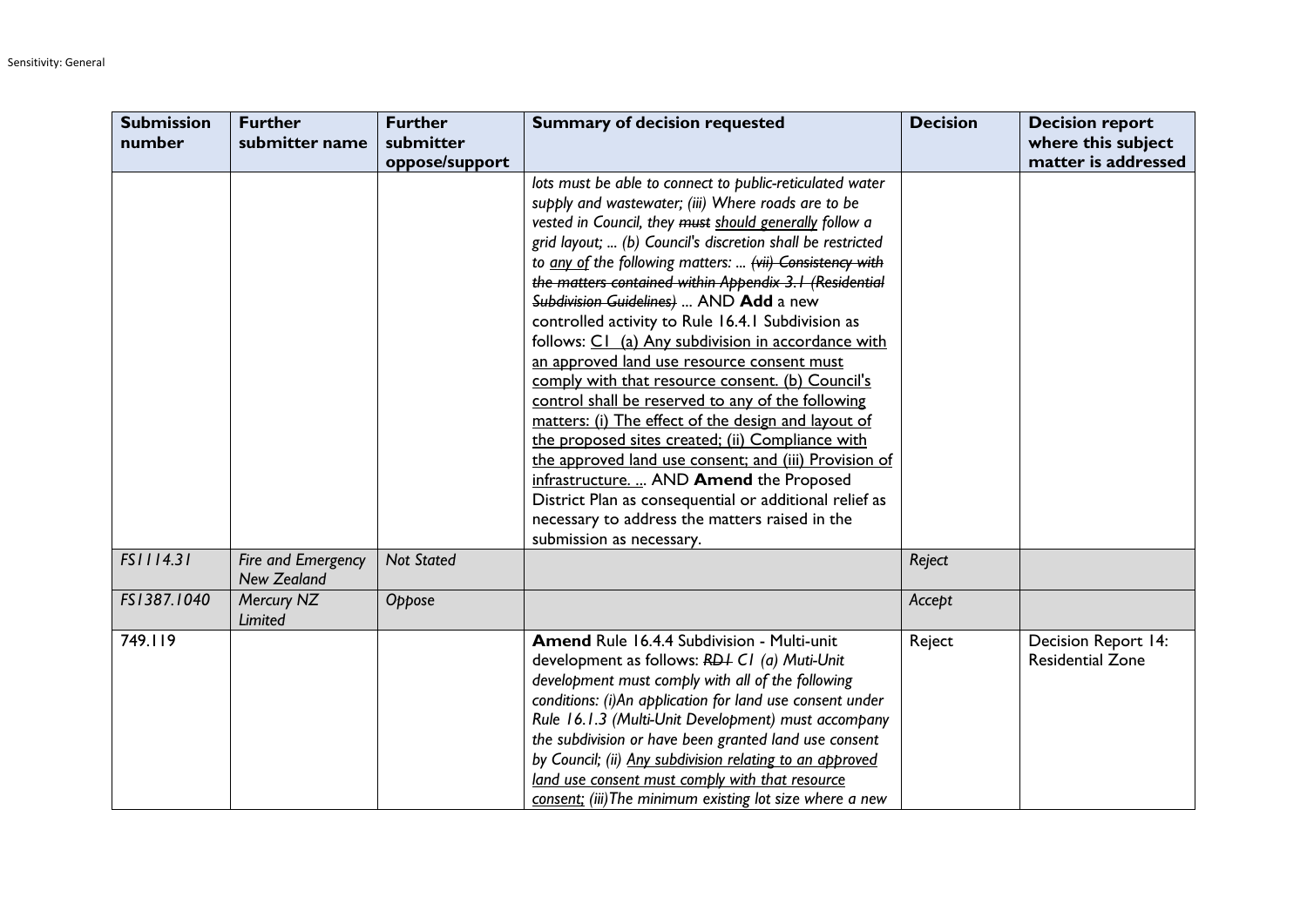| Submission number | Further submitter name | Further submitter oppose/support | Summary of decision requested | Decision | Decision report where this subject matter is addressed |
|---|---|---|---|---|---|
| | | | *lots must be able to connect to public-reticulated water supply and wastewater; (iii) Where roads are to be vested in Council, they ~~must~~ <u>should generally</u> follow a grid layout; ... (b) Council's discretion shall be restricted to <u>any of</u> the following matters: ... ~~(vii) Consistency with the matters contained within Appendix 3.1 (Residential Subdivision Guidelines)~~* ... AND **Add** a new controlled activity to Rule 16.4.1 Subdivision as follows: <u>C1 (a) Any subdivision in accordance with an approved land use resource consent must comply with that resource consent. (b) Council's control shall be reserved to any of the following matters: (i) The effect of the design and layout of the proposed sites created; (ii) Compliance with the approved land use consent; and (iii) Provision of infrastructure. ...</u> AND **Amend** the Proposed District Plan as consequential or additional relief as necessary to address the matters raised in the submission as necessary. | | |
| *FS1114.31* | *Fire and Emergency New Zealand* | *Not Stated* | | *Reject* | |
| *FS1387.1040* | *Mercury NZ Limited* | *Oppose* | | *Accept* | |
| 749.119 | | | **Amend** Rule 16.4.4 Subdivision - Multi-unit development as follows: *~~RD1~~ C1 (a) Muti-Unit development must comply with all of the following conditions: (i)An application for land use consent under Rule 16.1.3 (Multi-Unit Development) must accompany the subdivision or have been granted land use consent by Council; (ii) <u>Any subdivision relating to an approved land use consent must comply with that resource consent;</u> (iii)The minimum existing lot size where a new* | Reject | Decision Report 14: Residential Zone |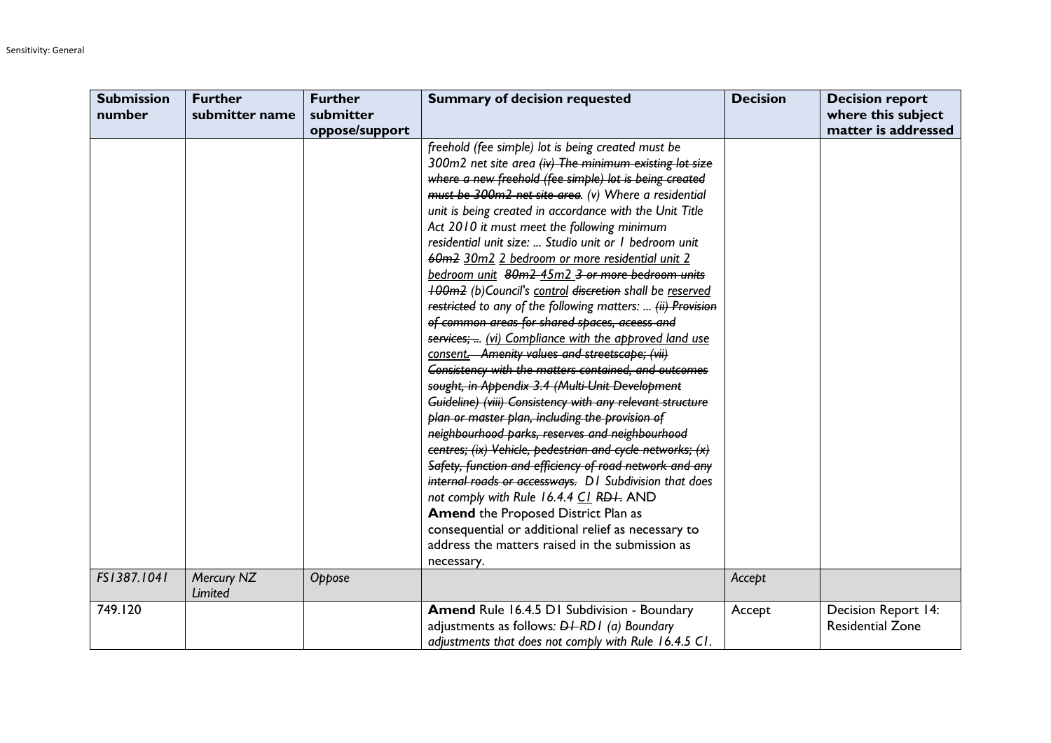| Submission number | Further submitter name | Further submitter oppose/support | Summary of decision requested | Decision | Decision report where this subject matter is addressed |
|---|---|---|---|---|---|
| | | | *freehold (fee simple) lot is being created must be 300m2 net site area ~~(iv) The minimum existing lot size where a new freehold (fee simple) lot is being created must be 300m2 net site area~~. (v) Where a residential unit is being created in accordance with the Unit Title Act 2010 it must meet the following minimum residential unit size: ... Studio unit or 1 bedroom unit ~~60m2~~ 30m2 2 bedroom or more residential unit 2 bedroom unit ~~80m2~~ 45m2 ~~3 or more bedroom units 100m2~~ (b)Council's control ~~discretion~~ shall be reserved ~~restricted~~ to any of the following matters: ... ~~(ii) Provision of common areas for shared spaces, access and services; ...~~ (vi) Compliance with the approved land use consent. ~~Amenity values and streetscape; (vii) Consistency with the matters contained, and outcomes sought, in Appendix 3.4 (Multi-Unit Development Guideline) (viii) Consistency with any relevant structure plan or master plan, including the provision of neighbourhood parks, reserves and neighbourhood centres; (ix) Vehicle, pedestrian and cycle networks; (x) Safety, function and efficiency of road network and any internal roads or accessways.~~ D1 Subdivision that does not comply with Rule 16.4.4 C1 ~~RD1~~.* AND **Amend** the Proposed District Plan as consequential or additional relief as necessary to address the matters raised in the submission as necessary. | | |
| *FS1387.1041* | *Mercury NZ Limited* | *Oppose* | | *Accept* | |
| 749.120 | | | **Amend** Rule 16.4.5 D1 Subdivision - Boundary adjustments as follows: *~~D1~~ RD1 (a) Boundary adjustments that does not comply with Rule 16.4.5 C1.* | Accept | Decision Report 14: Residential Zone |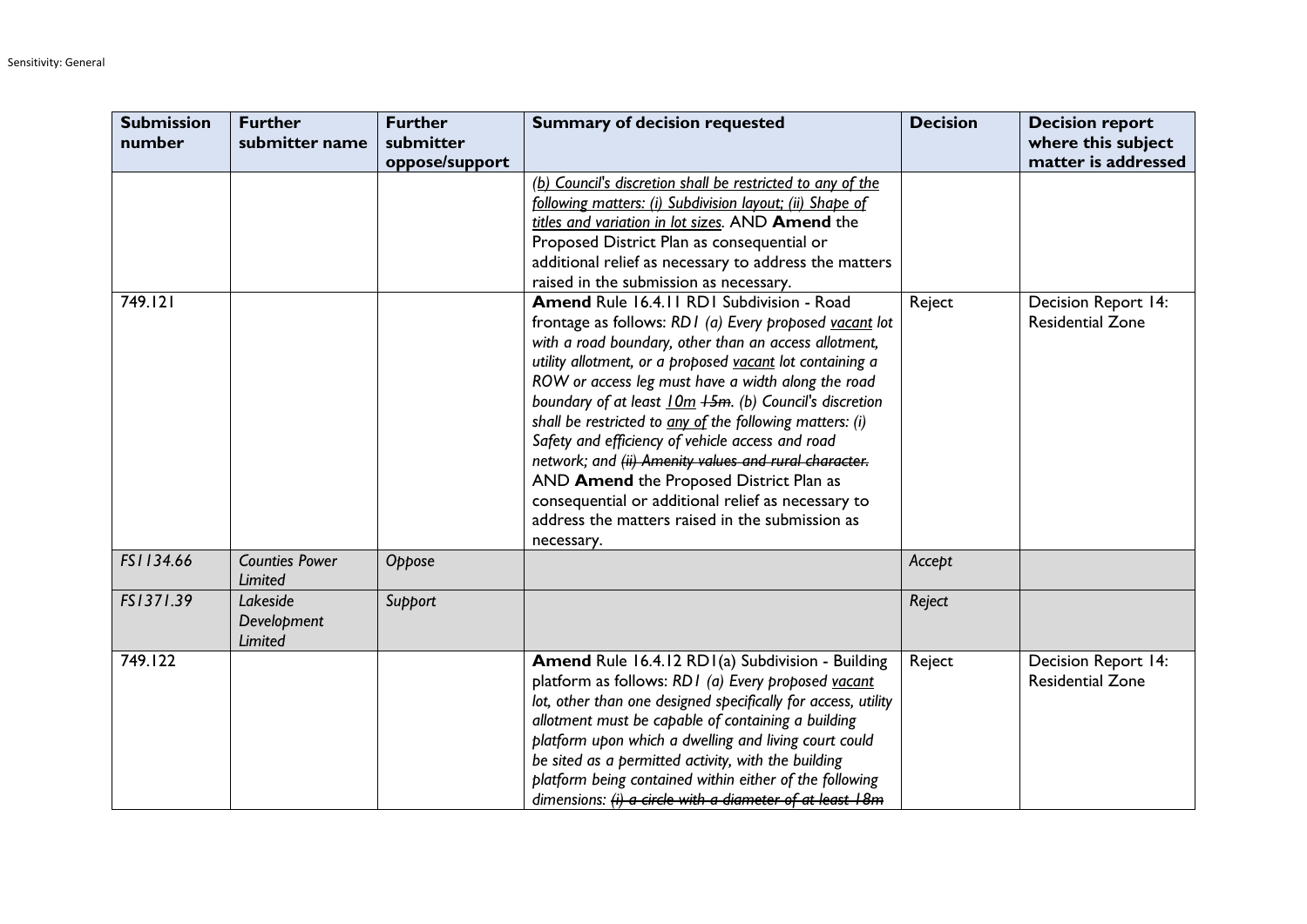| Submission number | Further submitter name | Further submitter oppose/support | Summary of decision requested | Decision | Decision report where this subject matter is addressed |
|---|---|---|---|---|---|
| | | | *<u>(b) Council's discretion shall be restricted to any of the following matters: (i) Subdivision layout; (ii) Shape of titles and variation in lot sizes</u>.* AND **Amend** the Proposed District Plan as consequential or additional relief as necessary to address the matters raised in the submission as necessary. | | |
| 749.121 | | | **Amend** Rule 16.4.11 RD1 Subdivision - Road frontage as follows: *RD1 (a) Every proposed <u>vacant</u> lot with a road boundary, other than an access allotment, utility allotment, or a proposed <u>vacant</u> lot containing a ROW or access leg must have a width along the road boundary of at least <u>10m</u> ~~15m~~. (b) Council's discretion shall be restricted to <u>any of</u> the following matters: (i) Safety and efficiency of vehicle access and road network; and ~~(ii) Amenity values and rural character.~~* AND **Amend** the Proposed District Plan as consequential or additional relief as necessary to address the matters raised in the submission as necessary. | Reject | Decision Report 14: Residential Zone |
| *FS1134.66* | *Counties Power Limited* | *Oppose* | | *Accept* | |
| *FS1371.39* | *Lakeside Development Limited* | *Support* | | *Reject* | |
| 749.122 | | | **Amend** Rule 16.4.12 RD1(a) Subdivision - Building platform as follows: *RD1 (a) Every proposed <u>vacant</u> lot, other than one designed specifically for access, utility allotment must be capable of containing a building platform upon which a dwelling and living court could be sited as a permitted activity, with the building platform being contained within either of the following dimensions: ~~(i) a circle with a diameter of at least 18m~~* | Reject | Decision Report 14: Residential Zone |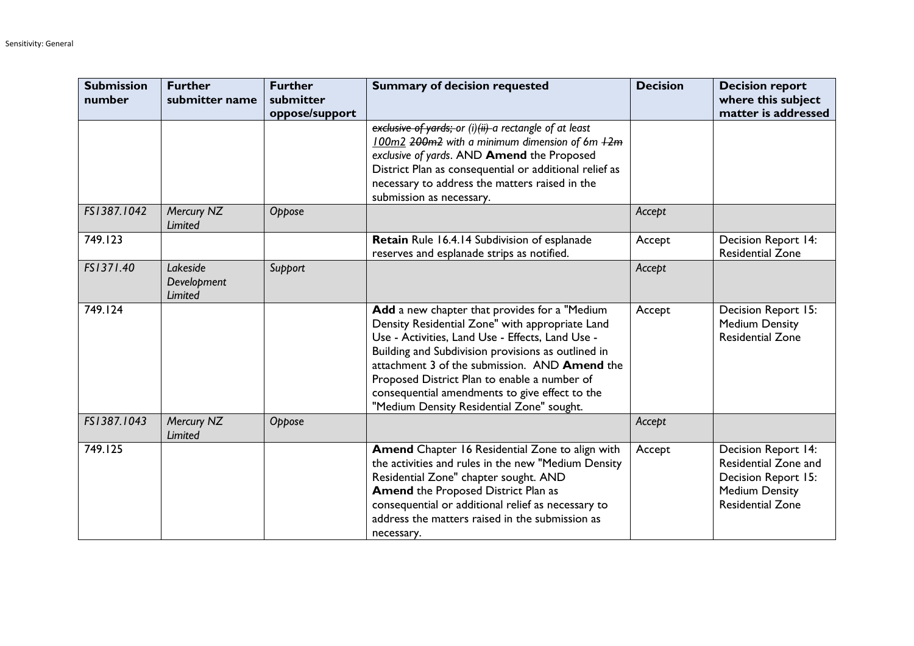| Submission number | Further submitter name | Further submitter oppose/support | Summary of decision requested | Decision | Decision report where this subject matter is addressed |
|---|---|---|---|---|---|
| | | | ~~*exclusive of yards;*~~ *or (i)~~(ii)~~ a rectangle of at least* *100m2* ~~*200m2*~~ *with a minimum dimension of 6m* ~~*12m*~~ *exclusive of yards*. AND **Amend** the Proposed District Plan as consequential or additional relief as necessary to address the matters raised in the submission as necessary. | | |
| *FS1387.1042* | *Mercury NZ Limited* | *Oppose* | | *Accept* | |
| 749.123 | | | **Retain** Rule 16.4.14 Subdivision of esplanade reserves and esplanade strips as notified. | Accept | Decision Report 14: Residential Zone |
| *FS1371.40* | *Lakeside Development Limited* | *Support* | | *Accept* | |
| 749.124 | | | **Add** a new chapter that provides for a "Medium Density Residential Zone" with appropriate Land Use - Activities, Land Use - Effects, Land Use - Building and Subdivision provisions as outlined in attachment 3 of the submission. AND **Amend** the Proposed District Plan to enable a number of consequential amendments to give effect to the "Medium Density Residential Zone" sought. | Accept | Decision Report 15: Medium Density Residential Zone |
| *FS1387.1043* | *Mercury NZ Limited* | *Oppose* | | *Accept* | |
| 749.125 | | | **Amend** Chapter 16 Residential Zone to align with the activities and rules in the new "Medium Density Residential Zone" chapter sought. AND **Amend** the Proposed District Plan as consequential or additional relief as necessary to address the matters raised in the submission as necessary. | Accept | Decision Report 14: Residential Zone and Decision Report 15: Medium Density Residential Zone |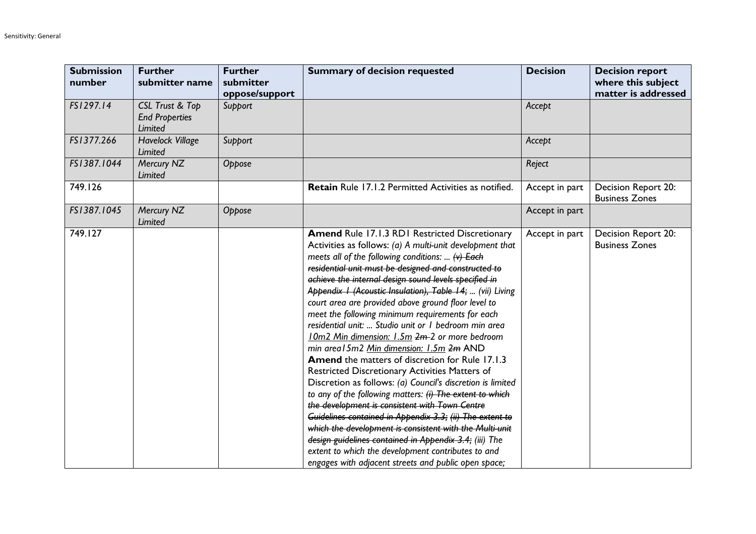| Submission number | Further submitter name | Further submitter oppose/support | Summary of decision requested | Decision | Decision report where this subject matter is addressed |
|---|---|---|---|---|---|
| *FS1297.14* | *CSL Trust & Top End Properties Limited* | *Support* | | *Accept* | |
| *FS1377.266* | *Havelock Village Limited* | *Support* | | *Accept* | |
| *FS1387.1044* | *Mercury NZ Limited* | *Oppose* | | *Reject* | |
| 749.126 | | | **Retain** Rule 17.1.2 Permitted Activities as notified. | Accept in part | Decision Report 20: Business Zones |
| *FS1387.1045* | *Mercury NZ Limited* | *Oppose* | | Accept in part | |
| 749.127 | | | **Amend** Rule 17.1.3 RD1 Restricted Discretionary Activities as follows: *(a) A multi-unit development that meets all of the following conditions: ... ~~(v) Each residential unit must be designed and constructed to achieve the internal design sound levels specified in Appendix 1 (Acoustic Insulation), Table 14;~~ ... (vii) Living court area are provided above ground floor level to meet the following minimum requirements for each residential unit: ... Studio unit or 1 bedroom min area 10m2 <u>Min dimension: 1.5m</u> ~~2m~~ 2 or more bedroom min area15m2 <u>Min dimension: 1.5m</u> ~~2m~~* AND **Amend** the matters of discretion for Rule 17.1.3 Restricted Discretionary Activities Matters of Discretion as follows: *(a) Council's discretion is limited to any of the following matters: ~~(i) The extent to which the development is consistent with Town Centre Guidelines contained in Appendix 3.3;~~ ~~(ii) The extent to which the development is consistent with the Multi-unit design guidelines contained in Appendix 3.4;~~ (iii) The extent to which the development contributes to and engages with adjacent streets and public open space;* | Accept in part | Decision Report 20: Business Zones |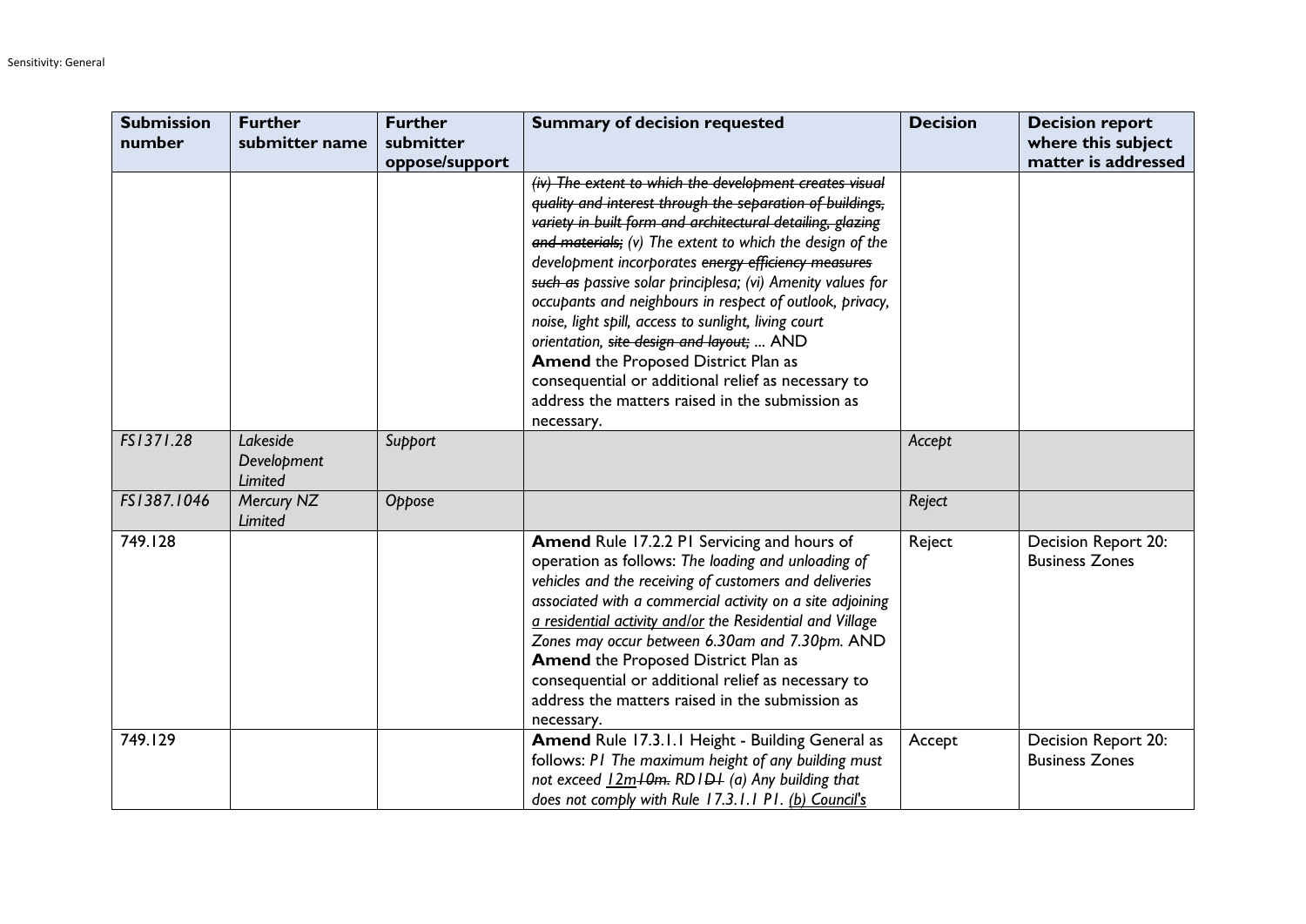| Submission number | Further submitter name | Further submitter oppose/support | Summary of decision requested | Decision | Decision report where this subject matter is addressed |
|---|---|---|---|---|---|
| | | | ~~*(iv) The extent to which the development creates visual quality and interest through the separation of buildings, variety in built form and architectural detailing, glazing and materials;*~~ *(v) The extent to which the design of the development incorporates* ~~*energy efficiency measures such as*~~ *passive solar principlesa; (vi) Amenity values for occupants and neighbours in respect of outlook, privacy, noise, light spill, access to sunlight, living court orientation,* ~~*site design and layout;*~~ *...* AND **Amend** the Proposed District Plan as consequential or additional relief as necessary to address the matters raised in the submission as necessary. | | |
| *FS1371.28* | *Lakeside Development Limited* | *Support* | | *Accept* | |
| *FS1387.1046* | *Mercury NZ Limited* | *Oppose* | | *Reject* | |
| 749.128 | | | **Amend** Rule 17.2.2 P1 Servicing and hours of operation as follows: *The loading and unloading of vehicles and the receiving of customers and deliveries associated with a commercial activity on a site adjoining* *<u>a residential activity and/or</u>* *the Residential and Village Zones may occur between 6.30am and 7.30pm.* AND **Amend** the Proposed District Plan as consequential or additional relief as necessary to address the matters raised in the submission as necessary. | Reject | Decision Report 20: Business Zones |
| 749.129 | | | **Amend** Rule 17.3.1.1 Height - Building General as follows: *P1 The maximum height of any building must not exceed* *<u>12m</u>*~~*10m.*~~ *RD1*~~*D1*~~ *(a) Any building that does not comply with Rule 17.3.1.1 P1.* *<u>(b) Council's</u>* | Accept | Decision Report 20: Business Zones |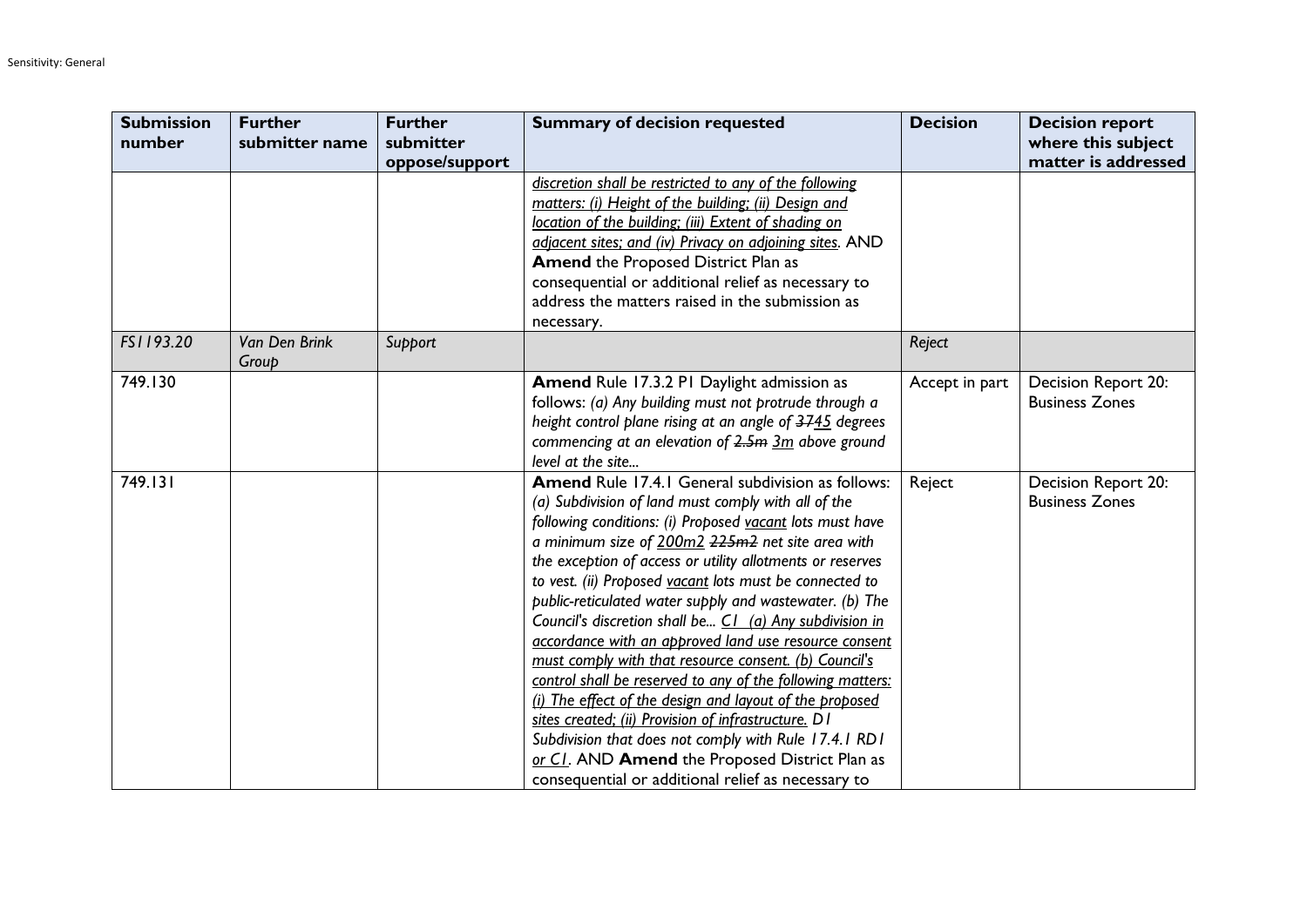| Submission number | Further submitter name | Further submitter oppose/support | Summary of decision requested | Decision | Decision report where this subject matter is addressed |
|---|---|---|---|---|---|
| | | | <u>*discretion shall be restricted to any of the following matters: (i) Height of the building; (ii) Design and location of the building; (iii) Extent of shading on adjacent sites; and (iv) Privacy on adjoining sites*</u>. AND **Amend** the Proposed District Plan as consequential or additional relief as necessary to address the matters raised in the submission as necessary. | | |
| *FS1193.20* | *Van Den Brink Group* | *Support* | | *Reject* | |
| 749.130 | | | **Amend** Rule 17.3.2 P1 Daylight admission as follows: *(a) Any building must not protrude through a height control plane rising at an angle of ~~37~~<u>45</u> degrees commencing at an elevation of ~~2.5m~~ <u>3m</u> above ground level at the site...* | Accept in part | Decision Report 20: Business Zones |
| 749.131 | | | **Amend** Rule 17.4.1 General subdivision as follows: *(a) Subdivision of land must comply with all of the following conditions: (i) Proposed <u>vacant</u> lots must have a minimum size of <u>200m2</u> ~~225m2~~ net site area with the exception of access or utility allotments or reserves to vest. (ii) Proposed <u>vacant</u> lots must be connected to public-reticulated water supply and wastewater. (b) The Council's discretion shall be... <u>C1 (a) Any subdivision in accordance with an approved land use resource consent must comply with that resource consent. (b) Council's control shall be reserved to any of the following matters: (i) The effect of the design and layout of the proposed sites created; (ii) Provision of infrastructure.</u> D1 Subdivision that does not comply with Rule 17.4.1 RD1 <u>or C1</u>*. AND **Amend** the Proposed District Plan as consequential or additional relief as necessary to | Reject | Decision Report 20: Business Zones |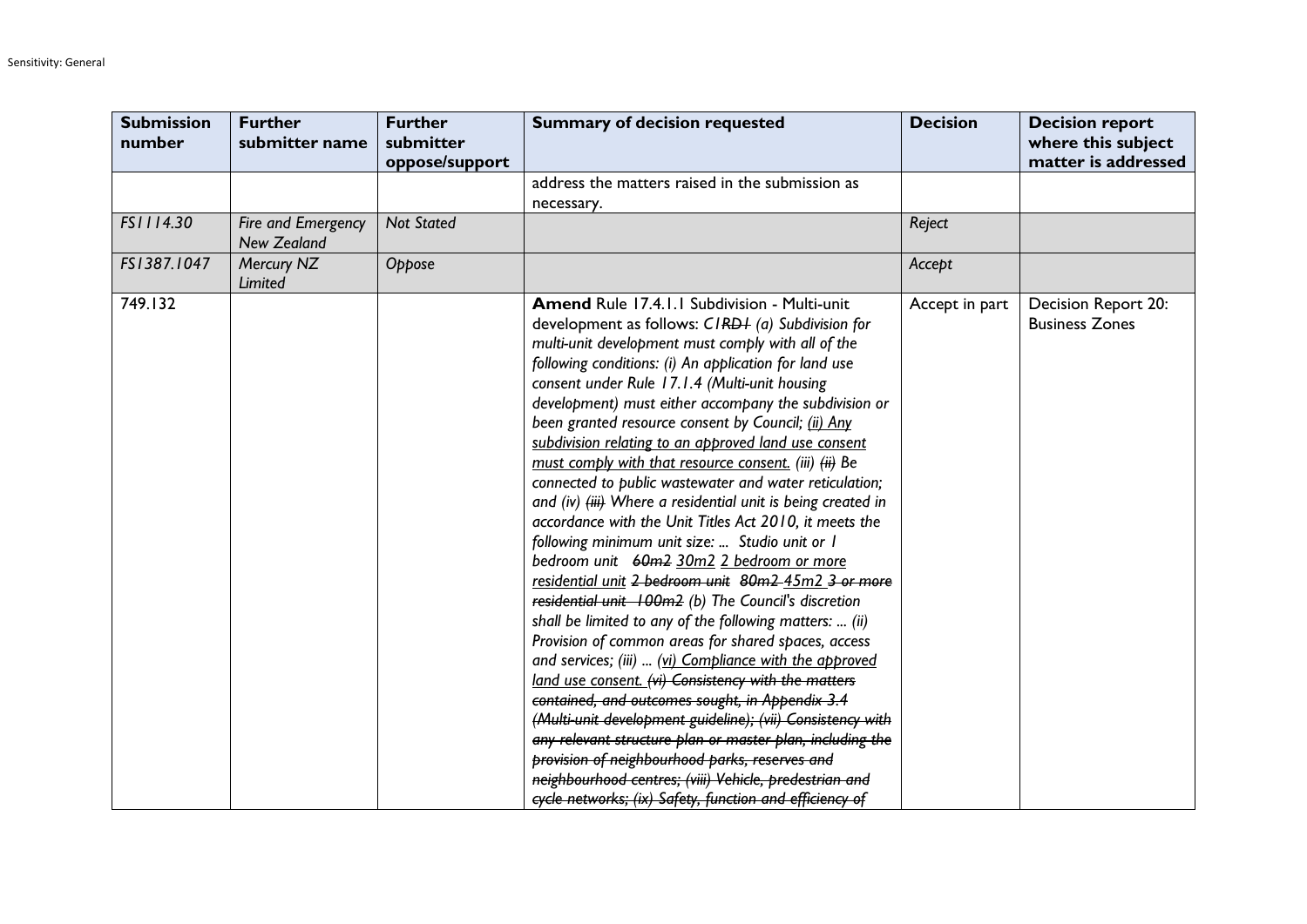| Submission number | Further submitter name | Further submitter oppose/support | Summary of decision requested | Decision | Decision report where this subject matter is addressed |
|---|---|---|---|---|---|
| | | | address the matters raised in the submission as necessary. | | |
| *FS1114.30* | *Fire and Emergency New Zealand* | *Not Stated* | | *Reject* | |
| *FS1387.1047* | *Mercury NZ Limited* | *Oppose* | | *Accept* | |
| 749.132 | | | **Amend** Rule 17.4.1.1 Subdivision - Multi-unit development as follows: *C1~~RD1~~ (a) Subdivision for multi-unit development must comply with all of the following conditions: (i) An application for land use consent under Rule 17.1.4 (Multi-unit housing development) must either accompany the subdivision or been granted resource consent by Council; <u>(ii) Any subdivision relating to an approved land use consent must comply with that resource consent.</u> (iii) ~~(ii)~~ Be connected to public wastewater and water reticulation; and (iv) ~~(iii)~~ Where a residential unit is being created in accordance with the Unit Titles Act 2010, it meets the following minimum unit size: ... Studio unit or 1 bedroom unit ~~60m2~~ <u>30m2</u> <u>2 bedroom or more residential unit</u> ~~2 bedroom unit 80m2~~ <u>45m2</u> ~~3 or more residential unit 100m2~~ (b) The Council's discretion shall be limited to any of the following matters: ... (ii) Provision of common areas for shared spaces, access and services; (iii) ... <u>(vi) Compliance with the approved land use consent.</u> ~~(vi) Consistency with the matters contained, and outcomes sought, in Appendix 3.4 (Multi-unit development guideline); (vii) Consistency with any relevant structure plan or master plan, including the provision of neighbourhood parks, reserves and neighbourhood centres; (viii) Vehicle, predestrian and cycle networks; (ix) Safety, function and efficiency of~~* | Accept in part | Decision Report 20: Business Zones |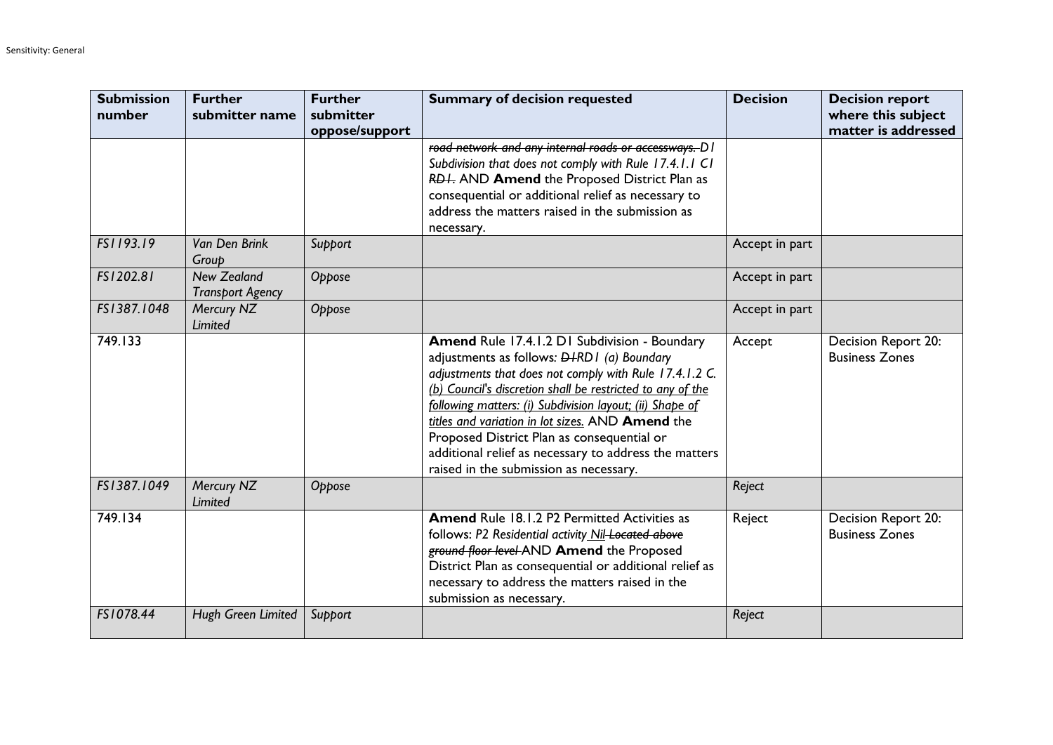| Submission number | Further submitter name | Further submitter oppose/support | Summary of decision requested | Decision | Decision report where this subject matter is addressed |
|---|---|---|---|---|---|
| | | | ~~*road network and any internal roads or accessways.*~~ *D1 Subdivision that does not comply with Rule 17.4.1.1 C1* ~~*RD1.*~~ AND **Amend** the Proposed District Plan as consequential or additional relief as necessary to address the matters raised in the submission as necessary. | | |
| *FS1193.19* | *Van Den Brink Group* | *Support* | | Accept in part | |
| *FS1202.81* | *New Zealand Transport Agency* | *Oppose* | | Accept in part | |
| *FS1387.1048* | *Mercury NZ Limited* | *Oppose* | | Accept in part | |
| 749.133 | | | **Amend** Rule 17.4.1.2 D1 Subdivision - Boundary adjustments as follows*:* ~~*D1*~~*RD1 (a) Boundary adjustments that does not comply with Rule 17.4.1.2 C.* <u>*(b) Council's discretion shall be restricted to any of the following matters: (i) Subdivision layout; (ii) Shape of titles and variation in lot sizes.*</u> AND **Amend** the Proposed District Plan as consequential or additional relief as necessary to address the matters raised in the submission as necessary. | Accept | Decision Report 20: Business Zones |
| *FS1387.1049* | *Mercury NZ Limited* | *Oppose* | | *Reject* | |
| 749.134 | | | **Amend** Rule 18.1.2 P2 Permitted Activities as follows: *P2 Residential activity* <u>*Nil*</u> ~~*Located above ground floor level*~~ AND **Amend** the Proposed District Plan as consequential or additional relief as necessary to address the matters raised in the submission as necessary. | Reject | Decision Report 20: Business Zones |
| *FS1078.44* | *Hugh Green Limited* | *Support* | | *Reject* | |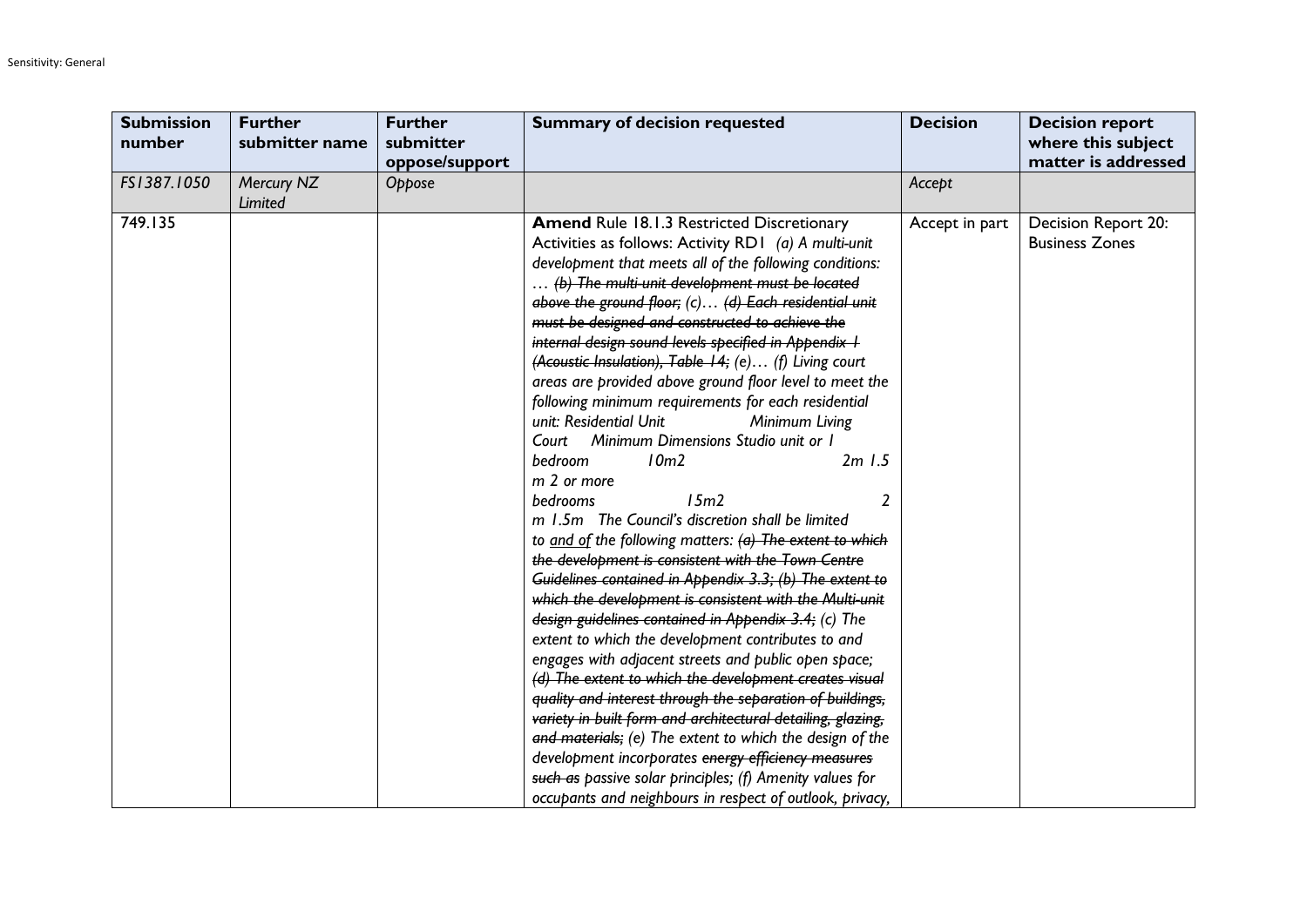| Submission number | Further submitter name | Further submitter oppose/support | Summary of decision requested | Decision | Decision report where this subject matter is addressed |
|---|---|---|---|---|---|
| *FS1387.1050* | *Mercury NZ Limited* | *Oppose* | | *Accept* | |
| 749.135 | | | **Amend** Rule 18.1.3 Restricted Discretionary Activities as follows: Activity RD1 *(a) A multi-unit development that meets all of the following conditions: … ~~(b) The multi-unit development must be located above the ground floor;~~ (c)… ~~(d) Each residential unit must be designed and constructed to achieve the internal design sound levels specified in Appendix 1 (Acoustic Insulation), Table 14;~~ (e)… (f) Living court areas are provided above ground floor level to meet the following minimum requirements for each residential unit: Residential Unit Minimum Living Court Minimum Dimensions Studio unit or 1 bedroom 10m2 2m 1.5 m 2 or more bedrooms 15m2 2 m 1.5m The Council's discretion shall be limited to <u>and of</u> the following matters: ~~(a) The extent to which the development is consistent with the Town Centre Guidelines contained in Appendix 3.3; (b) The extent to which the development is consistent with the Multi-unit design guidelines contained in Appendix 3.4;~~ (c) The extent to which the development contributes to and engages with adjacent streets and public open space; ~~(d) The extent to which the development creates visual quality and interest through the separation of buildings, variety in built form and architectural detailing, glazing, and materials;~~ (e) The extent to which the design of the development incorporates ~~energy efficiency measures such as~~ passive solar principles; (f) Amenity values for occupants and neighbours in respect of outlook, privacy,* | Accept in part | Decision Report 20: Business Zones |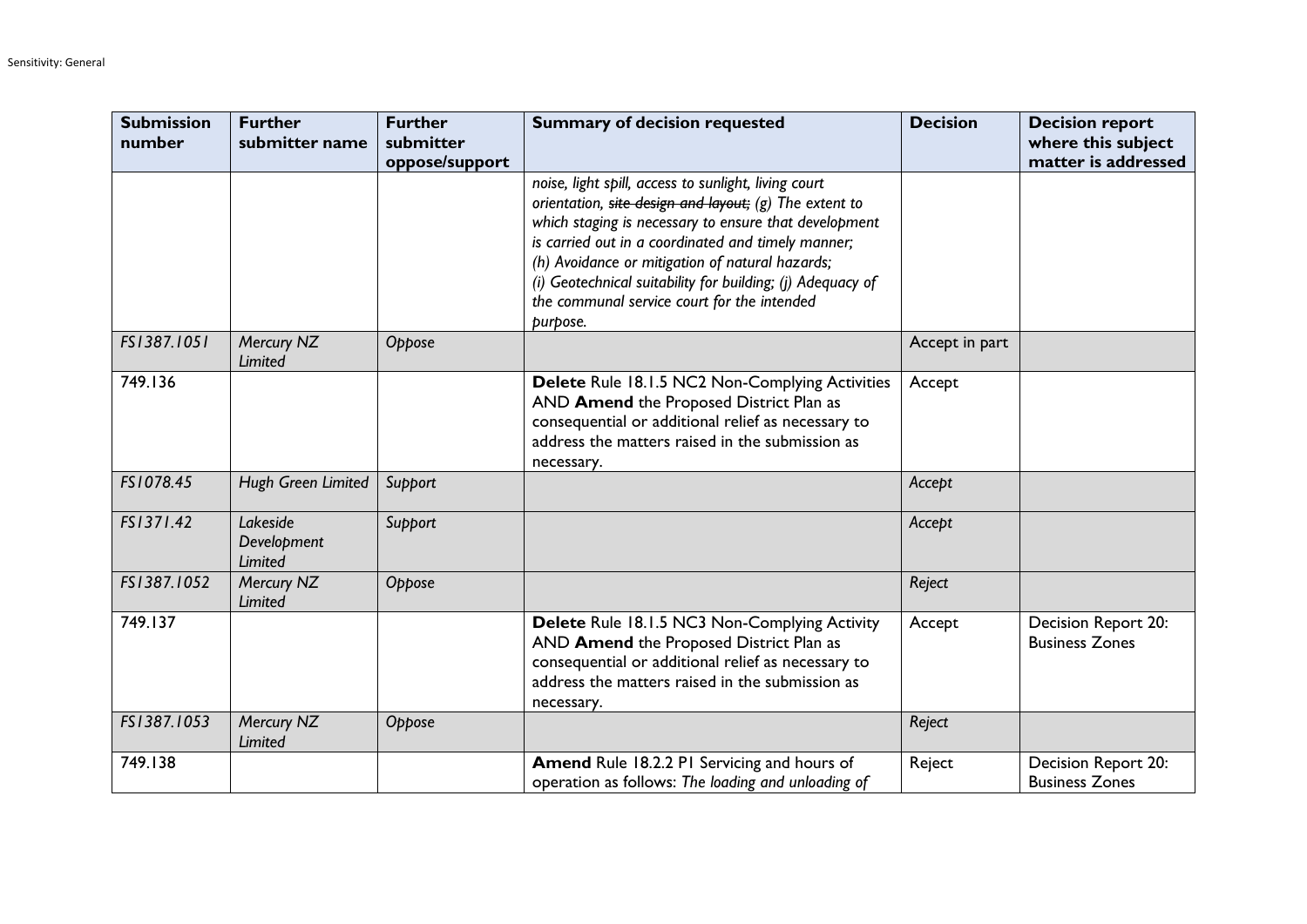| Submission number | Further submitter name | Further submitter oppose/support | Summary of decision requested | Decision | Decision report where this subject matter is addressed |
|---|---|---|---|---|---|
| | | | *noise, light spill, access to sunlight, living court orientation, ~~site design and layout;~~ (g) The extent to which staging is necessary to ensure that development is carried out in a coordinated and timely manner; (h) Avoidance or mitigation of natural hazards; (i) Geotechnical suitability for building; (j) Adequacy of the communal service court for the intended purpose.* | | |
| *FS1387.1051* | *Mercury NZ Limited* | *Oppose* | | Accept in part | |
| 749.136 | | | **Delete** Rule 18.1.5 NC2 Non-Complying Activities AND **Amend** the Proposed District Plan as consequential or additional relief as necessary to address the matters raised in the submission as necessary. | Accept | |
| *FS1078.45* | *Hugh Green Limited* | *Support* | | *Accept* | |
| *FS1371.42* | *Lakeside Development Limited* | *Support* | | *Accept* | |
| *FS1387.1052* | *Mercury NZ Limited* | *Oppose* | | *Reject* | |
| 749.137 | | | **Delete** Rule 18.1.5 NC3 Non-Complying Activity AND **Amend** the Proposed District Plan as consequential or additional relief as necessary to address the matters raised in the submission as necessary. | Accept | Decision Report 20: Business Zones |
| *FS1387.1053* | *Mercury NZ Limited* | *Oppose* | | *Reject* | |
| 749.138 | | | **Amend** Rule 18.2.2 P1 Servicing and hours of operation as follows: *The loading and unloading of* | Reject | Decision Report 20: Business Zones |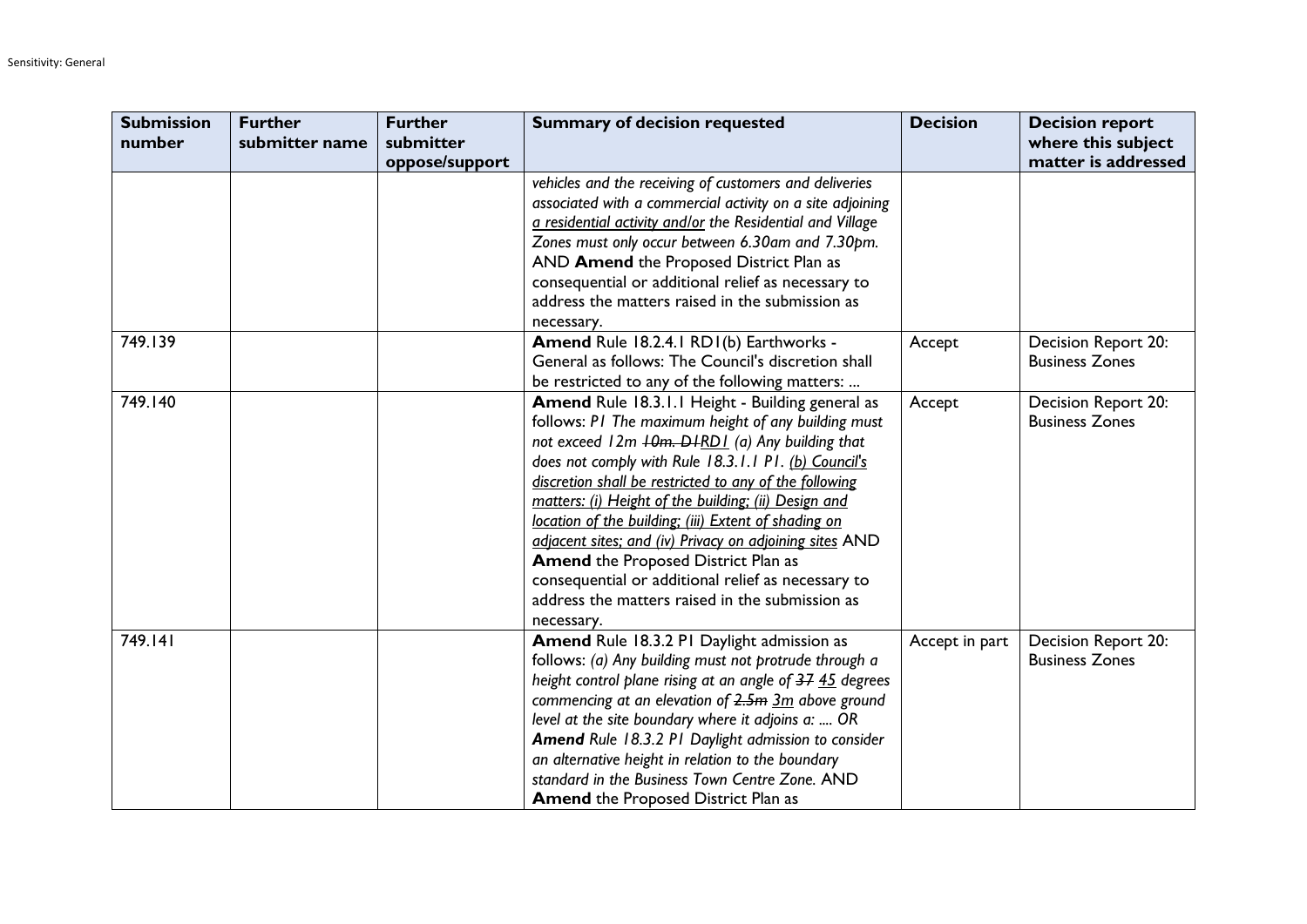| Submission number | Further submitter name | Further submitter oppose/support | Summary of decision requested | Decision | Decision report where this subject matter is addressed |
|---|---|---|---|---|---|
| | | | *vehicles and the receiving of customers and deliveries associated with a commercial activity on a site adjoining <u>a residential activity and/or</u> the Residential and Village Zones must only occur between 6.30am and 7.30pm.* AND **Amend** the Proposed District Plan as consequential or additional relief as necessary to address the matters raised in the submission as necessary. | | |
| 749.139 | | | **Amend** Rule 18.2.4.1 RD1(b) Earthworks - General as follows: The Council's discretion shall be restricted to any of the following matters: ... | Accept | Decision Report 20: Business Zones |
| 749.140 | | | **Amend** Rule 18.3.1.1 Height - Building general as follows: *P1 The maximum height of any building must not exceed 12m ~~10m. D1~~<u>RD1</u> (a) Any building that does not comply with Rule 18.3.1.1 P1. <u>(b) Council's discretion shall be restricted to any of the following matters: (i) Height of the building; (ii) Design and location of the building; (iii) Extent of shading on adjacent sites; and (iv) Privacy on adjoining sites</u>* AND **Amend** the Proposed District Plan as consequential or additional relief as necessary to address the matters raised in the submission as necessary. | Accept | Decision Report 20: Business Zones |
| 749.141 | | | **Amend** Rule 18.3.2 P1 Daylight admission as follows: *(a) Any building must not protrude through a height control plane rising at an angle of ~~37~~ <u>45</u> degrees commencing at an elevation of ~~2.5m~~ <u>3m</u> above ground level at the site boundary where it adjoins a: .... OR* ***Amend*** *Rule 18.3.2 P1 Daylight admission to consider an alternative height in relation to the boundary standard in the Business Town Centre Zone.* AND **Amend** the Proposed District Plan as | Accept in part | Decision Report 20: Business Zones |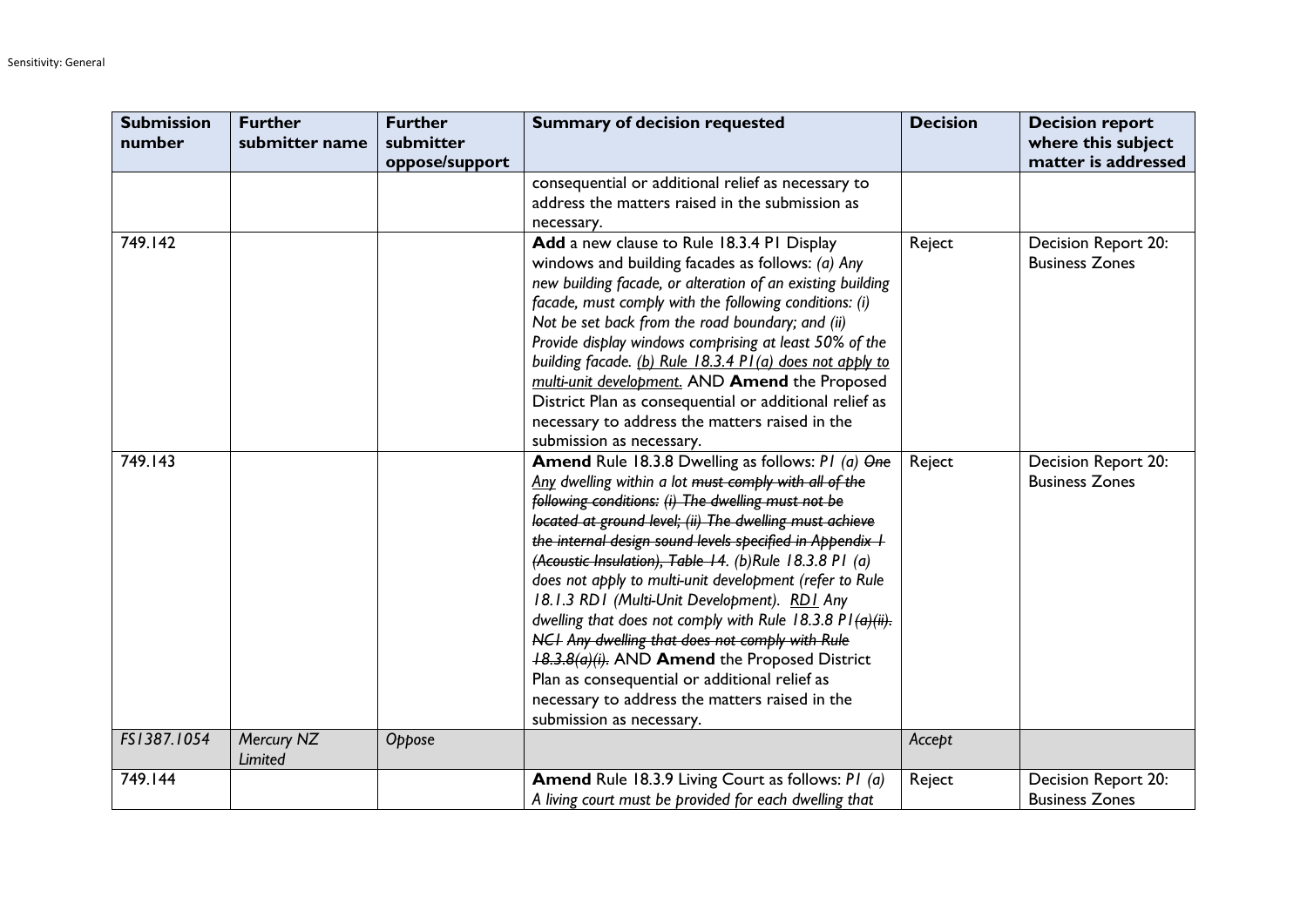| Submission number | Further submitter name | Further submitter oppose/support | Summary of decision requested | Decision | Decision report where this subject matter is addressed |
|---|---|---|---|---|---|
| | | | consequential or additional relief as necessary to address the matters raised in the submission as necessary. | | |
| 749.142 | | | **Add** a new clause to Rule 18.3.4 P1 Display windows and building facades as follows: *(a) Any new building facade, or alteration of an existing building facade, must comply with the following conditions: (i) Not be set back from the road boundary; and (ii) Provide display windows comprising at least 50% of the building facade. <u>(b) Rule 18.3.4 P1(a) does not apply to multi-unit development.</u>* AND **Amend** the Proposed District Plan as consequential or additional relief as necessary to address the matters raised in the submission as necessary. | Reject | Decision Report 20: Business Zones |
| 749.143 | | | **Amend** Rule 18.3.8 Dwelling as follows: *P1 (a) ~~One~~ <u>Any</u> dwelling within a lot ~~must comply with all of the following conditions: (i) The dwelling must not be located at ground level; (ii) The dwelling must achieve the internal design sound levels specified in Appendix 1 (Acoustic Insulation), Table 14~~. (b)Rule 18.3.8 P1 (a) does not apply to multi-unit development (refer to Rule 18.1.3 RD1 (Multi-Unit Development). <u>RD1</u> Any dwelling that does not comply with Rule 18.3.8 P1~~(a)(ii)~~. ~~NC1 Any dwelling that does not comply with Rule 18.3.8(a)(i)~~.* AND **Amend** the Proposed District Plan as consequential or additional relief as necessary to address the matters raised in the submission as necessary. | Reject | Decision Report 20: Business Zones |
| *FS1387.1054* | *Mercury NZ Limited* | *Oppose* | | *Accept* | |
| 749.144 | | | **Amend** Rule 18.3.9 Living Court as follows: *P1 (a) A living court must be provided for each dwelling that* | Reject | Decision Report 20: Business Zones |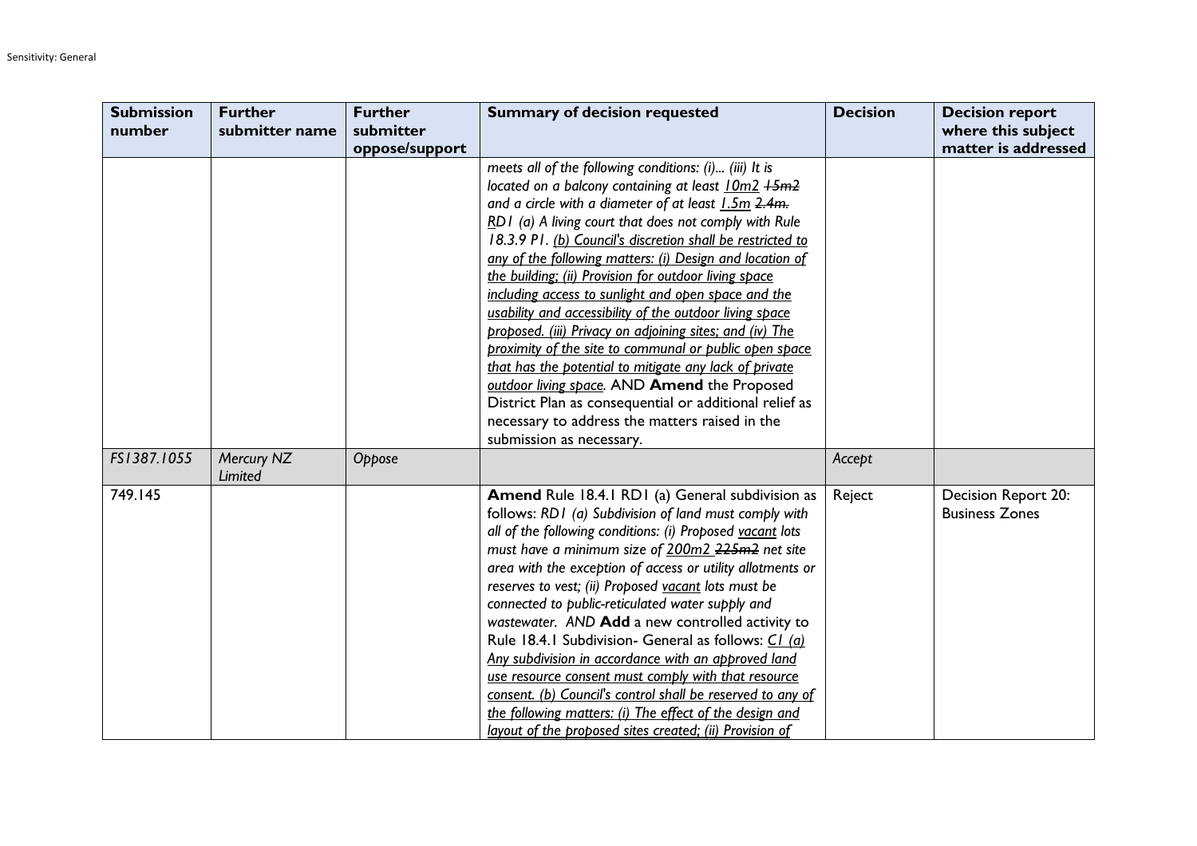| Submission number | Further submitter name | Further submitter oppose/support | Summary of decision requested | Decision | Decision report where this subject matter is addressed |
|---|---|---|---|---|---|
| | | | *meets all of the following conditions: (i)... (iii) It is located on a balcony containing at least <u>10m2</u> ~~15m2~~ and a circle with a diameter of at least <u>1.5m</u> ~~2.4m.~~ <u>R</u>D1 (a) A living court that does not comply with Rule 18.3.9 P1. <u>(b) Council's discretion shall be restricted to any of the following matters: (i) Design and location of the building; (ii) Provision for outdoor living space including access to sunlight and open space and the usability and accessibility of the outdoor living space proposed. (iii) Privacy on adjoining sites; and (iv) The proximity of the site to communal or public open space that has the potential to mitigate any lack of private outdoor living space</u>.* AND **Amend** the Proposed District Plan as consequential or additional relief as necessary to address the matters raised in the submission as necessary. | | |
| *FS1387.1055* | *Mercury NZ Limited* | *Oppose* | | *Accept* | |
| 749.145 | | | **Amend** Rule 18.4.1 RD1 (a) General subdivision as follows: *RD1 (a) Subdivision of land must comply with all of the following conditions: (i) Proposed <u>vacant</u> lots must have a minimum size of <u>200m2</u> ~~225m2~~ net site area with the exception of access or utility allotments or reserves to vest; (ii) Proposed <u>vacant</u> lots must be connected to public-reticulated water supply and wastewater. AND* **Add** a new controlled activity to Rule 18.4.1 Subdivision- General as follows: *<u>C1 (a) Any subdivision in accordance with an approved land use resource consent must comply with that resource consent. (b) Council's control shall be reserved to any of the following matters: (i) The effect of the design and layout of the proposed sites created; (ii) Provision of</u>* | Reject | Decision Report 20: Business Zones |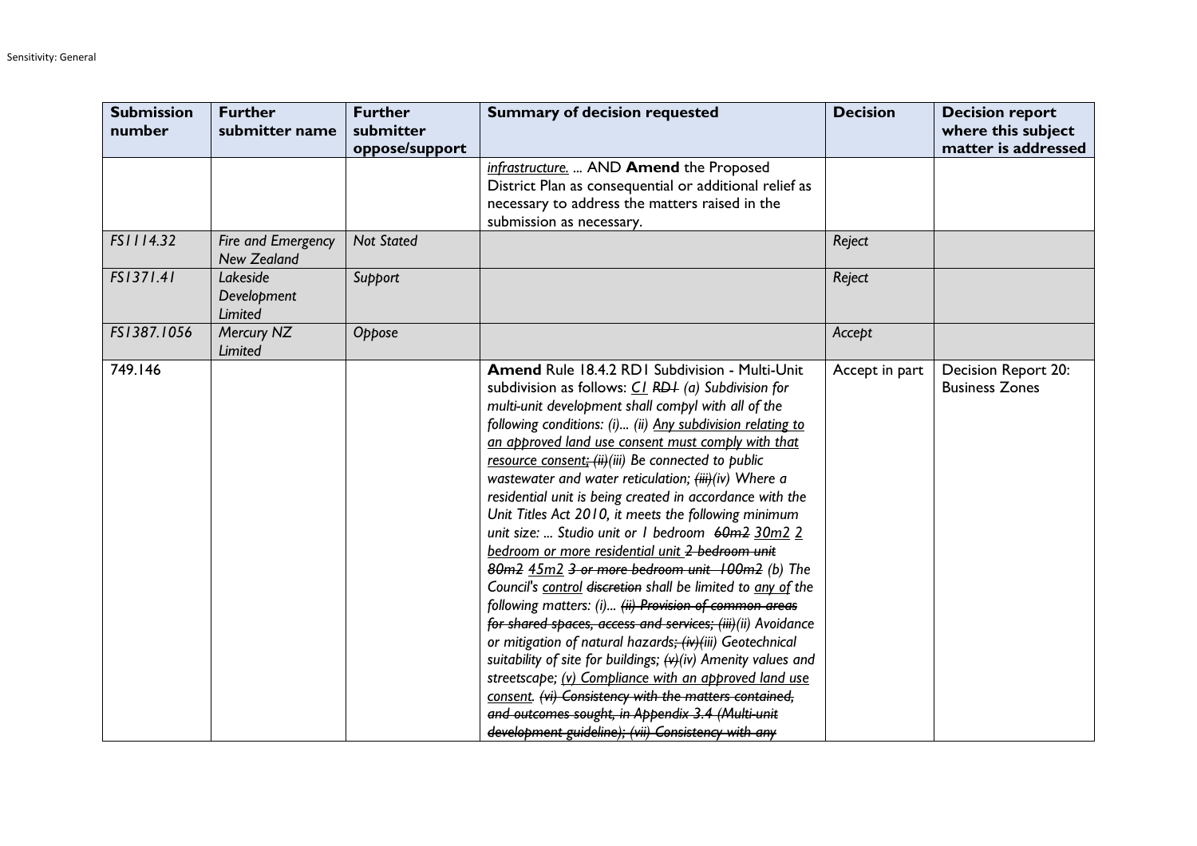| Submission number | Further submitter name | Further submitter oppose/support | Summary of decision requested | Decision | Decision report where this subject matter is addressed |
| --- | --- | --- | --- | --- | --- |
| | | | infrastructure. ... AND **Amend** the Proposed District Plan as consequential or additional relief as necessary to address the matters raised in the submission as necessary. | | |
| *FS1114.32* | *Fire and Emergency New Zealand* | *Not Stated* | | *Reject* | |
| *FS1371.41* | *Lakeside Development Limited* | *Support* | | *Reject* | |
| *FS1387.1056* | *Mercury NZ Limited* | *Oppose* | | *Accept* | |
| 749.146 | | | **Amend** Rule 18.4.2 RD1 Subdivision - Multi-Unit subdivision as follows: *C1 ~~RD1~~ (a) Subdivision for multi-unit development shall compyl with all of the following conditions: (i)... (ii) Any subdivision relating to an approved land use consent must comply with that resource consent~~; (ii)~~(iii) Be connected to public wastewater and water reticulation; ~~(iii)~~(iv) Where a residential unit is being created in accordance with the Unit Titles Act 2010, it meets the following minimum unit size: ... Studio unit or 1 bedroom ~~60m2~~ 30m2 2 bedroom or more residential unit ~~2 bedroom unit 80m2~~ 45m2 ~~3 or more bedroom unit 100m2~~ (b) The Council's control ~~discretion~~ shall be limited to any of the following matters: (i)... ~~(ii) Provision of common areas for shared spaces, access and services; (iii)~~(ii) Avoidance or mitigation of natural hazards~~; (iv)~~(iii) Geotechnical suitability of site for buildings; ~~(v)~~(iv) Amenity values and streetscape; (v) Compliance with an approved land use consent. ~~(vi) Consistency with the matters contained, and outcomes sought, in Appendix 3.4 (Multi-unit development guideline); (vii) Consistency with any~~* | Accept in part | Decision Report 20: Business Zones |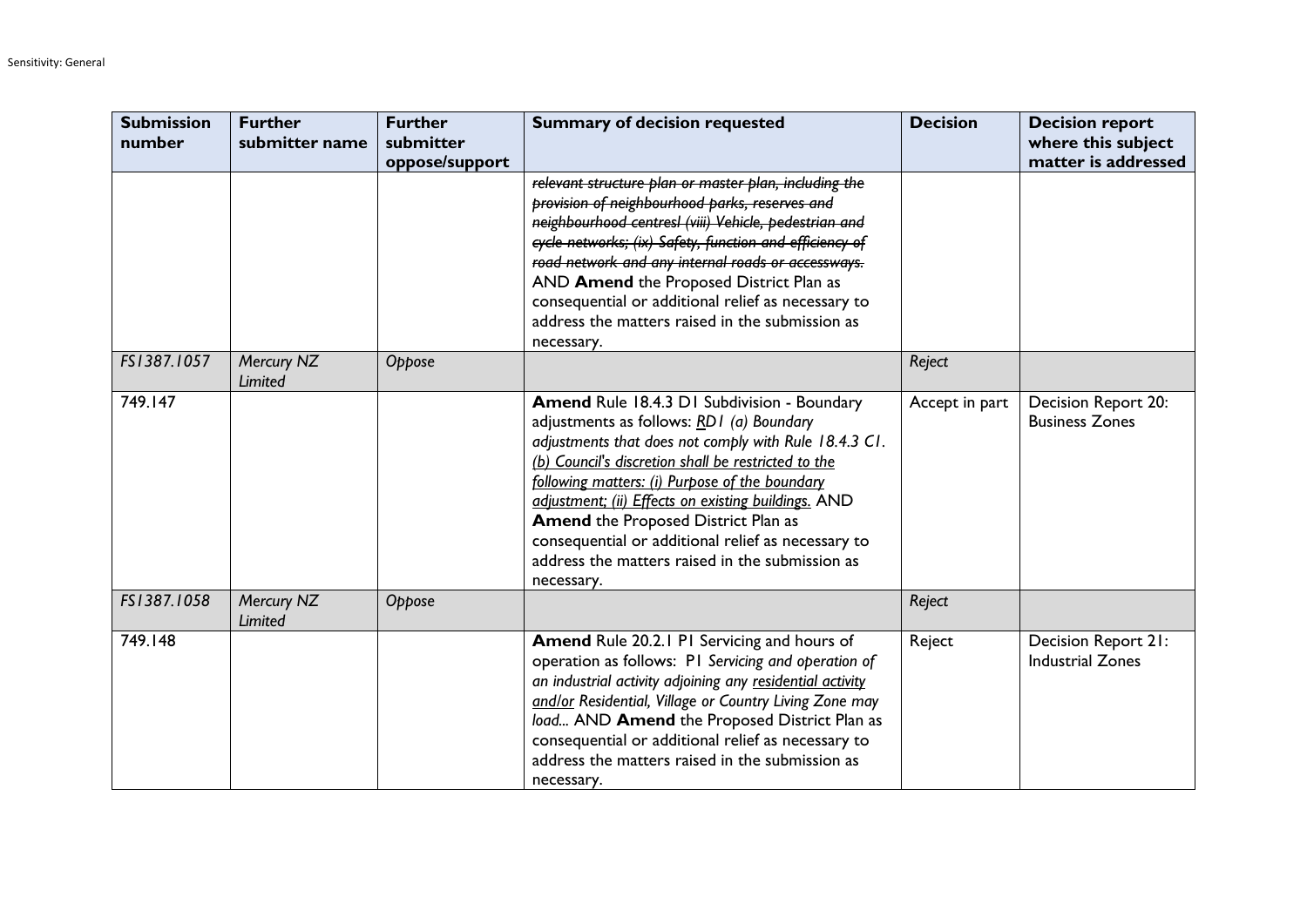| Submission number | Further submitter name | Further submitter oppose/support | Summary of decision requested | Decision | Decision report where this subject matter is addressed |
|---|---|---|---|---|---|
| | | | ~~*relevant structure plan or master plan, including the provision of neighbourhood parks, reserves and neighbourhood centresl (viii) Vehicle, pedestrian and cycle networks; (ix) Safety, function and efficiency of road network and any internal roads or accessways.*~~ AND **Amend** the Proposed District Plan as consequential or additional relief as necessary to address the matters raised in the submission as necessary. | | |
| *FS1387.1057* | *Mercury NZ Limited* | *Oppose* | | *Reject* | |
| 749.147 | | | **Amend** Rule 18.4.3 D1 Subdivision - Boundary adjustments as follows: *<u>RD</u>1 (a) Boundary adjustments that does not comply with Rule 18.4.3 C1. <u>(b) Council's discretion shall be restricted to the following matters: (i) Purpose of the boundary adjustment; (ii) Effects on existing buildings.</u>* AND **Amend** the Proposed District Plan as consequential or additional relief as necessary to address the matters raised in the submission as necessary. | Accept in part | Decision Report 20: Business Zones |
| *FS1387.1058* | *Mercury NZ Limited* | *Oppose* | | *Reject* | |
| 749.148 | | | **Amend** Rule 20.2.1 P1 Servicing and hours of operation as follows: P1 *Servicing and operation of an industrial activity adjoining any <u>residential activity and/or</u> Residential, Village or Country Living Zone may load...* AND **Amend** the Proposed District Plan as consequential or additional relief as necessary to address the matters raised in the submission as necessary. | Reject | Decision Report 21: Industrial Zones |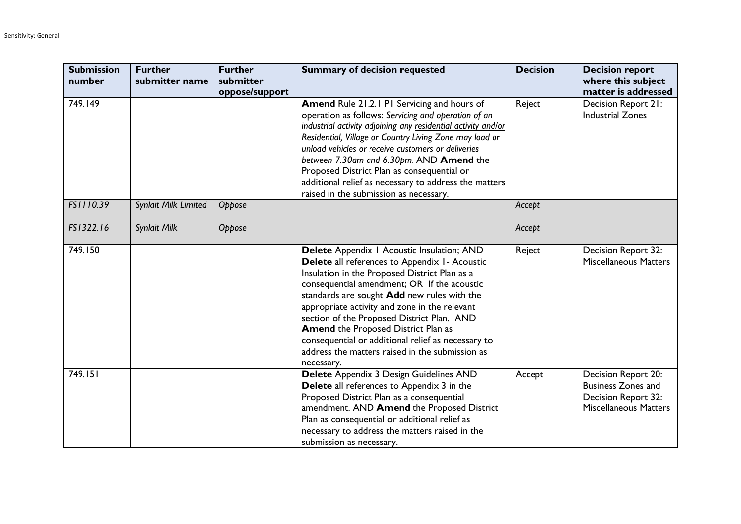| Submission number | Further submitter name | Further submitter oppose/support | Summary of decision requested | Decision | Decision report where this subject matter is addressed |
|---|---|---|---|---|---|
| 749.149 | | | **Amend** Rule 21.2.1 P1 Servicing and hours of operation as follows: *Servicing and operation of an industrial activity adjoining any <u>residential activity and/or</u> Residential, Village or Country Living Zone may load or unload vehicles or receive customers or deliveries between 7.30am and 6.30pm.* AND **Amend** the Proposed District Plan as consequential or additional relief as necessary to address the matters raised in the submission as necessary. | Reject | Decision Report 21: Industrial Zones |
| *FS1110.39* | *Synlait Milk Limited* | *Oppose* | | *Accept* | |
| *FS1322.16* | *Synlait Milk* | *Oppose* | | *Accept* | |
| 749.150 | | | **Delete** Appendix 1 Acoustic Insulation; AND **Delete** all references to Appendix 1- Acoustic Insulation in the Proposed District Plan as a consequential amendment; OR If the acoustic standards are sought **Add** new rules with the appropriate activity and zone in the relevant section of the Proposed District Plan. AND **Amend** the Proposed District Plan as consequential or additional relief as necessary to address the matters raised in the submission as necessary. | Reject | Decision Report 32: Miscellaneous Matters |
| 749.151 | | | **Delete** Appendix 3 Design Guidelines AND **Delete** all references to Appendix 3 in the Proposed District Plan as a consequential amendment. AND **Amend** the Proposed District Plan as consequential or additional relief as necessary to address the matters raised in the submission as necessary. | Accept | Decision Report 20: Business Zones and Decision Report 32: Miscellaneous Matters |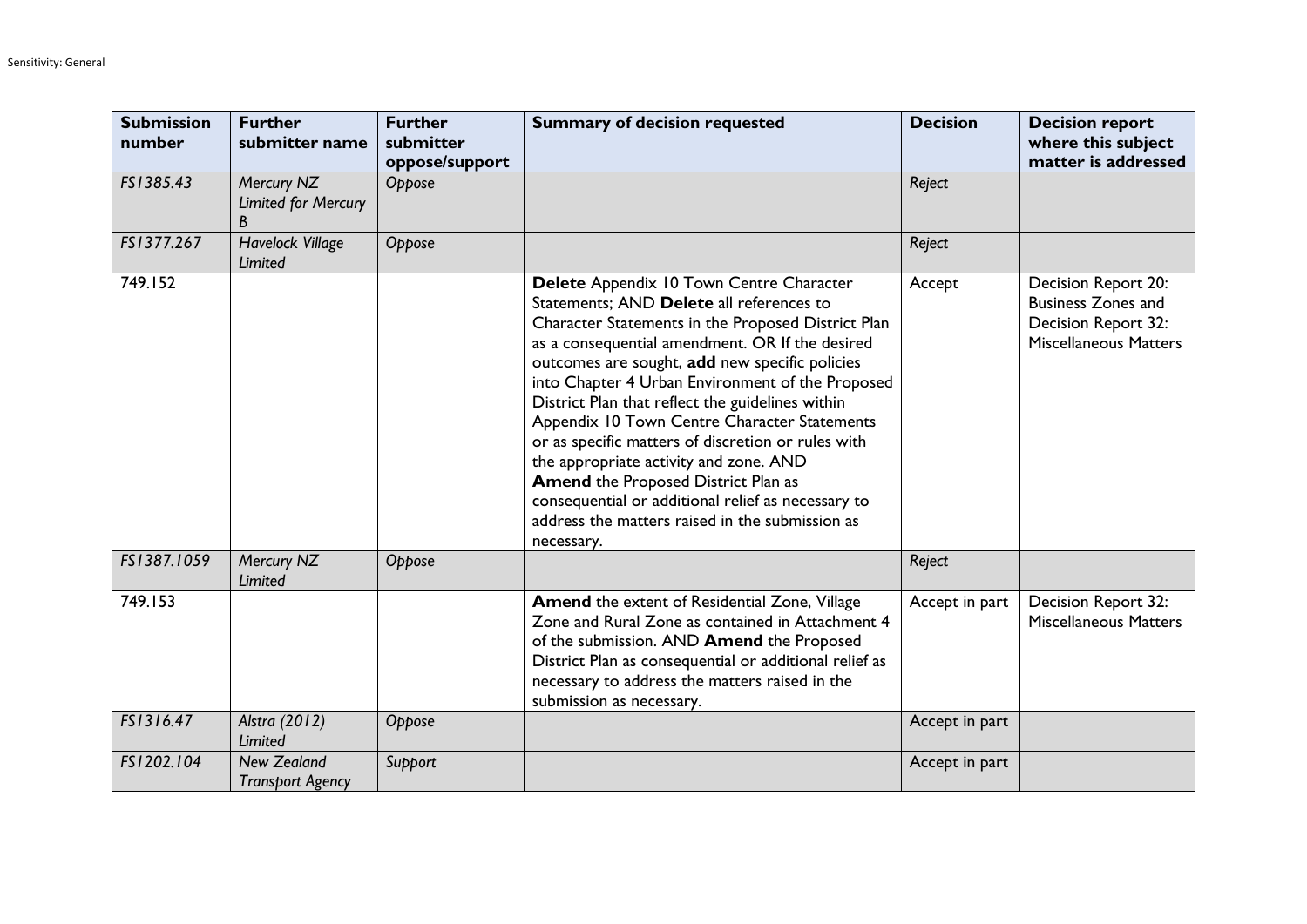| Submission number | Further submitter name | Further submitter oppose/support | Summary of decision requested | Decision | Decision report where this subject matter is addressed |
|---|---|---|---|---|---|
| *FS1385.43* | *Mercury NZ Limited for Mercury B* | *Oppose* | | *Reject* | |
| *FS1377.267* | *Havelock Village Limited* | *Oppose* | | *Reject* | |
| 749.152 | | | **Delete** Appendix 10 Town Centre Character Statements; AND **Delete** all references to Character Statements in the Proposed District Plan as a consequential amendment. OR If the desired outcomes are sought, **add** new specific policies into Chapter 4 Urban Environment of the Proposed District Plan that reflect the guidelines within Appendix 10 Town Centre Character Statements or as specific matters of discretion or rules with the appropriate activity and zone. AND **Amend** the Proposed District Plan as consequential or additional relief as necessary to address the matters raised in the submission as necessary. | Accept | Decision Report 20: Business Zones and Decision Report 32: Miscellaneous Matters |
| *FS1387.1059* | *Mercury NZ Limited* | *Oppose* | | *Reject* | |
| 749.153 | | | **Amend** the extent of Residential Zone, Village Zone and Rural Zone as contained in Attachment 4 of the submission. AND **Amend** the Proposed District Plan as consequential or additional relief as necessary to address the matters raised in the submission as necessary. | Accept in part | Decision Report 32: Miscellaneous Matters |
| *FS1316.47* | *Alstra (2012) Limited* | *Oppose* | | Accept in part | |
| *FS1202.104* | *New Zealand Transport Agency* | *Support* | | Accept in part | |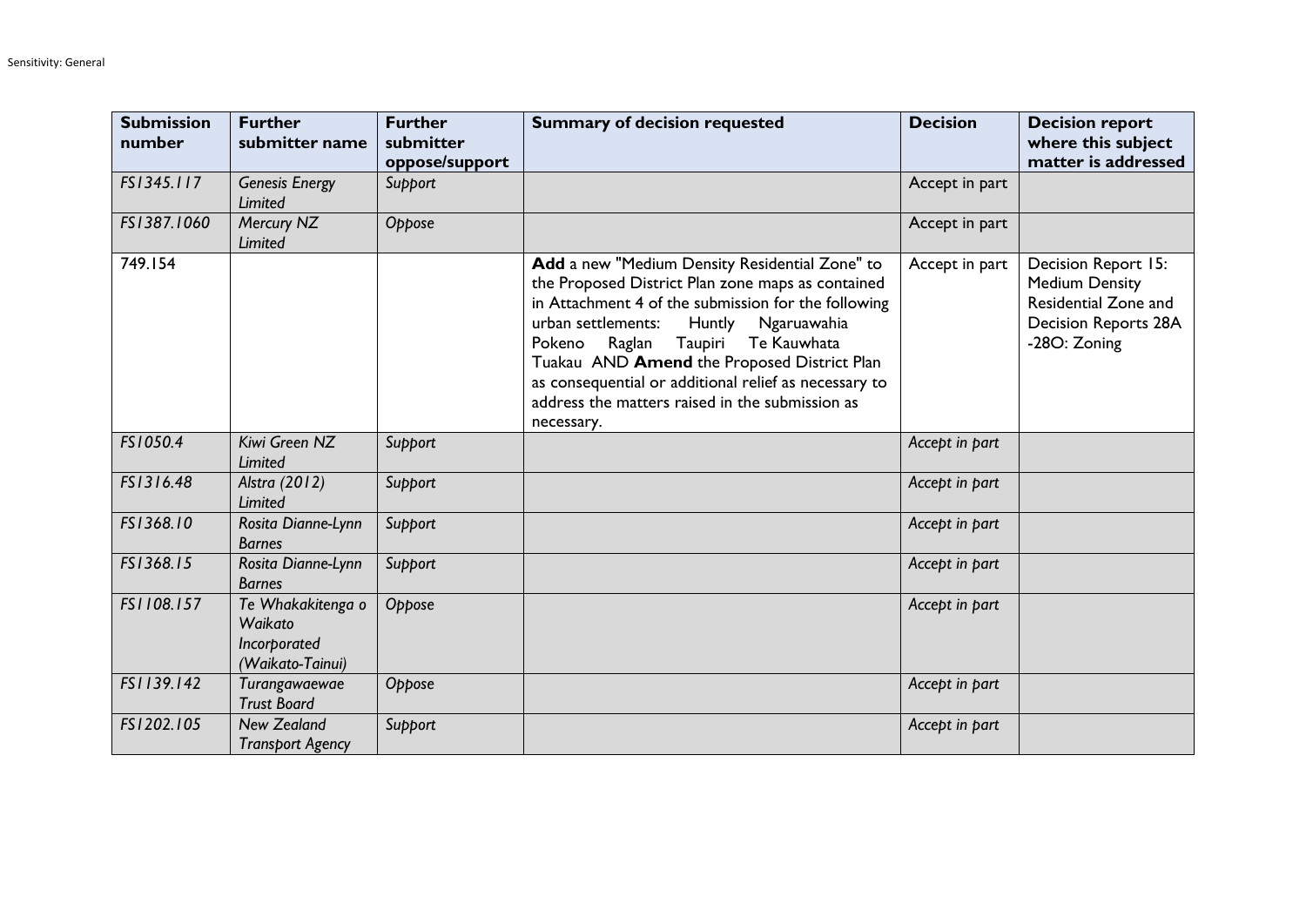| Submission number | Further submitter name | Further submitter oppose/support | Summary of decision requested | Decision | Decision report where this subject matter is addressed |
|---|---|---|---|---|---|
| *FS1345.117* | *Genesis Energy Limited* | *Support* | | Accept in part | |
| *FS1387.1060* | *Mercury NZ Limited* | *Oppose* | | Accept in part | |
| 749.154 | | | **Add** a new "Medium Density Residential Zone" to the Proposed District Plan zone maps as contained in Attachment 4 of the submission for the following urban settlements: Huntly Ngaruawahia Pokeno Raglan Taupiri Te Kauwhata Tuakau AND **Amend** the Proposed District Plan as consequential or additional relief as necessary to address the matters raised in the submission as necessary. | Accept in part | Decision Report 15: Medium Density Residential Zone and Decision Reports 28A -28O: Zoning |
| *FS1050.4* | *Kiwi Green NZ Limited* | *Support* | | *Accept in part* | |
| *FS1316.48* | *Alstra (2012) Limited* | *Support* | | *Accept in part* | |
| *FS1368.10* | *Rosita Dianne-Lynn Barnes* | *Support* | | *Accept in part* | |
| *FS1368.15* | *Rosita Dianne-Lynn Barnes* | *Support* | | *Accept in part* | |
| *FS1108.157* | *Te Whakakitenga o Waikato Incorporated (Waikato-Tainui)* | *Oppose* | | *Accept in part* | |
| *FS1139.142* | *Turangawaewae Trust Board* | *Oppose* | | *Accept in part* | |
| *FS1202.105* | *New Zealand Transport Agency* | *Support* | | *Accept in part* | |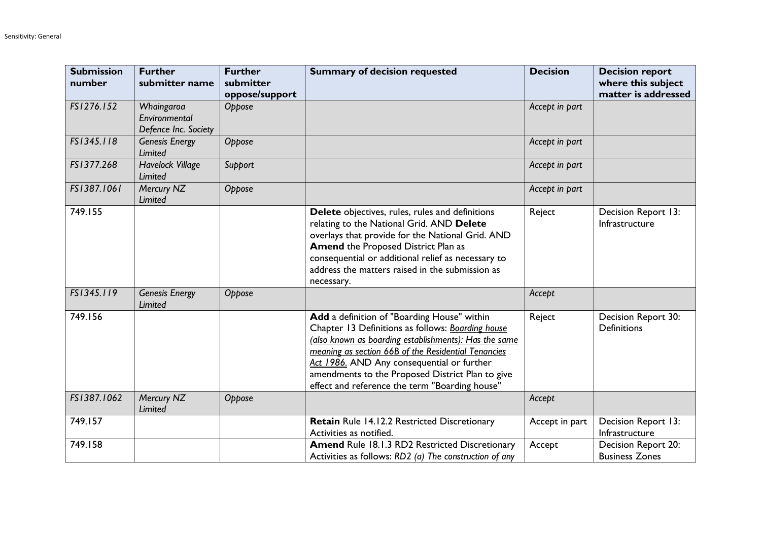| Submission number | Further submitter name | Further submitter oppose/support | Summary of decision requested | Decision | Decision report where this subject matter is addressed |
|---|---|---|---|---|---|
| *FS1276.152* | *Whaingaroa Environmental Defence Inc. Society* | *Oppose* | | *Accept in part* | |
| *FS1345.118* | *Genesis Energy Limited* | *Oppose* | | *Accept in part* | |
| *FS1377.268* | *Havelock Village Limited* | *Support* | | *Accept in part* | |
| *FS1387.1061* | *Mercury NZ Limited* | *Oppose* | | *Accept in part* | |
| 749.155 | | | **Delete** objectives, rules, rules and definitions relating to the National Grid. AND **Delete** overlays that provide for the National Grid. AND **Amend** the Proposed District Plan as consequential or additional relief as necessary to address the matters raised in the submission as necessary. | Reject | Decision Report 13: Infrastructure |
| *FS1345.119* | *Genesis Energy Limited* | *Oppose* | | *Accept* | |
| 749.156 | | | **Add** a definition of "Boarding House" within Chapter 13 Definitions as follows: *Boarding house (also known as boarding establishments): Has the same meaning as section 66B of the Residential Tenancies Act 1986.* AND Any consequential or further amendments to the Proposed District Plan to give effect and reference the term "Boarding house" | Reject | Decision Report 30: Definitions |
| *FS1387.1062* | *Mercury NZ Limited* | *Oppose* | | *Accept* | |
| 749.157 | | | **Retain** Rule 14.12.2 Restricted Discretionary Activities as notified. | Accept in part | Decision Report 13: Infrastructure |
| 749.158 | | | **Amend** Rule 18.1.3 RD2 Restricted Discretionary Activities as follows: *RD2 (a) The construction of any* | Accept | Decision Report 20: Business Zones |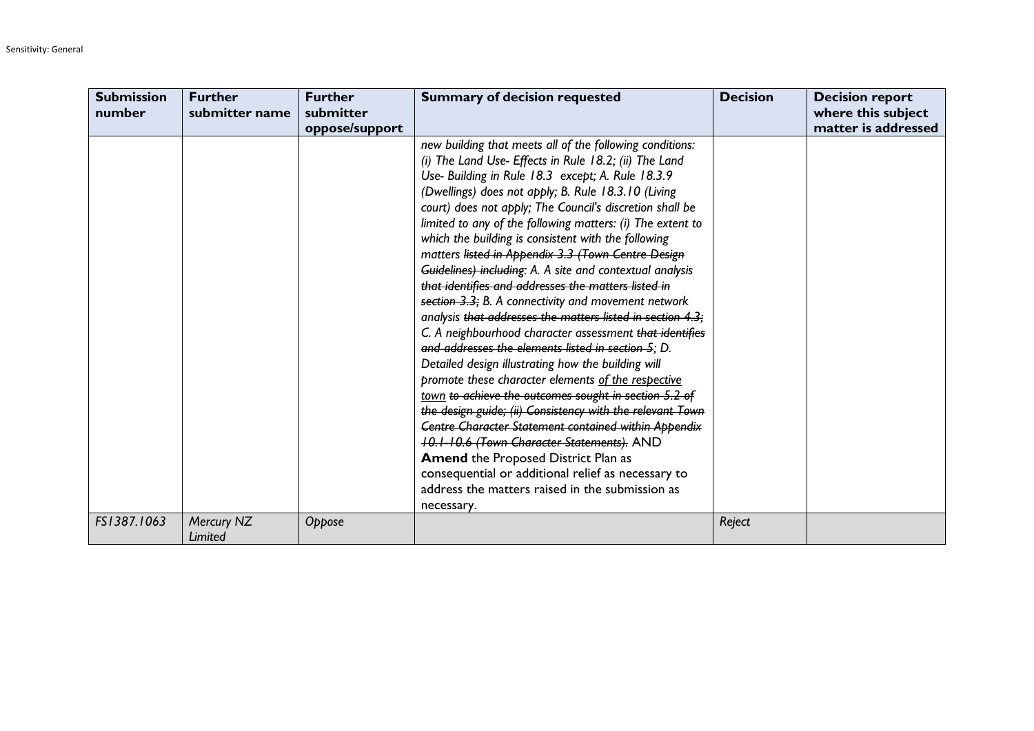| Submission number | Further submitter name | Further submitter oppose/support | Summary of decision requested | Decision | Decision report where this subject matter is addressed |
|---|---|---|---|---|---|
| | | | *new building that meets all of the following conditions: (i) The Land Use- Effects in Rule 18.2; (ii) The Land Use- Building in Rule 18.3 except; A. Rule 18.3.9 (Dwellings) does not apply; B. Rule 18.3.10 (Living court) does not apply; The Council's discretion shall be limited to any of the following matters: (i) The extent to which the building is consistent with the following matters ~~listed in Appendix 3.3 (Town Centre Design Guidelines) including~~: A. A site and contextual analysis ~~that identifies and addresses the matters listed in section 3.3;~~ B. A connectivity and movement network analysis ~~that addresses the matters listed in section 4.3;~~ C. A neighbourhood character assessment ~~that identifies and addresses the elements listed in section 5~~; D. Detailed design illustrating how the building will promote these character elements <u>of the respective town</u> ~~to achieve the outcomes sought in section 5.2 of the design guide; (ii) Consistency with the relevant Town Centre Character Statement contained within Appendix 10.1-10.6 (Town Character Statements).~~* AND **Amend** the Proposed District Plan as consequential or additional relief as necessary to address the matters raised in the submission as necessary. | | |
| *FS1387.1063* | *Mercury NZ Limited* | *Oppose* | | *Reject* | |